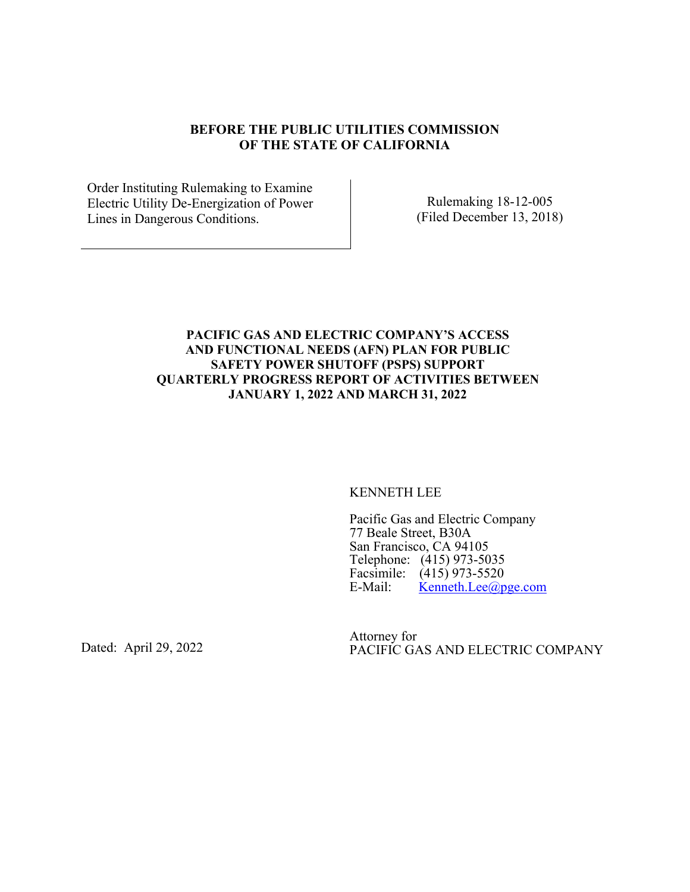**BEFORE THE PUBLIC UTILITIES COMMISSION
OF THE STATE OF CALIFORNIA**

| Order Instituting Rulemaking to Examine Electric Utility De-Energization of Power Lines in Dangerous Conditions. | Rulemaking 18-12-005 (Filed December 13, 2018) |
| --- | --- |

**PACIFIC GAS AND ELECTRIC COMPANY'S ACCESS AND FUNCTIONAL NEEDS (AFN) PLAN FOR PUBLIC SAFETY POWER SHUTOFF (PSPS) SUPPORT QUARTERLY PROGRESS REPORT OF ACTIVITIES BETWEEN JANUARY 1, 2022 AND MARCH 31, 2022**

KENNETH LEE

Pacific Gas and Electric Company
77 Beale Street, B30A
San Francisco, CA 94105
Telephone: (415) 973-5035
Facsimile: (415) 973-5520
E-Mail: Kenneth.Lee@pge.com

Attorney for
PACIFIC GAS AND ELECTRIC COMPANY

Dated: April 29, 2022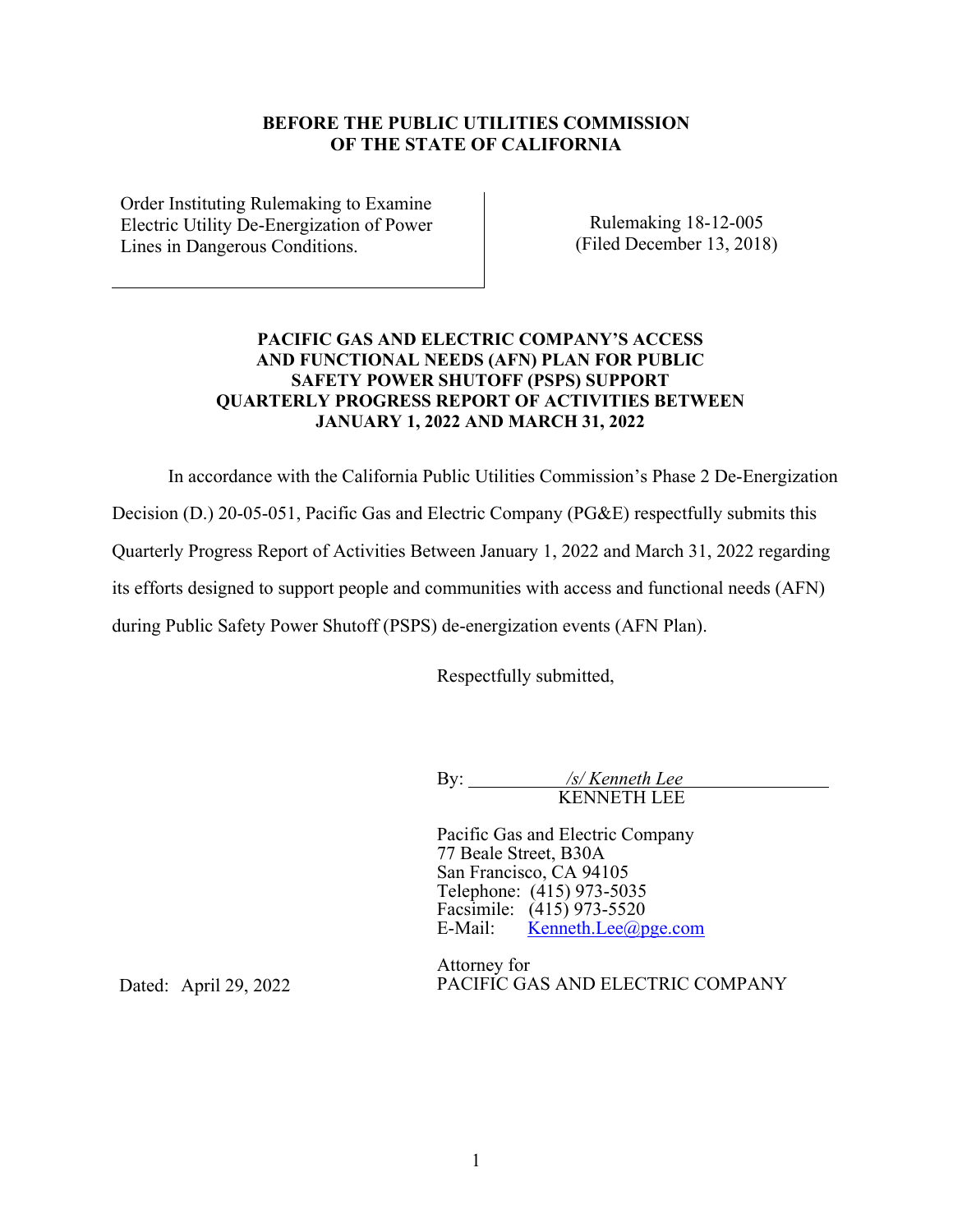**BEFORE THE PUBLIC UTILITIES COMMISSION OF THE STATE OF CALIFORNIA**

| Order Instituting Rulemaking to Examine Electric Utility De-Energization of Power Lines in Dangerous Conditions. | Rulemaking 18-12-005 (Filed December 13, 2018) |
|---|---|

**PACIFIC GAS AND ELECTRIC COMPANY'S ACCESS AND FUNCTIONAL NEEDS (AFN) PLAN FOR PUBLIC SAFETY POWER SHUTOFF (PSPS) SUPPORT QUARTERLY PROGRESS REPORT OF ACTIVITIES BETWEEN JANUARY 1, 2022 AND MARCH 31, 2022**

In accordance with the California Public Utilities Commission's Phase 2 De-Energization Decision (D.) 20-05-051, Pacific Gas and Electric Company (PG&E) respectfully submits this Quarterly Progress Report of Activities Between January 1, 2022 and March 31, 2022 regarding its efforts designed to support people and communities with access and functional needs (AFN) during Public Safety Power Shutoff (PSPS) de-energization events (AFN Plan).

Respectfully submitted,

By: */s/ Kenneth Lee*
KENNETH LEE

Pacific Gas and Electric Company
77 Beale Street, B30A
San Francisco, CA 94105
Telephone: (415) 973-5035
Facsimile: (415) 973-5520
E-Mail: Kenneth.Lee@pge.com

Attorney for
PACIFIC GAS AND ELECTRIC COMPANY

Dated: April 29, 2022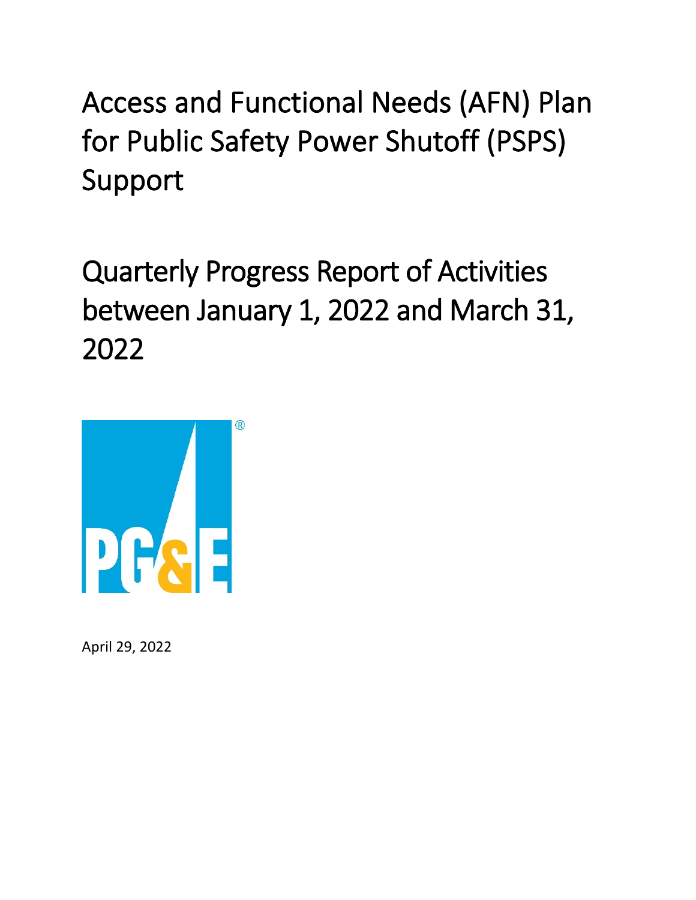# Access and Functional Needs (AFN) Plan for Public Safety Power Shutoff (PSPS) Support

# Quarterly Progress Report of Activities between January 1, 2022 and March 31, 2022

April 29, 2022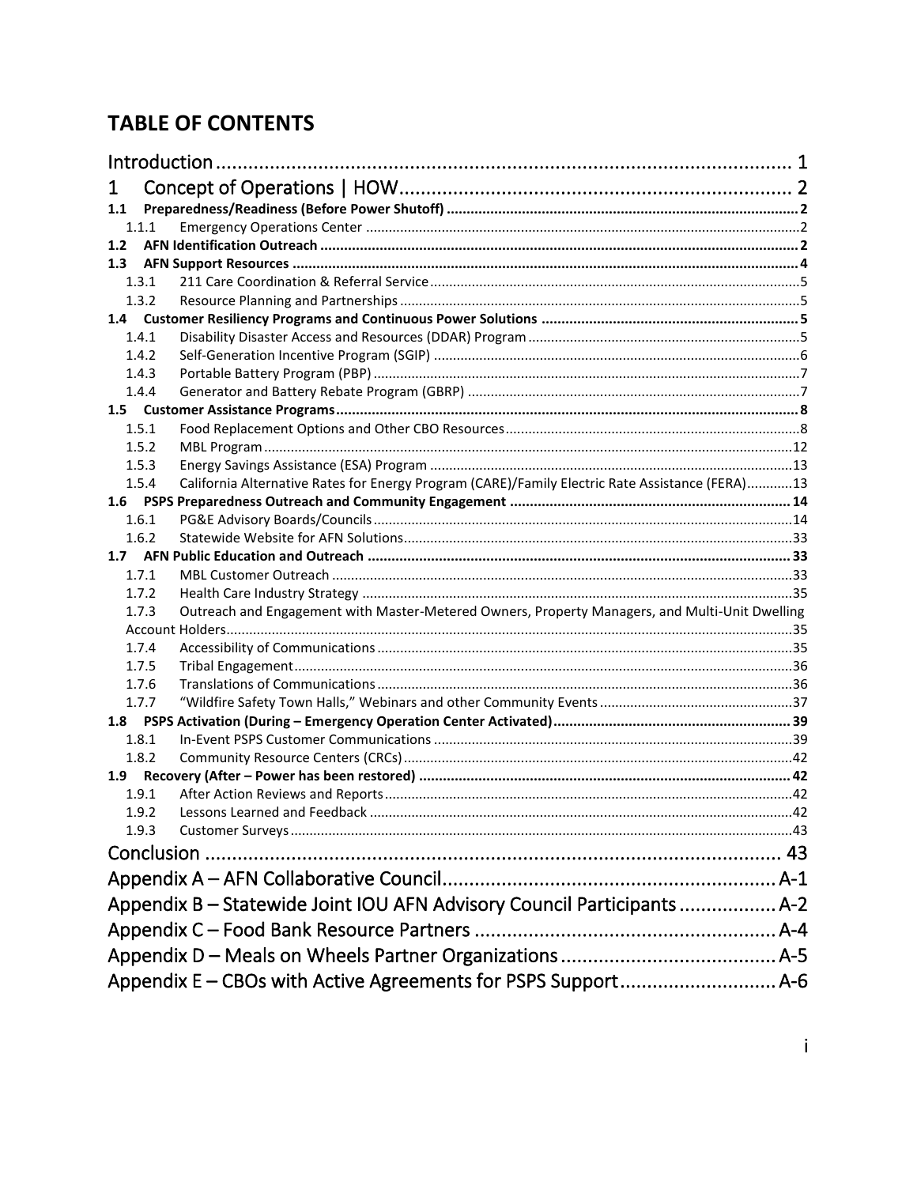## TABLE OF CONTENTS

| | |
|---|---|
| Introduction | 1 |
| 1 Concept of Operations \| HOW | 2 |
| **1.1 Preparedness/Readiness (Before Power Shutoff)** | **2** |
| 1.1.1 Emergency Operations Center | 2 |
| **1.2 AFN Identification Outreach** | **2** |
| **1.3 AFN Support Resources** | **4** |
| 1.3.1 211 Care Coordination & Referral Service | 5 |
| 1.3.2 Resource Planning and Partnerships | 5 |
| **1.4 Customer Resiliency Programs and Continuous Power Solutions** | **5** |
| 1.4.1 Disability Disaster Access and Resources (DDAR) Program | 5 |
| 1.4.2 Self-Generation Incentive Program (SGIP) | 6 |
| 1.4.3 Portable Battery Program (PBP) | 7 |
| 1.4.4 Generator and Battery Rebate Program (GBRP) | 7 |
| **1.5 Customer Assistance Programs** | **8** |
| 1.5.1 Food Replacement Options and Other CBO Resources | 8 |
| 1.5.2 MBL Program | 12 |
| 1.5.3 Energy Savings Assistance (ESA) Program | 13 |
| 1.5.4 California Alternative Rates for Energy Program (CARE)/Family Electric Rate Assistance (FERA) | 13 |
| **1.6 PSPS Preparedness Outreach and Community Engagement** | **14** |
| 1.6.1 PG&E Advisory Boards/Councils | 14 |
| 1.6.2 Statewide Website for AFN Solutions | 33 |
| **1.7 AFN Public Education and Outreach** | **33** |
| 1.7.1 MBL Customer Outreach | 33 |
| 1.7.2 Health Care Industry Strategy | 35 |
| 1.7.3 Outreach and Engagement with Master-Metered Owners, Property Managers, and Multi-Unit Dwelling Account Holders | 35 |
| 1.7.4 Accessibility of Communications | 35 |
| 1.7.5 Tribal Engagement | 36 |
| 1.7.6 Translations of Communications | 36 |
| 1.7.7 "Wildfire Safety Town Halls," Webinars and other Community Events | 37 |
| **1.8 PSPS Activation (During – Emergency Operation Center Activated)** | **39** |
| 1.8.1 In-Event PSPS Customer Communications | 39 |
| 1.8.2 Community Resource Centers (CRCs) | 42 |
| **1.9 Recovery (After – Power has been restored)** | **42** |
| 1.9.1 After Action Reviews and Reports | 42 |
| 1.9.2 Lessons Learned and Feedback | 42 |
| 1.9.3 Customer Surveys | 43 |
| Conclusion | 43 |
| Appendix A – AFN Collaborative Council | A-1 |
| Appendix B – Statewide Joint IOU AFN Advisory Council Participants | A-2 |
| Appendix C – Food Bank Resource Partners | A-4 |
| Appendix D – Meals on Wheels Partner Organizations | A-5 |
| Appendix E – CBOs with Active Agreements for PSPS Support | A-6 |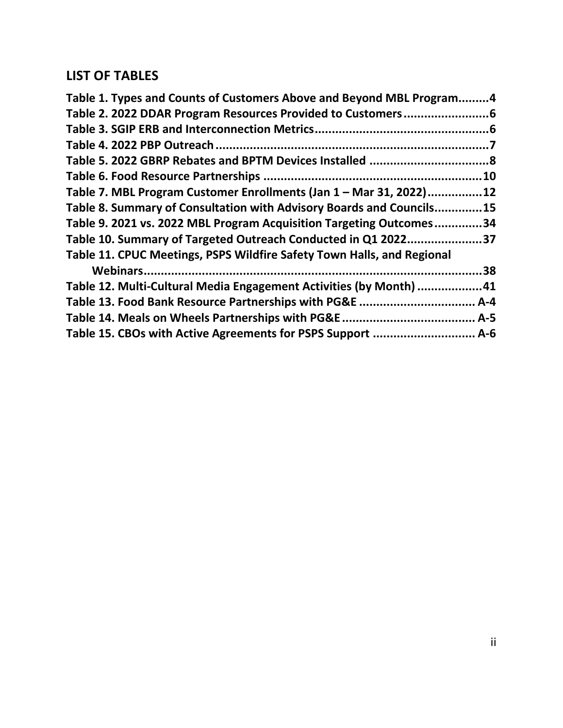## LIST OF TABLES

**Table 1. Types and Counts of Customers Above and Beyond MBL Program.........4**
**Table 2. 2022 DDAR Program Resources Provided to Customers.........................6**
**Table 3. SGIP ERB and Interconnection Metrics...................................................6**
**Table 4. 2022 PBP Outreach.................................................................................7**
**Table 5. 2022 GBRP Rebates and BPTM Devices Installed ...................................8**
**Table 6. Food Resource Partnerships ...............................................................10**
**Table 7. MBL Program Customer Enrollments (Jan 1 – Mar 31, 2022)................12**
**Table 8. Summary of Consultation with Advisory Boards and Councils.............15**
**Table 9. 2021 vs. 2022 MBL Program Acquisition Targeting Outcomes..............34**
**Table 10. Summary of Targeted Outreach Conducted in Q1 2022......................37**
**Table 11. CPUC Meetings, PSPS Wildfire Safety Town Halls, and Regional Webinars.....................................................................................................38**
**Table 12. Multi-Cultural Media Engagement Activities (by Month) ...................41**
**Table 13. Food Bank Resource Partnerships with PG&E .................................. A-4**
**Table 14. Meals on Wheels Partnerships with PG&E ....................................... A-5**
**Table 15. CBOs with Active Agreements for PSPS Support .............................. A-6**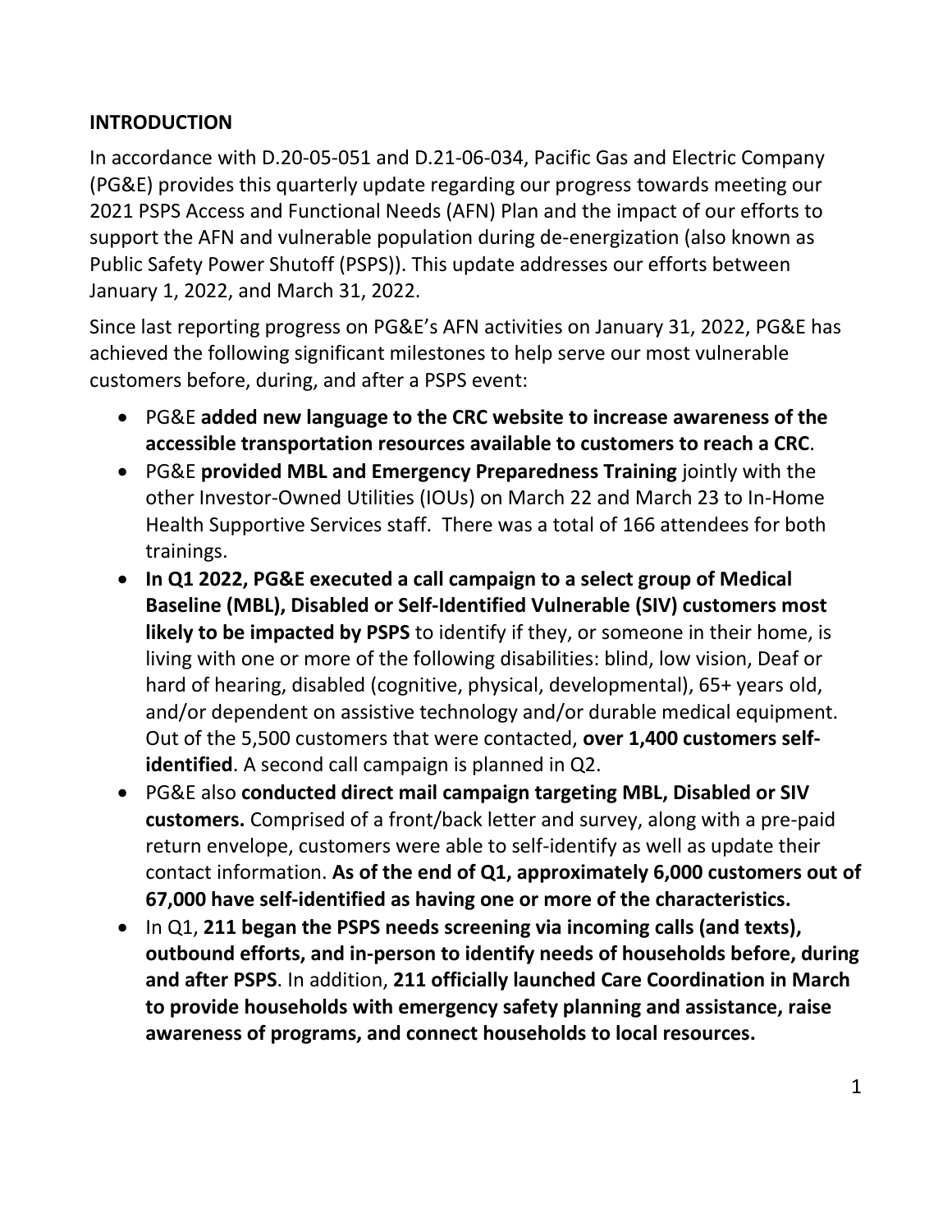## INTRODUCTION

In accordance with D.20-05-051 and D.21-06-034, Pacific Gas and Electric Company (PG&E) provides this quarterly update regarding our progress towards meeting our 2021 PSPS Access and Functional Needs (AFN) Plan and the impact of our efforts to support the AFN and vulnerable population during de-energization (also known as Public Safety Power Shutoff (PSPS)). This update addresses our efforts between January 1, 2022, and March 31, 2022.

Since last reporting progress on PG&E's AFN activities on January 31, 2022, PG&E has achieved the following significant milestones to help serve our most vulnerable customers before, during, and after a PSPS event:

- PG&E **added new language to the CRC website to increase awareness of the accessible transportation resources available to customers to reach a CRC**.
- PG&E **provided MBL and Emergency Preparedness Training** jointly with the other Investor-Owned Utilities (IOUs) on March 22 and March 23 to In-Home Health Supportive Services staff. There was a total of 166 attendees for both trainings.
- **In Q1 2022, PG&E executed a call campaign to a select group of Medical Baseline (MBL), Disabled or Self-Identified Vulnerable (SIV) customers most likely to be impacted by PSPS** to identify if they, or someone in their home, is living with one or more of the following disabilities: blind, low vision, Deaf or hard of hearing, disabled (cognitive, physical, developmental), 65+ years old, and/or dependent on assistive technology and/or durable medical equipment. Out of the 5,500 customers that were contacted, **over 1,400 customers self-identified**. A second call campaign is planned in Q2.
- PG&E also **conducted direct mail campaign targeting MBL, Disabled or SIV customers.** Comprised of a front/back letter and survey, along with a pre-paid return envelope, customers were able to self-identify as well as update their contact information. **As of the end of Q1, approximately 6,000 customers out of 67,000 have self-identified as having one or more of the characteristics.**
- In Q1, **211 began the PSPS needs screening via incoming calls (and texts), outbound efforts, and in-person to identify needs of households before, during and after PSPS**. In addition, **211 officially launched Care Coordination in March to provide households with emergency safety planning and assistance, raise awareness of programs, and connect households to local resources.**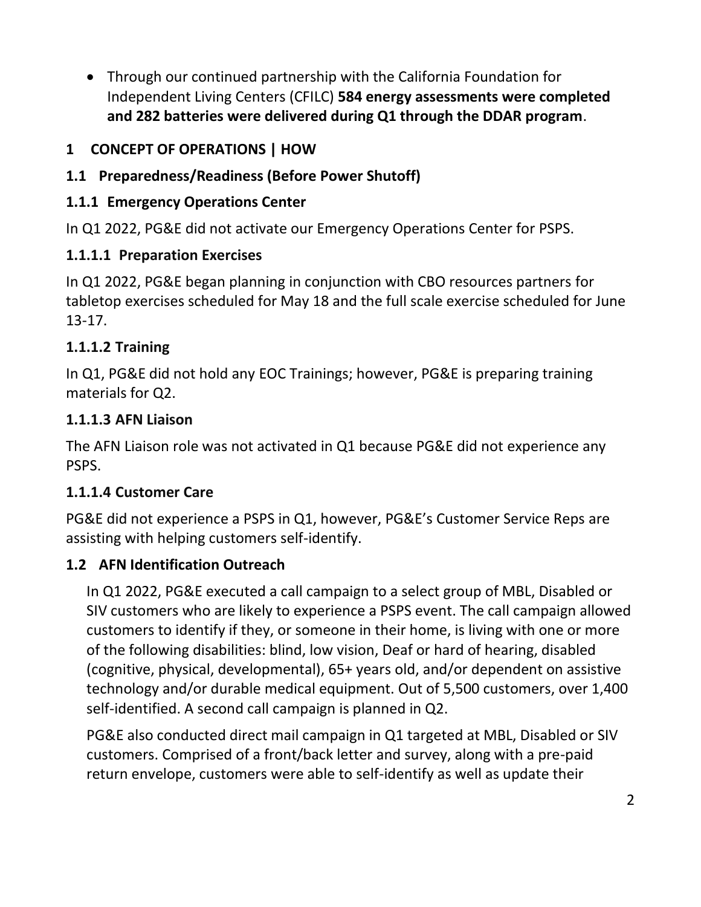- Through our continued partnership with the California Foundation for Independent Living Centers (CFILC) **584 energy assessments were completed and 282 batteries were delivered during Q1 through the DDAR program**.

# 1 CONCEPT OF OPERATIONS | HOW

## 1.1 Preparedness/Readiness (Before Power Shutoff)

### 1.1.1 Emergency Operations Center

In Q1 2022, PG&E did not activate our Emergency Operations Center for PSPS.

#### 1.1.1.1 Preparation Exercises

In Q1 2022, PG&E began planning in conjunction with CBO resources partners for tabletop exercises scheduled for May 18 and the full scale exercise scheduled for June 13-17.

#### 1.1.1.2 Training

In Q1, PG&E did not hold any EOC Trainings; however, PG&E is preparing training materials for Q2.

#### 1.1.1.3 AFN Liaison

The AFN Liaison role was not activated in Q1 because PG&E did not experience any PSPS.

#### 1.1.1.4 Customer Care

PG&E did not experience a PSPS in Q1, however, PG&E's Customer Service Reps are assisting with helping customers self-identify.

## 1.2 AFN Identification Outreach

In Q1 2022, PG&E executed a call campaign to a select group of MBL, Disabled or SIV customers who are likely to experience a PSPS event. The call campaign allowed customers to identify if they, or someone in their home, is living with one or more of the following disabilities: blind, low vision, Deaf or hard of hearing, disabled (cognitive, physical, developmental), 65+ years old, and/or dependent on assistive technology and/or durable medical equipment. Out of 5,500 customers, over 1,400 self-identified. A second call campaign is planned in Q2.

PG&E also conducted direct mail campaign in Q1 targeted at MBL, Disabled or SIV customers. Comprised of a front/back letter and survey, along with a pre-paid return envelope, customers were able to self-identify as well as update their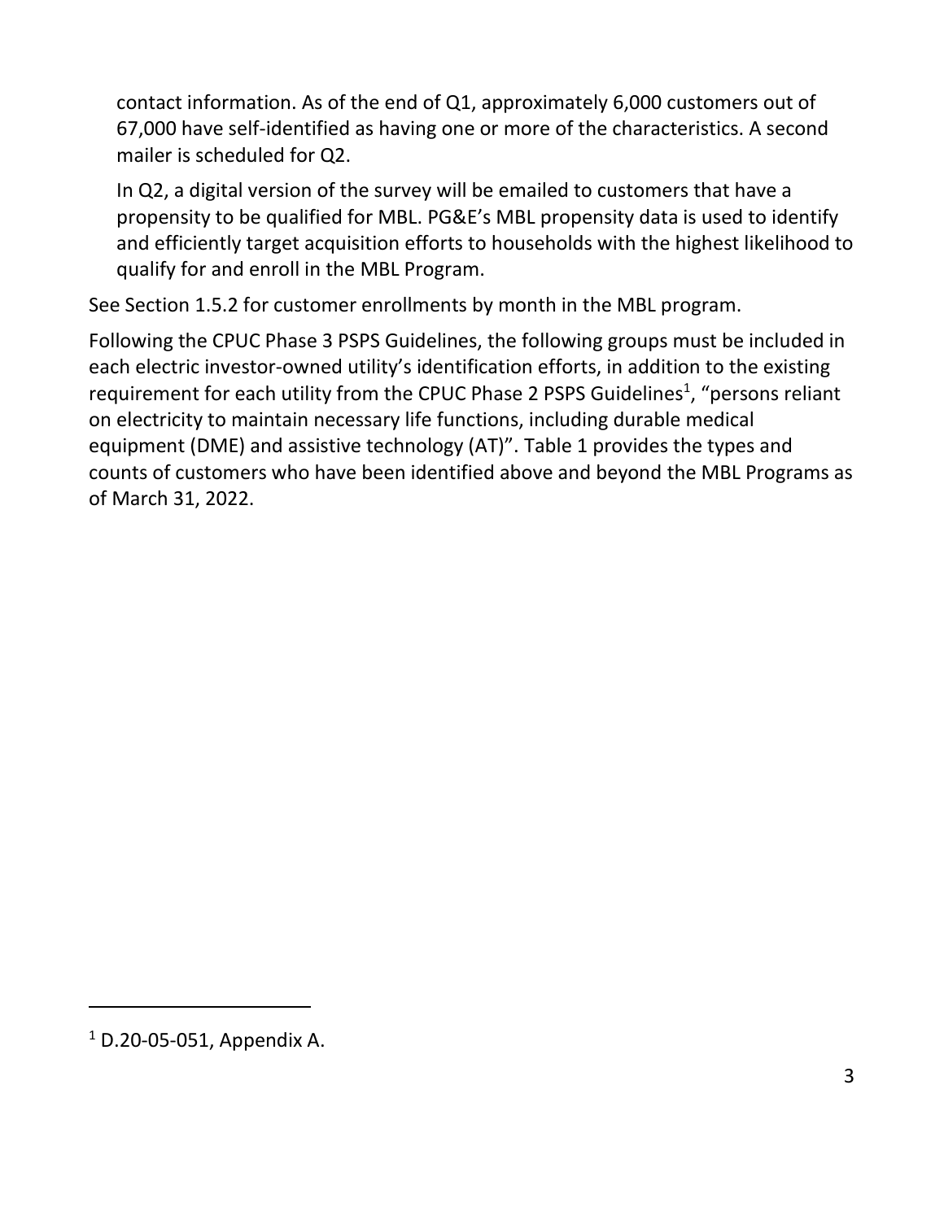contact information. As of the end of Q1, approximately 6,000 customers out of 67,000 have self-identified as having one or more of the characteristics. A second mailer is scheduled for Q2.

In Q2, a digital version of the survey will be emailed to customers that have a propensity to be qualified for MBL. PG&E's MBL propensity data is used to identify and efficiently target acquisition efforts to households with the highest likelihood to qualify for and enroll in the MBL Program.

See Section 1.5.2 for customer enrollments by month in the MBL program.

Following the CPUC Phase 3 PSPS Guidelines, the following groups must be included in each electric investor-owned utility's identification efforts, in addition to the existing requirement for each utility from the CPUC Phase 2 PSPS Guidelines[1], "persons reliant on electricity to maintain necessary life functions, including durable medical equipment (DME) and assistive technology (AT)". Table 1 provides the types and counts of customers who have been identified above and beyond the MBL Programs as of March 31, 2022.

[1] D.20-05-051, Appendix A.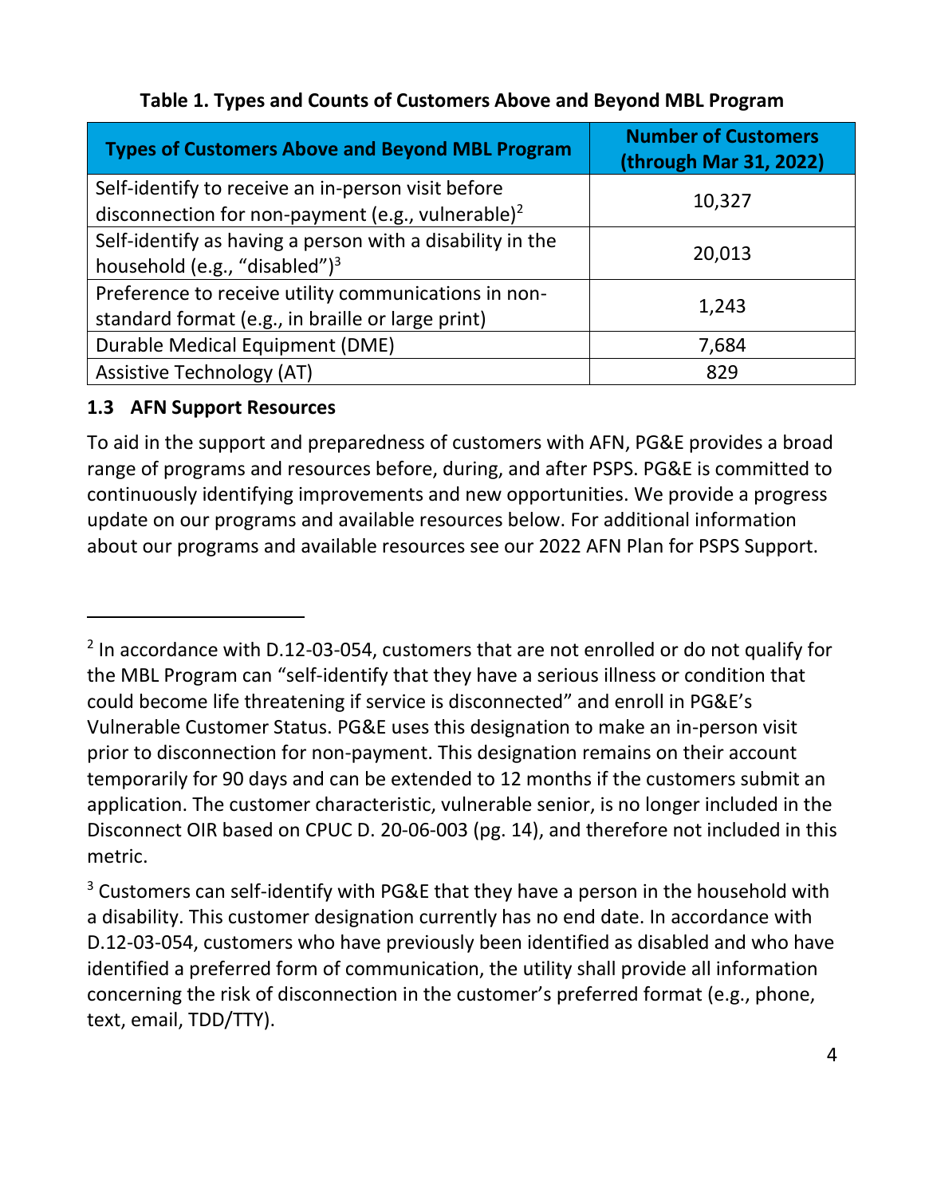**Table 1. Types and Counts of Customers Above and Beyond MBL Program**

| Types of Customers Above and Beyond MBL Program | Number of Customers (through Mar 31, 2022) |
| --- | --- |
| Self-identify to receive an in-person visit before disconnection for non-payment (e.g., vulnerable)[2] | 10,327 |
| Self-identify as having a person with a disability in the household (e.g., "disabled")[3] | 20,013 |
| Preference to receive utility communications in non-standard format (e.g., in braille or large print) | 1,243 |
| Durable Medical Equipment (DME) | 7,684 |
| Assistive Technology (AT) | 829 |

### 1.3 AFN Support Resources

To aid in the support and preparedness of customers with AFN, PG&E provides a broad range of programs and resources before, during, and after PSPS. PG&E is committed to continuously identifying improvements and new opportunities. We provide a progress update on our programs and available resources below. For additional information about our programs and available resources see our 2022 AFN Plan for PSPS Support.

---

[2] In accordance with D.12-03-054, customers that are not enrolled or do not qualify for the MBL Program can "self-identify that they have a serious illness or condition that could become life threatening if service is disconnected" and enroll in PG&E's Vulnerable Customer Status. PG&E uses this designation to make an in-person visit prior to disconnection for non-payment. This designation remains on their account temporarily for 90 days and can be extended to 12 months if the customers submit an application. The customer characteristic, vulnerable senior, is no longer included in the Disconnect OIR based on CPUC D. 20-06-003 (pg. 14), and therefore not included in this metric.

[3] Customers can self-identify with PG&E that they have a person in the household with a disability. This customer designation currently has no end date. In accordance with D.12-03-054, customers who have previously been identified as disabled and who have identified a preferred form of communication, the utility shall provide all information concerning the risk of disconnection in the customer's preferred format (e.g., phone, text, email, TDD/TTY).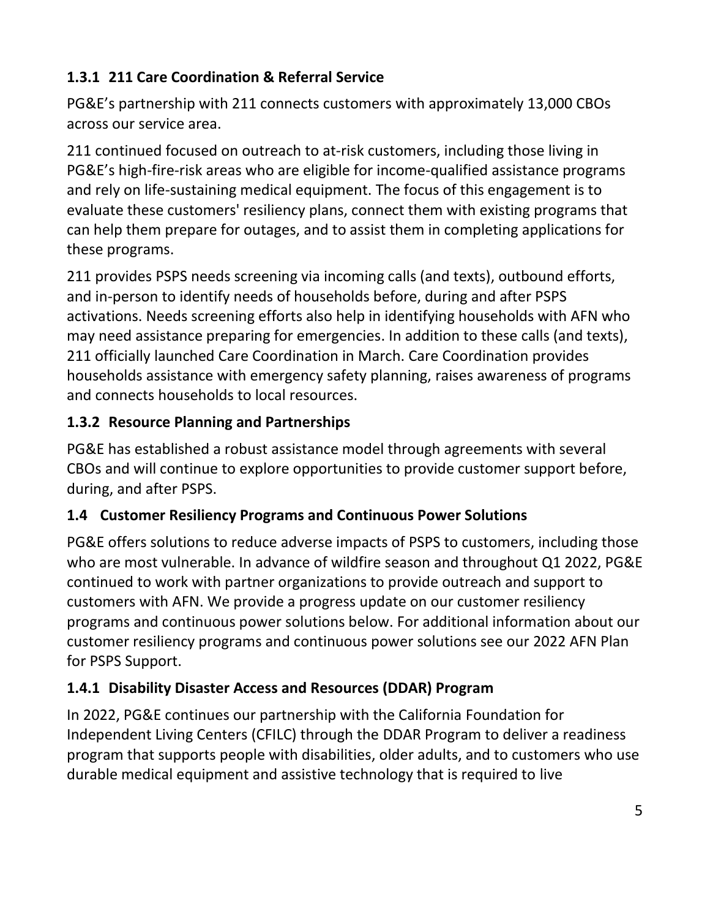### 1.3.1 211 Care Coordination & Referral Service

PG&E's partnership with 211 connects customers with approximately 13,000 CBOs across our service area.

211 continued focused on outreach to at-risk customers, including those living in PG&E's high-fire-risk areas who are eligible for income-qualified assistance programs and rely on life-sustaining medical equipment. The focus of this engagement is to evaluate these customers' resiliency plans, connect them with existing programs that can help them prepare for outages, and to assist them in completing applications for these programs.

211 provides PSPS needs screening via incoming calls (and texts), outbound efforts, and in-person to identify needs of households before, during and after PSPS activations. Needs screening efforts also help in identifying households with AFN who may need assistance preparing for emergencies. In addition to these calls (and texts), 211 officially launched Care Coordination in March. Care Coordination provides households assistance with emergency safety planning, raises awareness of programs and connects households to local resources.

### 1.3.2 Resource Planning and Partnerships

PG&E has established a robust assistance model through agreements with several CBOs and will continue to explore opportunities to provide customer support before, during, and after PSPS.

## 1.4 Customer Resiliency Programs and Continuous Power Solutions

PG&E offers solutions to reduce adverse impacts of PSPS to customers, including those who are most vulnerable. In advance of wildfire season and throughout Q1 2022, PG&E continued to work with partner organizations to provide outreach and support to customers with AFN. We provide a progress update on our customer resiliency programs and continuous power solutions below. For additional information about our customer resiliency programs and continuous power solutions see our 2022 AFN Plan for PSPS Support.

### 1.4.1 Disability Disaster Access and Resources (DDAR) Program

In 2022, PG&E continues our partnership with the California Foundation for Independent Living Centers (CFILC) through the DDAR Program to deliver a readiness program that supports people with disabilities, older adults, and to customers who use durable medical equipment and assistive technology that is required to live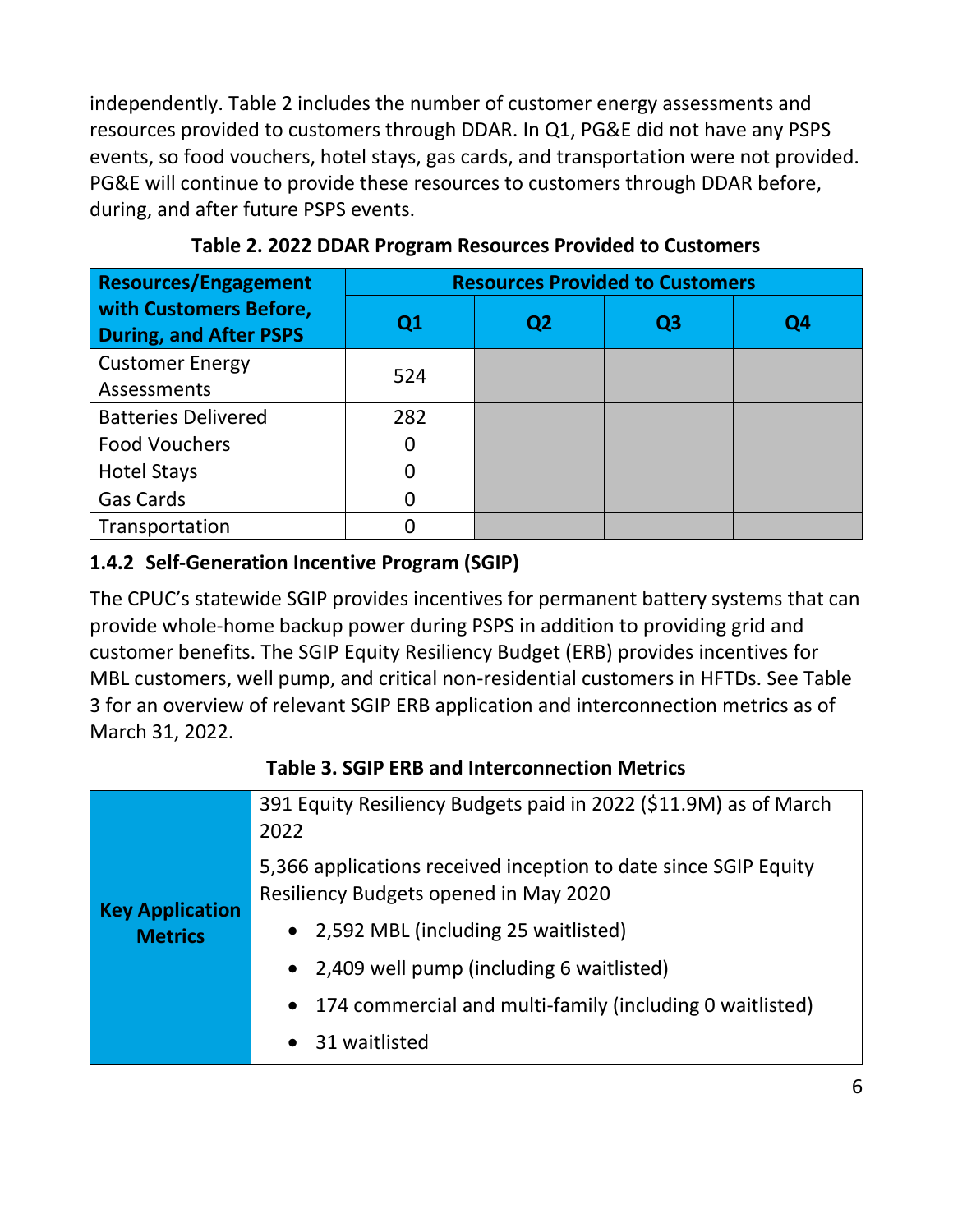independently. Table 2 includes the number of customer energy assessments and resources provided to customers through DDAR. In Q1, PG&E did not have any PSPS events, so food vouchers, hotel stays, gas cards, and transportation were not provided. PG&E will continue to provide these resources to customers through DDAR before, during, and after future PSPS events.

**Table 2. 2022 DDAR Program Resources Provided to Customers**

| Resources/Engagement with Customers Before, During, and After PSPS | Resources Provided to Customers | | | |
|---|---|---|---|---|
| | Q1 | Q2 | Q3 | Q4 |
| Customer Energy Assessments | 524 | | | |
| Batteries Delivered | 282 | | | |
| Food Vouchers | 0 | | | |
| Hotel Stays | 0 | | | |
| Gas Cards | 0 | | | |
| Transportation | 0 | | | |

### 1.4.2 Self-Generation Incentive Program (SGIP)

The CPUC's statewide SGIP provides incentives for permanent battery systems that can provide whole-home backup power during PSPS in addition to providing grid and customer benefits. The SGIP Equity Resiliency Budget (ERB) provides incentives for MBL customers, well pump, and critical non-residential customers in HFTDs. See Table 3 for an overview of relevant SGIP ERB application and interconnection metrics as of March 31, 2022.

**Table 3. SGIP ERB and Interconnection Metrics**

| | |
|---|---|
| **Key Application Metrics** | 391 Equity Resiliency Budgets paid in 2022 ($11.9M) as of March 2022<br><br>5,366 applications received inception to date since SGIP Equity Resiliency Budgets opened in May 2020<br>• 2,592 MBL (including 25 waitlisted)<br>• 2,409 well pump (including 6 waitlisted)<br>• 174 commercial and multi-family (including 0 waitlisted)<br>• 31 waitlisted |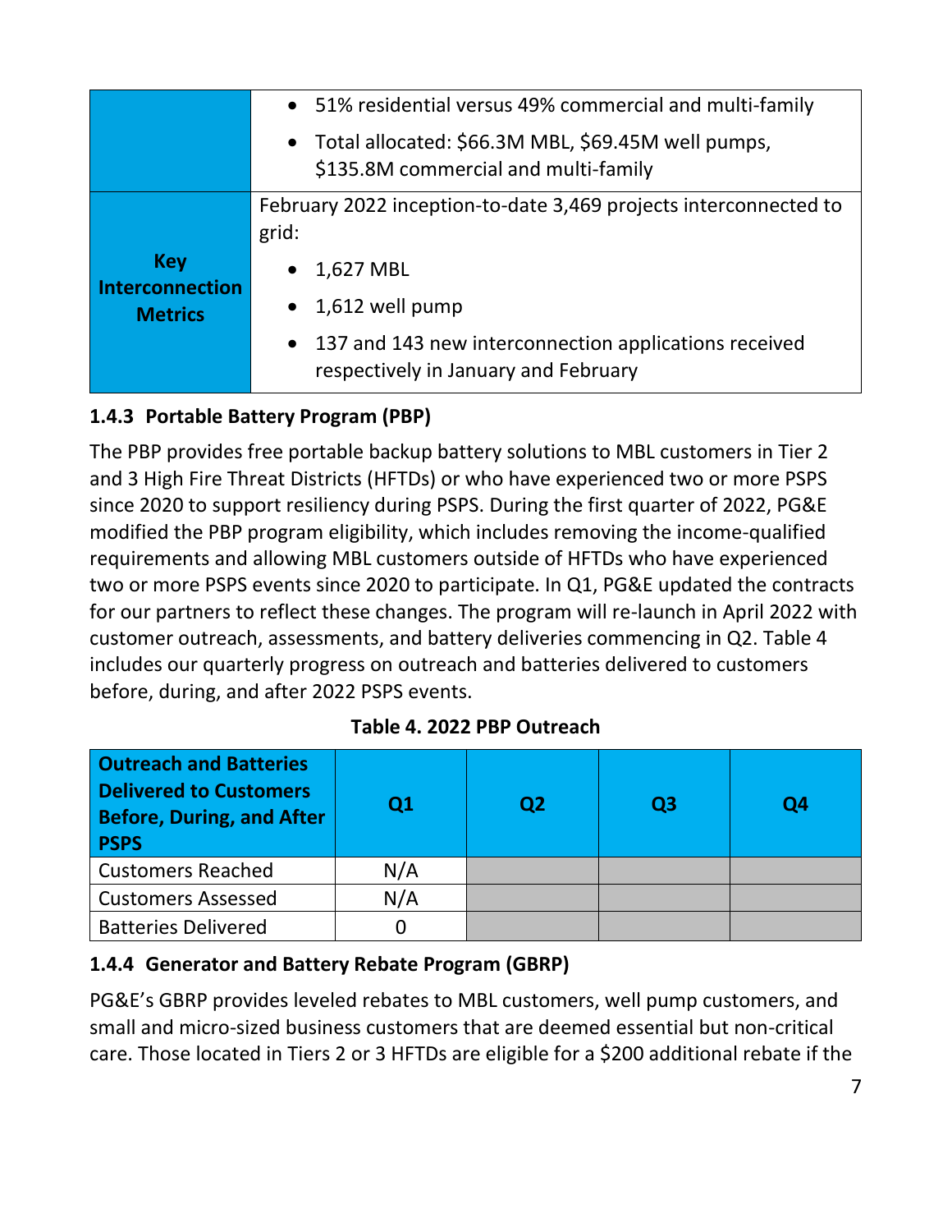| | |
|---|---|
| | • 51% residential versus 49% commercial and multi-family<br>• Total allocated: \$66.3M MBL, \$69.45M well pumps, \$135.8M commercial and multi-family |
| **Key Interconnection Metrics** | February 2022 inception-to-date 3,469 projects interconnected to grid:<br>• 1,627 MBL<br>• 1,612 well pump<br>• 137 and 143 new interconnection applications received respectively in January and February |

### 1.4.3 Portable Battery Program (PBP)

The PBP provides free portable backup battery solutions to MBL customers in Tier 2 and 3 High Fire Threat Districts (HFTDs) or who have experienced two or more PSPS since 2020 to support resiliency during PSPS. During the first quarter of 2022, PG&E modified the PBP program eligibility, which includes removing the income-qualified requirements and allowing MBL customers outside of HFTDs who have experienced two or more PSPS events since 2020 to participate. In Q1, PG&E updated the contracts for our partners to reflect these changes. The program will re-launch in April 2022 with customer outreach, assessments, and battery deliveries commencing in Q2. Table 4 includes our quarterly progress on outreach and batteries delivered to customers before, during, and after 2022 PSPS events.

**Table 4. 2022 PBP Outreach**

| Outreach and Batteries Delivered to Customers Before, During, and After PSPS | Q1 | Q2 | Q3 | Q4 |
|---|---|---|---|---|
| Customers Reached | N/A | | | |
| Customers Assessed | N/A | | | |
| Batteries Delivered | 0 | | | |

### 1.4.4 Generator and Battery Rebate Program (GBRP)

PG&E's GBRP provides leveled rebates to MBL customers, well pump customers, and small and micro-sized business customers that are deemed essential but non-critical care. Those located in Tiers 2 or 3 HFTDs are eligible for a \$200 additional rebate if the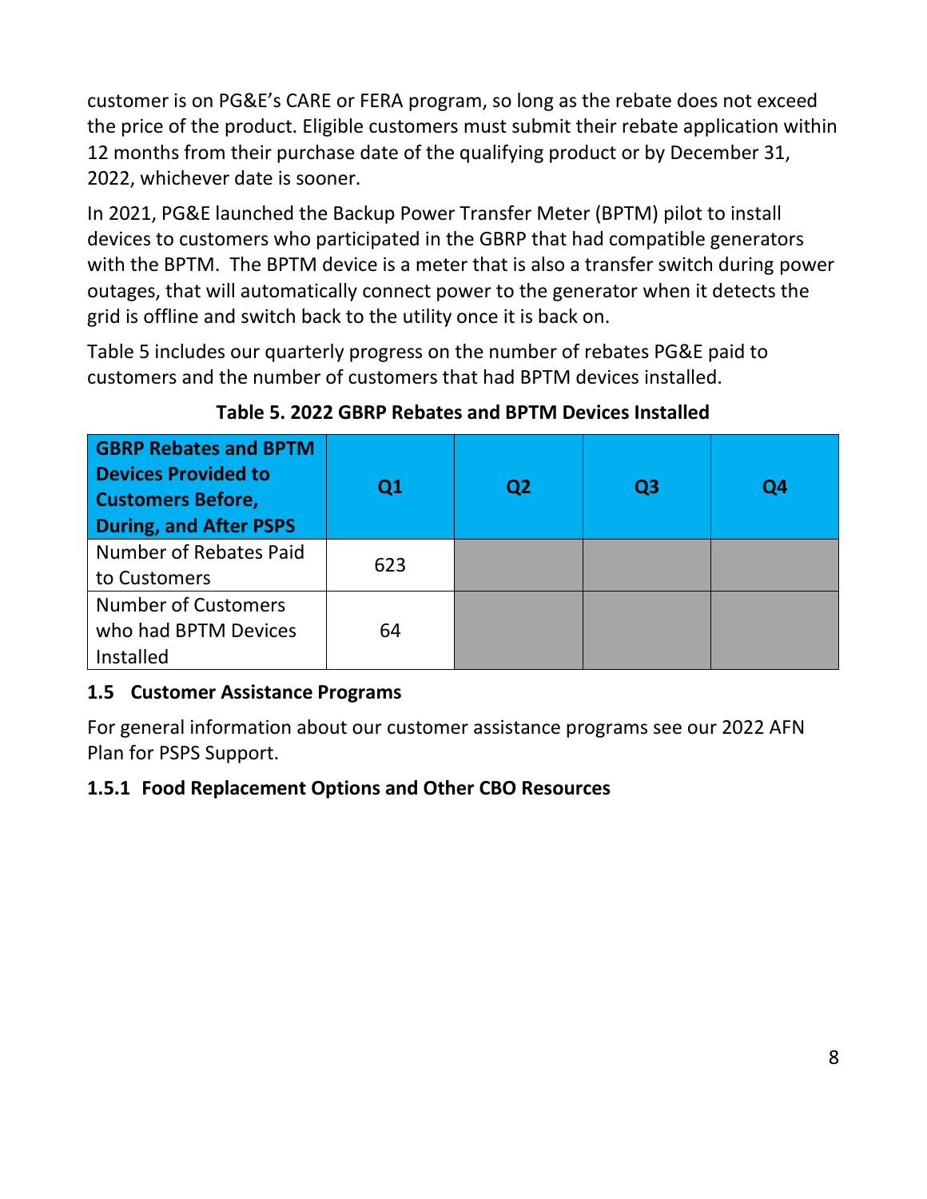customer is on PG&E's CARE or FERA program, so long as the rebate does not exceed the price of the product. Eligible customers must submit their rebate application within 12 months from their purchase date of the qualifying product or by December 31, 2022, whichever date is sooner.

In 2021, PG&E launched the Backup Power Transfer Meter (BPTM) pilot to install devices to customers who participated in the GBRP that had compatible generators with the BPTM. The BPTM device is a meter that is also a transfer switch during power outages, that will automatically connect power to the generator when it detects the grid is offline and switch back to the utility once it is back on.

Table 5 includes our quarterly progress on the number of rebates PG&E paid to customers and the number of customers that had BPTM devices installed.

**Table 5. 2022 GBRP Rebates and BPTM Devices Installed**

| GBRP Rebates and BPTM Devices Provided to Customers Before, During, and After PSPS | Q1 | Q2 | Q3 | Q4 |
|---|---|---|---|---|
| Number of Rebates Paid to Customers | 623 | | | |
| Number of Customers who had BPTM Devices Installed | 64 | | | |

### 1.5 Customer Assistance Programs

For general information about our customer assistance programs see our 2022 AFN Plan for PSPS Support.

#### 1.5.1 Food Replacement Options and Other CBO Resources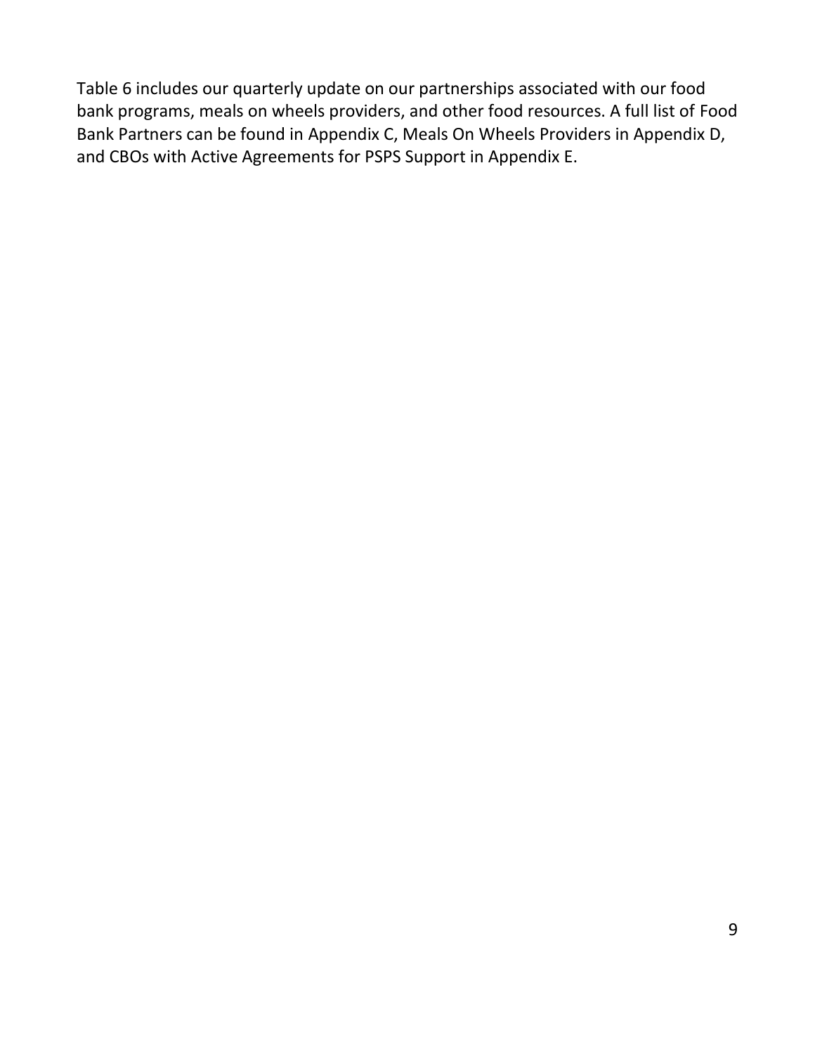Table 6 includes our quarterly update on our partnerships associated with our food bank programs, meals on wheels providers, and other food resources. A full list of Food Bank Partners can be found in Appendix C, Meals On Wheels Providers in Appendix D, and CBOs with Active Agreements for PSPS Support in Appendix E.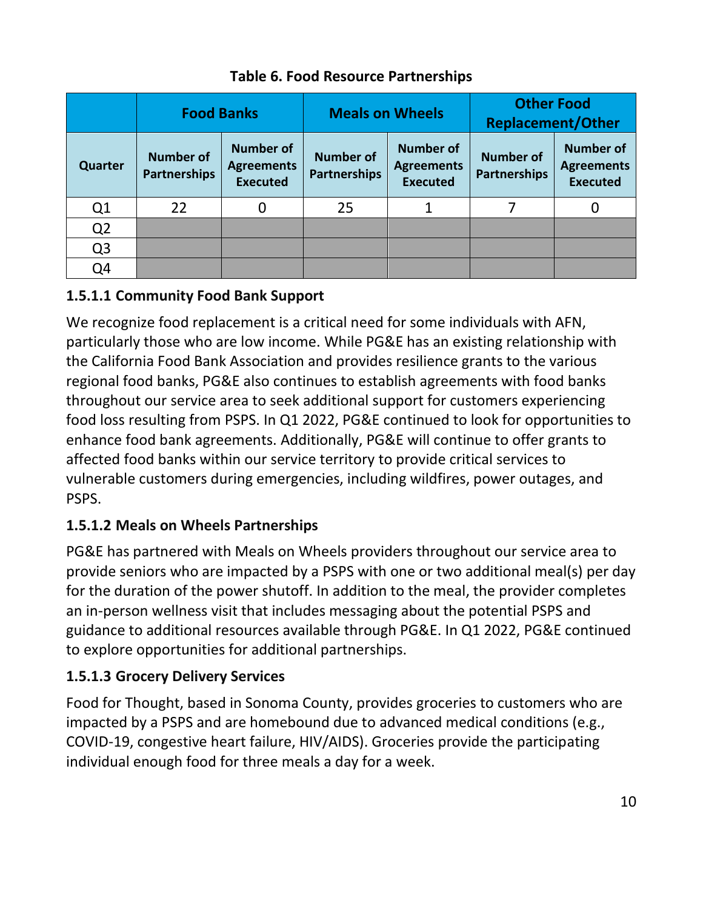**Table 6. Food Resource Partnerships**

| | Food Banks | | Meals on Wheels | | Other Food Replacement/Other | |
|---|---|---|---|---|---|---|
| Quarter | Number of Partnerships | Number of Agreements Executed | Number of Partnerships | Number of Agreements Executed | Number of Partnerships | Number of Agreements Executed |
| Q1 | 22 | 0 | 25 | 1 | 7 | 0 |
| Q2 | | | | | | |
| Q3 | | | | | | |
| Q4 | | | | | | |

#### 1.5.1.1 Community Food Bank Support

We recognize food replacement is a critical need for some individuals with AFN, particularly those who are low income. While PG&E has an existing relationship with the California Food Bank Association and provides resilience grants to the various regional food banks, PG&E also continues to establish agreements with food banks throughout our service area to seek additional support for customers experiencing food loss resulting from PSPS. In Q1 2022, PG&E continued to look for opportunities to enhance food bank agreements. Additionally, PG&E will continue to offer grants to affected food banks within our service territory to provide critical services to vulnerable customers during emergencies, including wildfires, power outages, and PSPS.

#### 1.5.1.2 Meals on Wheels Partnerships

PG&E has partnered with Meals on Wheels providers throughout our service area to provide seniors who are impacted by a PSPS with one or two additional meal(s) per day for the duration of the power shutoff. In addition to the meal, the provider completes an in-person wellness visit that includes messaging about the potential PSPS and guidance to additional resources available through PG&E. In Q1 2022, PG&E continued to explore opportunities for additional partnerships.

#### 1.5.1.3 Grocery Delivery Services

Food for Thought, based in Sonoma County, provides groceries to customers who are impacted by a PSPS and are homebound due to advanced medical conditions (e.g., COVID-19, congestive heart failure, HIV/AIDS). Groceries provide the participating individual enough food for three meals a day for a week.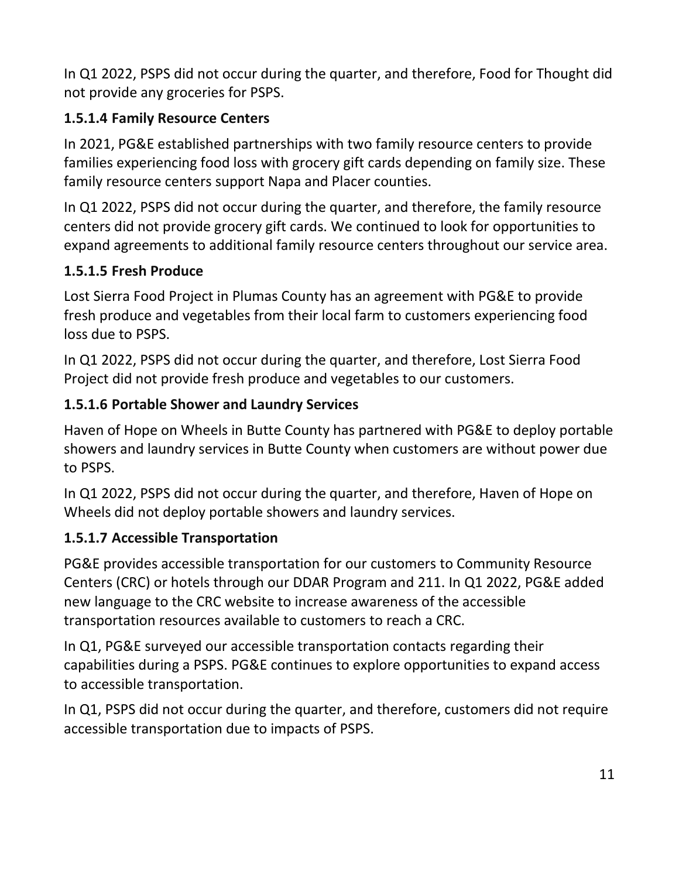In Q1 2022, PSPS did not occur during the quarter, and therefore, Food for Thought did not provide any groceries for PSPS.

#### 1.5.1.4 Family Resource Centers

In 2021, PG&E established partnerships with two family resource centers to provide families experiencing food loss with grocery gift cards depending on family size. These family resource centers support Napa and Placer counties.

In Q1 2022, PSPS did not occur during the quarter, and therefore, the family resource centers did not provide grocery gift cards. We continued to look for opportunities to expand agreements to additional family resource centers throughout our service area.

#### 1.5.1.5 Fresh Produce

Lost Sierra Food Project in Plumas County has an agreement with PG&E to provide fresh produce and vegetables from their local farm to customers experiencing food loss due to PSPS.

In Q1 2022, PSPS did not occur during the quarter, and therefore, Lost Sierra Food Project did not provide fresh produce and vegetables to our customers.

#### 1.5.1.6 Portable Shower and Laundry Services

Haven of Hope on Wheels in Butte County has partnered with PG&E to deploy portable showers and laundry services in Butte County when customers are without power due to PSPS.

In Q1 2022, PSPS did not occur during the quarter, and therefore, Haven of Hope on Wheels did not deploy portable showers and laundry services.

#### 1.5.1.7 Accessible Transportation

PG&E provides accessible transportation for our customers to Community Resource Centers (CRC) or hotels through our DDAR Program and 211. In Q1 2022, PG&E added new language to the CRC website to increase awareness of the accessible transportation resources available to customers to reach a CRC.

In Q1, PG&E surveyed our accessible transportation contacts regarding their capabilities during a PSPS. PG&E continues to explore opportunities to expand access to accessible transportation.

In Q1, PSPS did not occur during the quarter, and therefore, customers did not require accessible transportation due to impacts of PSPS.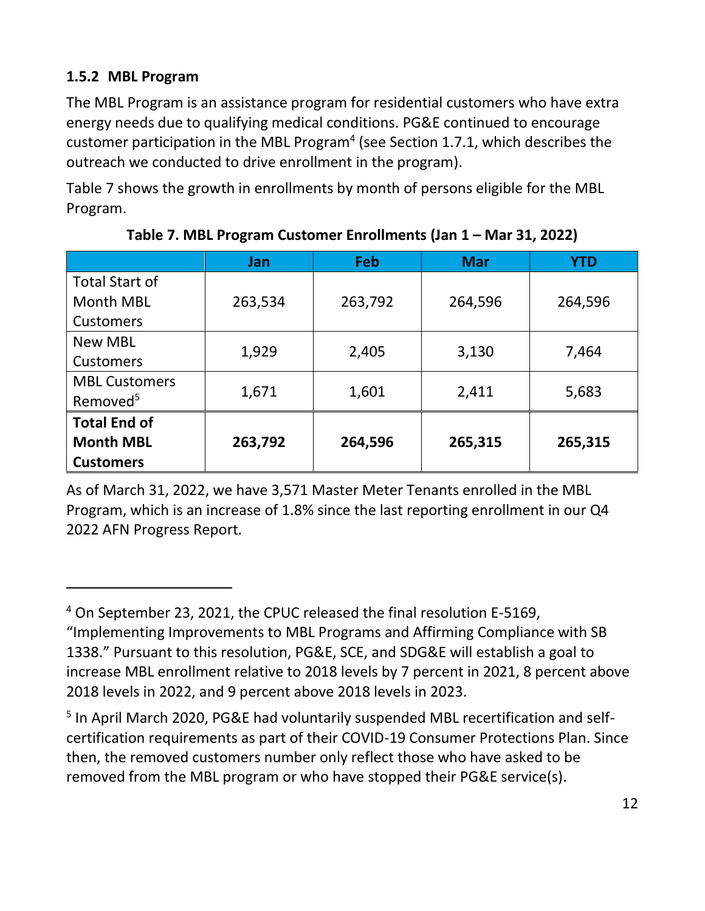### 1.5.2 MBL Program

The MBL Program is an assistance program for residential customers who have extra energy needs due to qualifying medical conditions. PG&E continued to encourage customer participation in the MBL Program[4] (see Section 1.7.1, which describes the outreach we conducted to drive enrollment in the program).

Table 7 shows the growth in enrollments by month of persons eligible for the MBL Program.

**Table 7. MBL Program Customer Enrollments (Jan 1 – Mar 31, 2022)**

| | Jan | Feb | Mar | YTD |
|---|---|---|---|---|
| Total Start of Month MBL Customers | 263,534 | 263,792 | 264,596 | 264,596 |
| New MBL Customers | 1,929 | 2,405 | 3,130 | 7,464 |
| MBL Customers Removed[5] | 1,671 | 1,601 | 2,411 | 5,683 |
| **Total End of Month MBL Customers** | **263,792** | **264,596** | **265,315** | **265,315** |

As of March 31, 2022, we have 3,571 Master Meter Tenants enrolled in the MBL Program, which is an increase of 1.8% since the last reporting enrollment in our Q4 2022 AFN Progress Report.

---

[4] On September 23, 2021, the CPUC released the final resolution E-5169, "Implementing Improvements to MBL Programs and Affirming Compliance with SB 1338." Pursuant to this resolution, PG&E, SCE, and SDG&E will establish a goal to increase MBL enrollment relative to 2018 levels by 7 percent in 2021, 8 percent above 2018 levels in 2022, and 9 percent above 2018 levels in 2023.

[5] In April March 2020, PG&E had voluntarily suspended MBL recertification and self-certification requirements as part of their COVID-19 Consumer Protections Plan. Since then, the removed customers number only reflect those who have asked to be removed from the MBL program or who have stopped their PG&E service(s).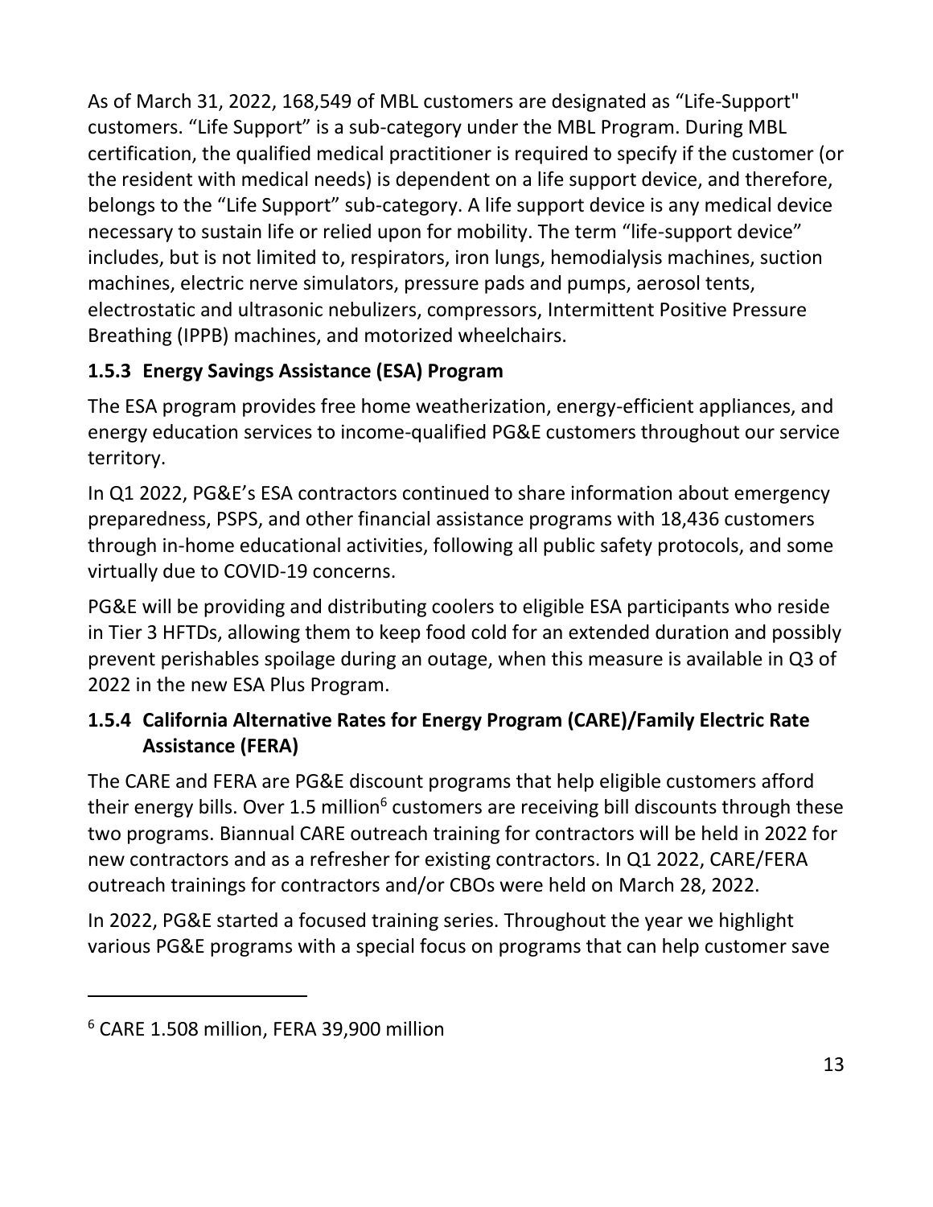As of March 31, 2022, 168,549 of MBL customers are designated as "Life-Support" customers. "Life Support" is a sub-category under the MBL Program. During MBL certification, the qualified medical practitioner is required to specify if the customer (or the resident with medical needs) is dependent on a life support device, and therefore, belongs to the "Life Support" sub-category. A life support device is any medical device necessary to sustain life or relied upon for mobility. The term "life-support device" includes, but is not limited to, respirators, iron lungs, hemodialysis machines, suction machines, electric nerve simulators, pressure pads and pumps, aerosol tents, electrostatic and ultrasonic nebulizers, compressors, Intermittent Positive Pressure Breathing (IPPB) machines, and motorized wheelchairs.

### 1.5.3 Energy Savings Assistance (ESA) Program

The ESA program provides free home weatherization, energy-efficient appliances, and energy education services to income-qualified PG&E customers throughout our service territory.

In Q1 2022, PG&E's ESA contractors continued to share information about emergency preparedness, PSPS, and other financial assistance programs with 18,436 customers through in-home educational activities, following all public safety protocols, and some virtually due to COVID-19 concerns.

PG&E will be providing and distributing coolers to eligible ESA participants who reside in Tier 3 HFTDs, allowing them to keep food cold for an extended duration and possibly prevent perishables spoilage during an outage, when this measure is available in Q3 of 2022 in the new ESA Plus Program.

### 1.5.4 California Alternative Rates for Energy Program (CARE)/Family Electric Rate Assistance (FERA)

The CARE and FERA are PG&E discount programs that help eligible customers afford their energy bills. Over 1.5 million[6] customers are receiving bill discounts through these two programs. Biannual CARE outreach training for contractors will be held in 2022 for new contractors and as a refresher for existing contractors. In Q1 2022, CARE/FERA outreach trainings for contractors and/or CBOs were held on March 28, 2022.

In 2022, PG&E started a focused training series. Throughout the year we highlight various PG&E programs with a special focus on programs that can help customer save

---

[6] CARE 1.508 million, FERA 39,900 million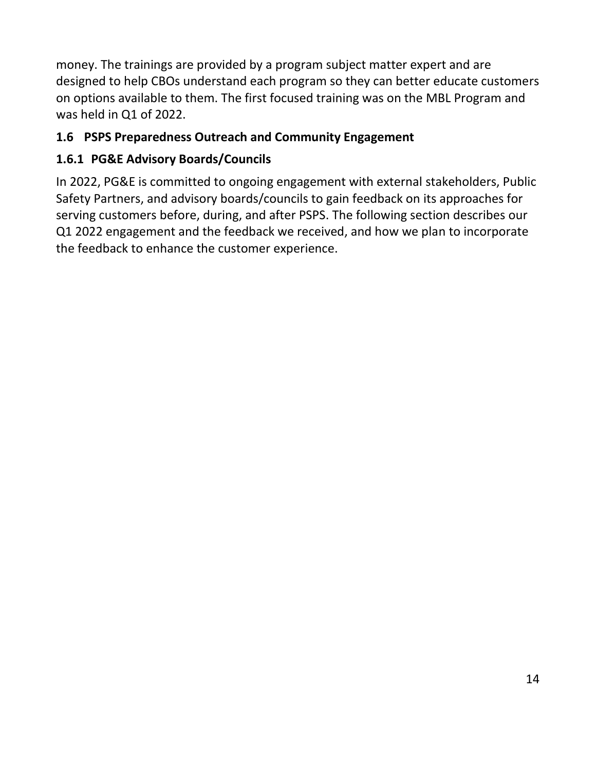money. The trainings are provided by a program subject matter expert and are designed to help CBOs understand each program so they can better educate customers on options available to them. The first focused training was on the MBL Program and was held in Q1 of 2022.

## 1.6 PSPS Preparedness Outreach and Community Engagement

### 1.6.1 PG&E Advisory Boards/Councils

In 2022, PG&E is committed to ongoing engagement with external stakeholders, Public Safety Partners, and advisory boards/councils to gain feedback on its approaches for serving customers before, during, and after PSPS. The following section describes our Q1 2022 engagement and the feedback we received, and how we plan to incorporate the feedback to enhance the customer experience.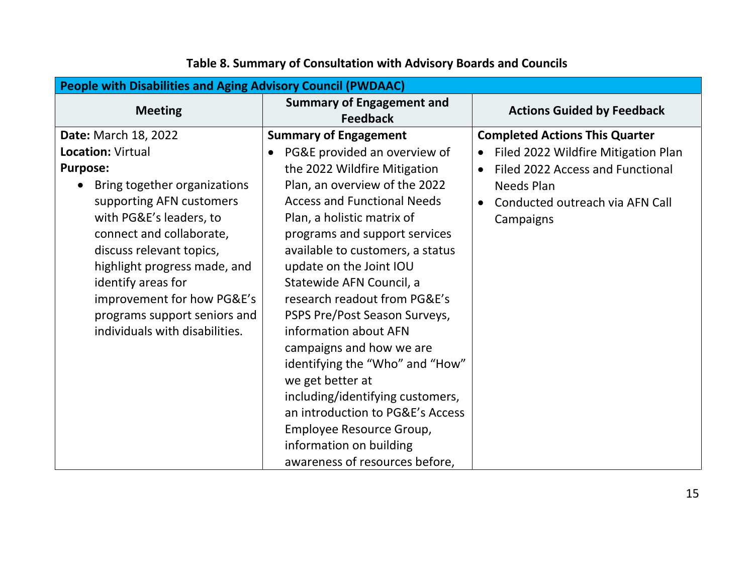**Table 8. Summary of Consultation with Advisory Boards and Councils**

| **People with Disabilities and Aging Advisory Council (PWDAAC)** | | |
|---|---|---|
| **Meeting** | **Summary of Engagement and Feedback** | **Actions Guided by Feedback** |
| **Date:** March 18, 2022<br>**Location:** Virtual<br>**Purpose:**<br>• Bring together organizations supporting AFN customers with PG&E's leaders, to connect and collaborate, discuss relevant topics, highlight progress made, and identify areas for improvement for how PG&E's programs support seniors and individuals with disabilities. | **Summary of Engagement**<br>• PG&E provided an overview of the 2022 Wildfire Mitigation Plan, an overview of the 2022 Access and Functional Needs Plan, a holistic matrix of programs and support services available to customers, a status update on the Joint IOU Statewide AFN Council, a research readout from PG&E's PSPS Pre/Post Season Surveys, information about AFN campaigns and how we are identifying the "Who" and "How" we get better at including/identifying customers, an introduction to PG&E's Access Employee Resource Group, information on building awareness of resources before, | **Completed Actions This Quarter**<br>• Filed 2022 Wildfire Mitigation Plan<br>• Filed 2022 Access and Functional Needs Plan<br>• Conducted outreach via AFN Call Campaigns |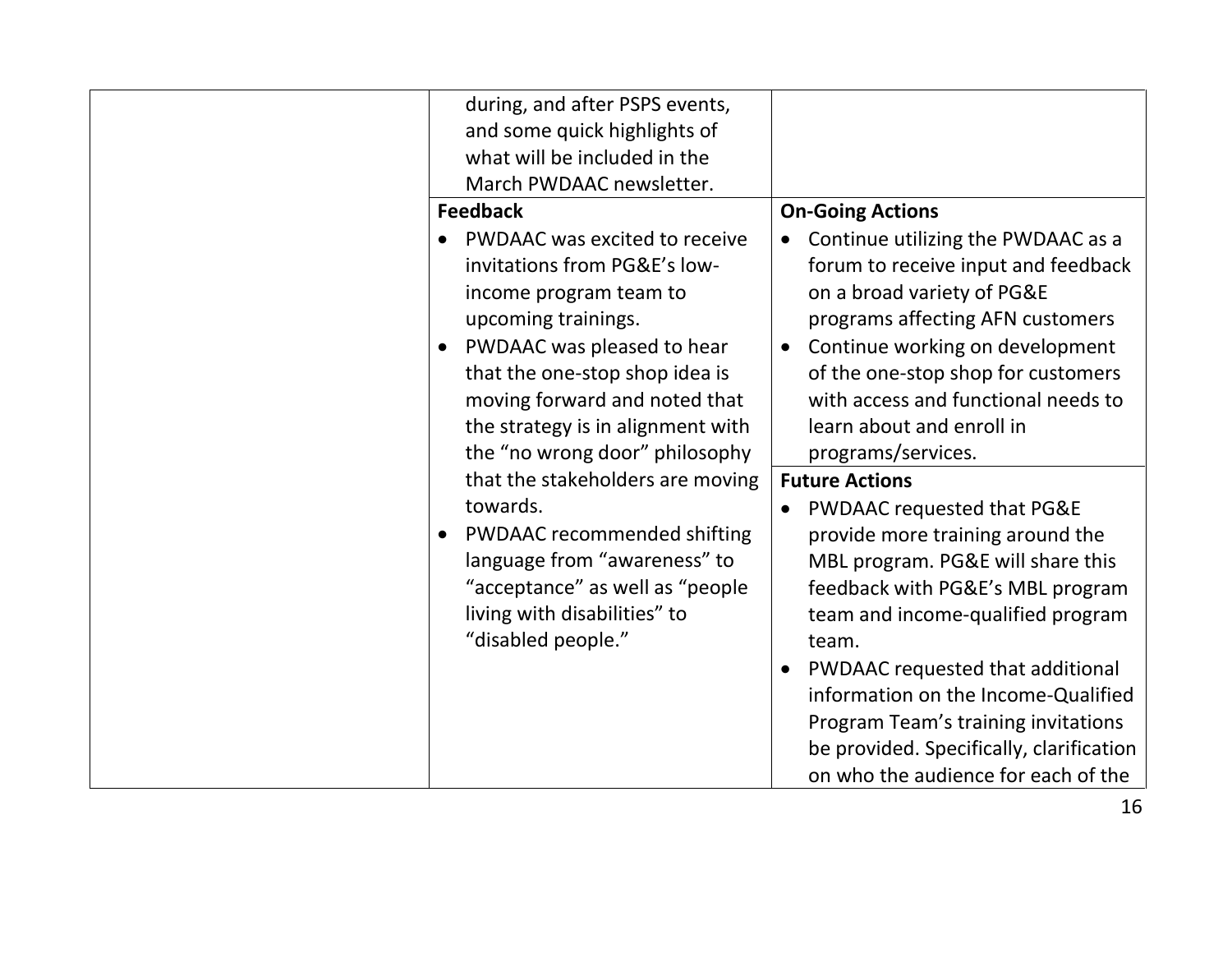| | | |
|---|---|---|
| | during, and after PSPS events, and some quick highlights of what will be included in the March PWDAAC newsletter. | |
| | **Feedback**<br>• PWDAAC was excited to receive invitations from PG&E's low-income program team to upcoming trainings.<br>• PWDAAC was pleased to hear that the one-stop shop idea is moving forward and noted that the strategy is in alignment with the "no wrong door" philosophy that the stakeholders are moving towards.<br>• PWDAAC recommended shifting language from "awareness" to "acceptance" as well as "people living with disabilities" to "disabled people." | **On-Going Actions**<br>• Continue utilizing the PWDAAC as a forum to receive input and feedback on a broad variety of PG&E programs affecting AFN customers<br>• Continue working on development of the one-stop shop for customers with access and functional needs to learn about and enroll in programs/services.<br>**Future Actions**<br>• PWDAAC requested that PG&E provide more training around the MBL program. PG&E will share this feedback with PG&E's MBL program team and income-qualified program team.<br>• PWDAAC requested that additional information on the Income-Qualified Program Team's training invitations be provided. Specifically, clarification on who the audience for each of the |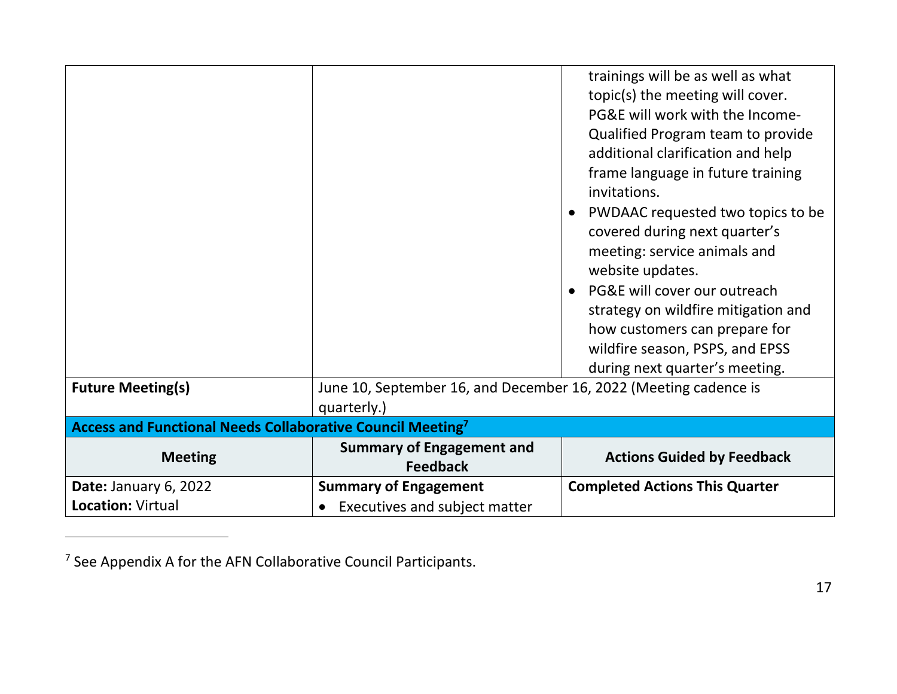| | | |
|---|---|---|
| | | trainings will be as well as what topic(s) the meeting will cover. PG&E will work with the Income-Qualified Program team to provide additional clarification and help frame language in future training invitations.<br>• PWDAAC requested two topics to be covered during next quarter's meeting: service animals and website updates.<br>• PG&E will cover our outreach strategy on wildfire mitigation and how customers can prepare for wildfire season, PSPS, and EPSS during next quarter's meeting. |
| **Future Meeting(s)** | June 10, September 16, and December 16, 2022 (Meeting cadence is quarterly.) | |
| **Access and Functional Needs Collaborative Council Meeting[7]** | | |
| **Meeting** | **Summary of Engagement and Feedback** | **Actions Guided by Feedback** |
| **Date:** January 6, 2022<br>**Location:** Virtual | **Summary of Engagement**<br>• Executives and subject matter | **Completed Actions This Quarter** |

[7] See Appendix A for the AFN Collaborative Council Participants.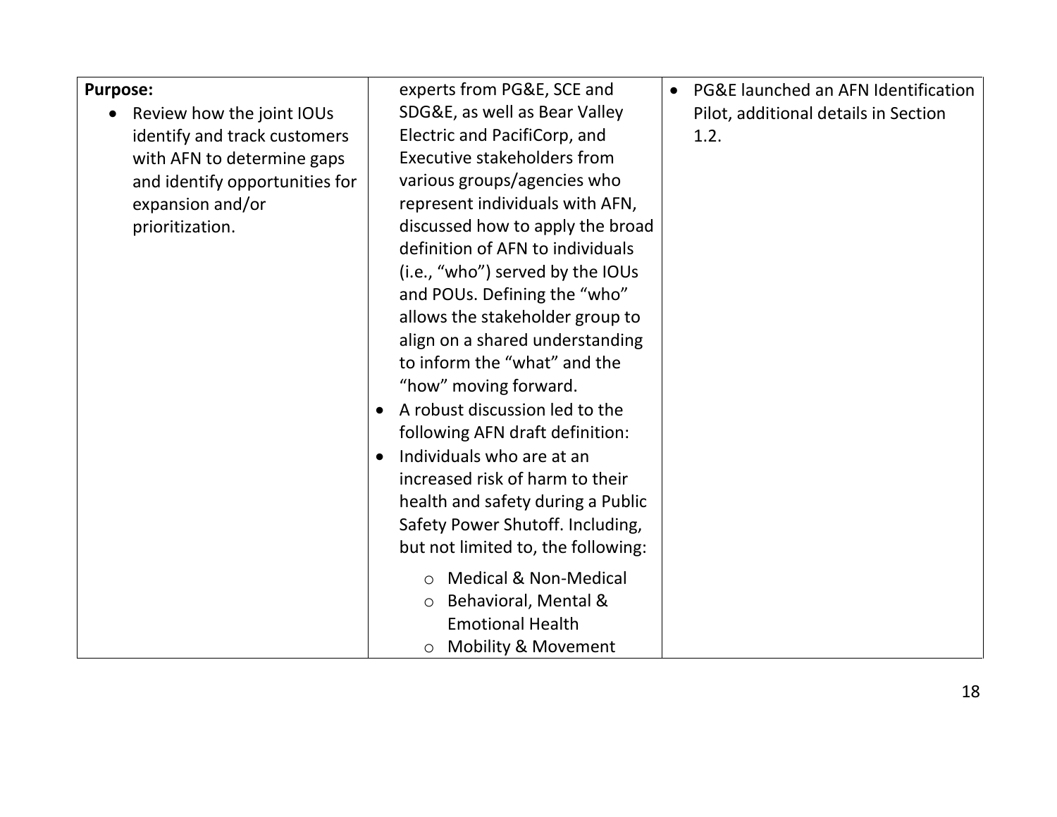| | | |
|---|---|---|
| **Purpose:**<br>• Review how the joint IOUs identify and track customers with AFN to determine gaps and identify opportunities for expansion and/or prioritization. | experts from PG&E, SCE and SDG&E, as well as Bear Valley Electric and PacifiCorp, and Executive stakeholders from various groups/agencies who represent individuals with AFN, discussed how to apply the broad definition of AFN to individuals (i.e., "who") served by the IOUs and POUs. Defining the "who" allows the stakeholder group to align on a shared understanding to inform the "what" and the "how" moving forward.<br>• A robust discussion led to the following AFN draft definition:<br>• Individuals who are at an increased risk of harm to their health and safety during a Public Safety Power Shutoff. Including, but not limited to, the following:<br>&nbsp;&nbsp;&nbsp;&nbsp;o Medical & Non-Medical<br>&nbsp;&nbsp;&nbsp;&nbsp;o Behavioral, Mental & Emotional Health<br>&nbsp;&nbsp;&nbsp;&nbsp;o Mobility & Movement | • PG&E launched an AFN Identification Pilot, additional details in Section 1.2. |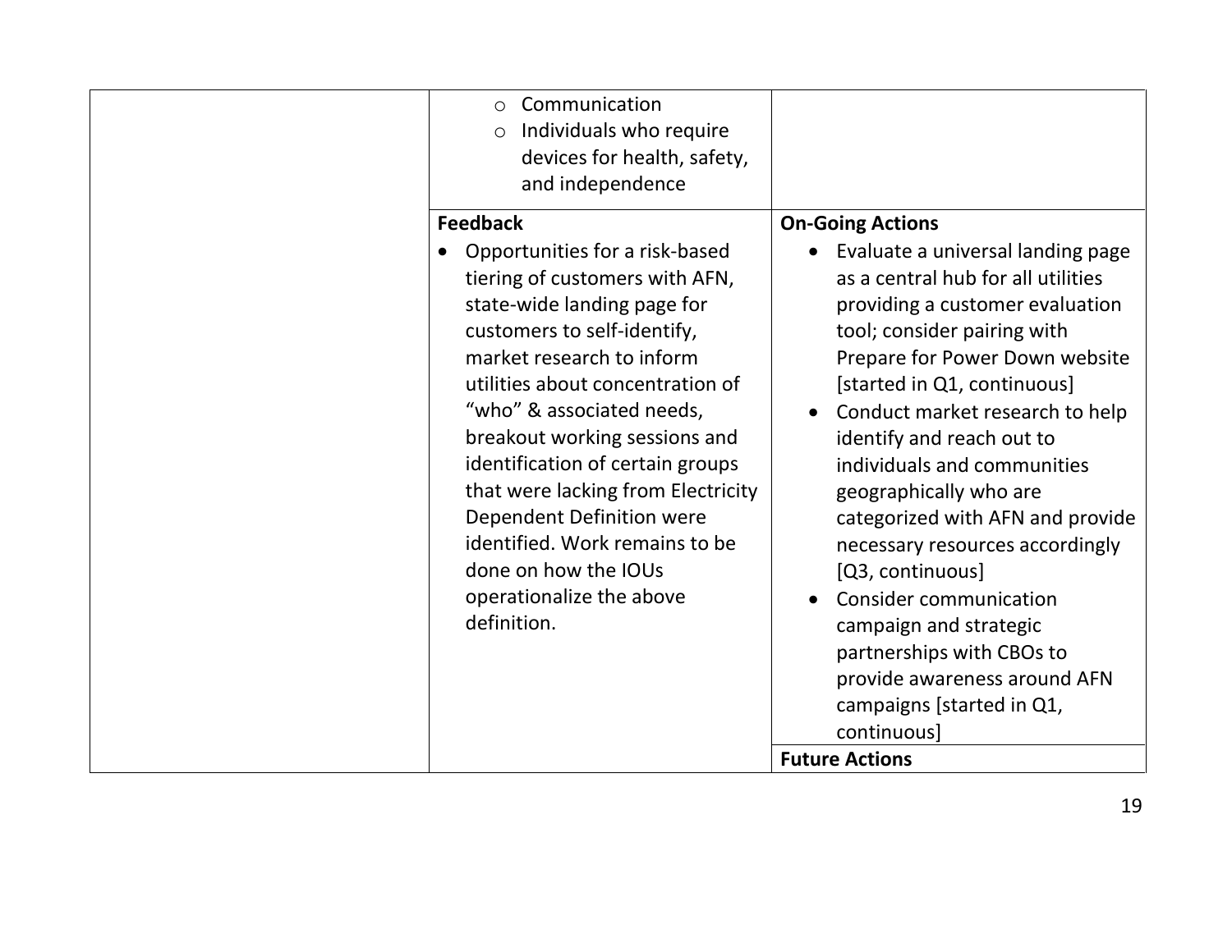| | | |
|---|---|---|
| | <ul><li>Communication</li><li>Individuals who require devices for health, safety, and independence</li></ul> | |
| | **Feedback**<ul><li>Opportunities for a risk-based tiering of customers with AFN, state-wide landing page for customers to self-identify, market research to inform utilities about concentration of "who" & associated needs, breakout working sessions and identification of certain groups that were lacking from Electricity Dependent Definition were identified. Work remains to be done on how the IOUs operationalize the above definition.</li></ul> | **On-Going Actions**<ul><li>Evaluate a universal landing page as a central hub for all utilities providing a customer evaluation tool; consider pairing with Prepare for Power Down website [started in Q1, continuous]</li><li>Conduct market research to help identify and reach out to individuals and communities geographically who are categorized with AFN and provide necessary resources accordingly [Q3, continuous]</li><li>Consider communication campaign and strategic partnerships with CBOs to provide awareness around AFN campaigns [started in Q1, continuous]</li></ul> |
| | | **Future Actions** |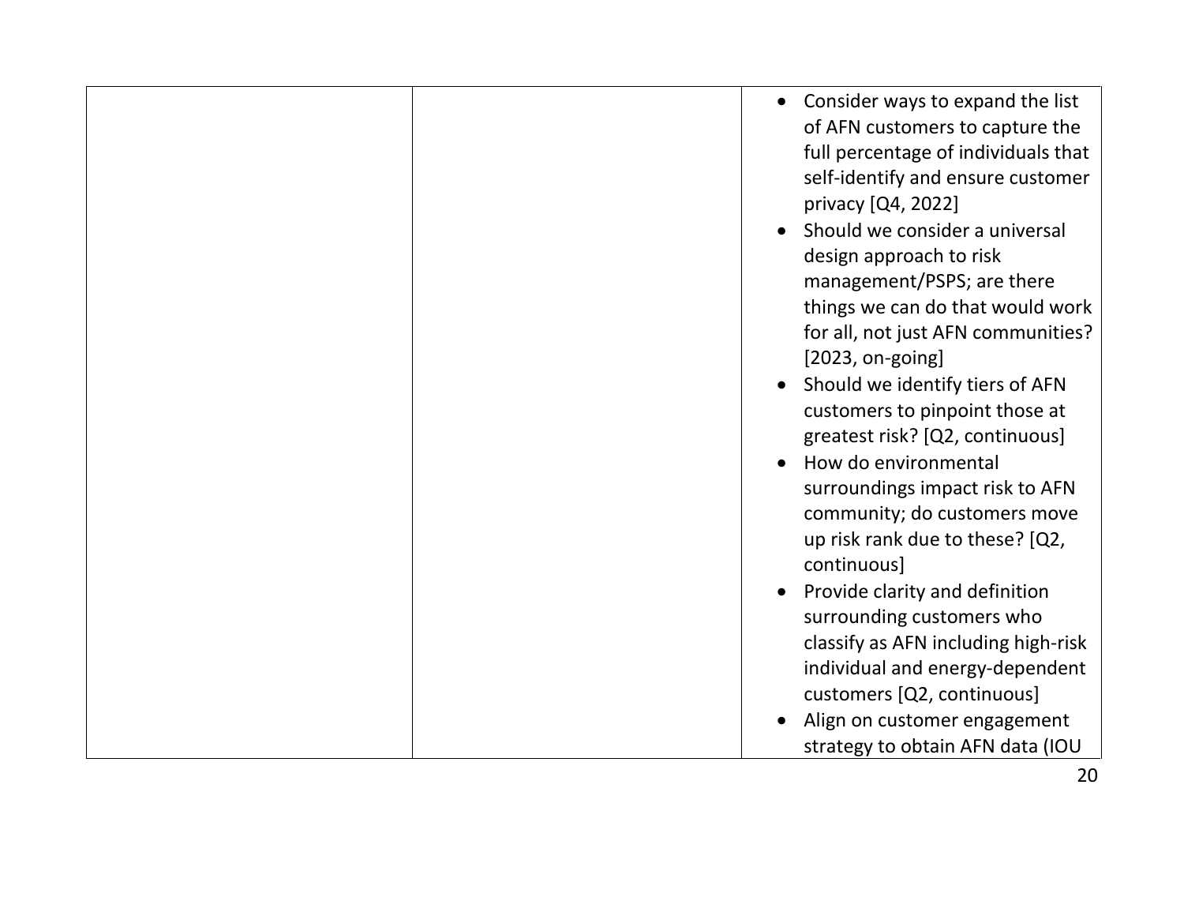| | | • Consider ways to expand the list of AFN customers to capture the full percentage of individuals that self-identify and ensure customer privacy [Q4, 2022]<br>• Should we consider a universal design approach to risk management/PSPS; are there things we can do that would work for all, not just AFN communities? [2023, on-going]<br>• Should we identify tiers of AFN customers to pinpoint those at greatest risk? [Q2, continuous]<br>• How do environmental surroundings impact risk to AFN community; do customers move up risk rank due to these? [Q2, continuous]<br>• Provide clarity and definition surrounding customers who classify as AFN including high-risk individual and energy-dependent customers [Q2, continuous]<br>• Align on customer engagement strategy to obtain AFN data (IOU |
|---|---|---|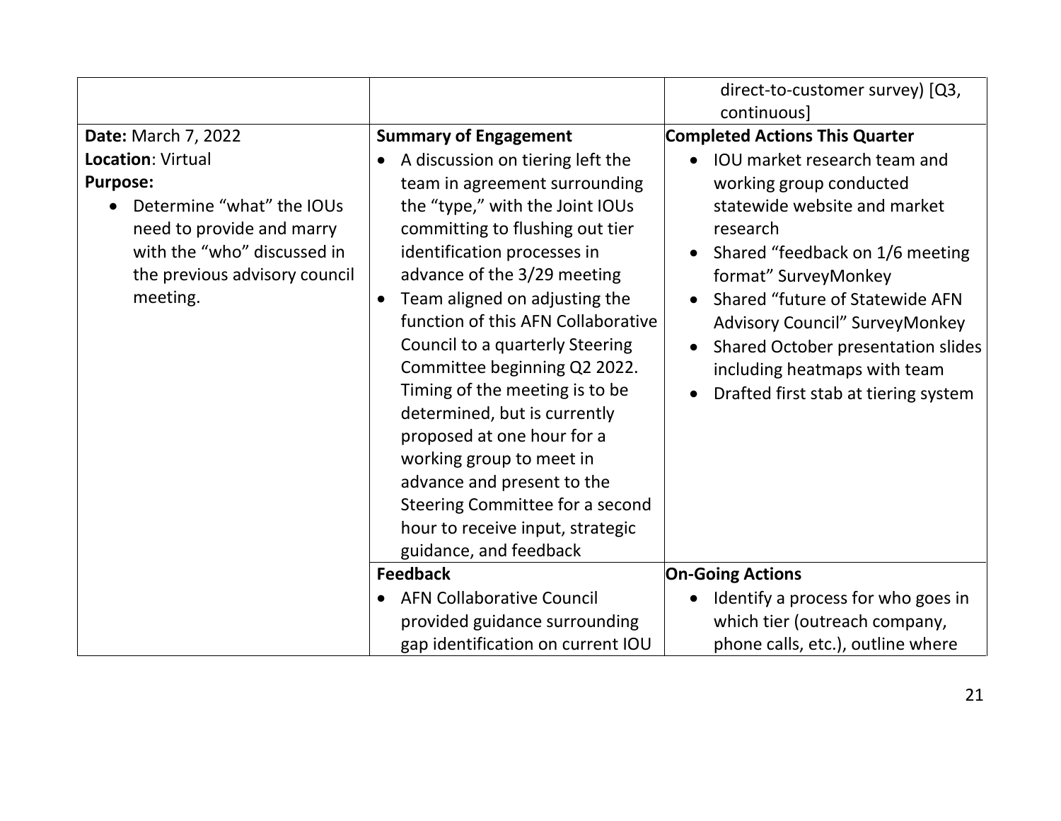| | | |
|---|---|---|
| | | direct-to-customer survey) [Q3, continuous] |
| **Date:** March 7, 2022<br>**Location**: Virtual<br>**Purpose:**<br>• Determine "what" the IOUs need to provide and marry with the "who" discussed in the previous advisory council meeting. | **Summary of Engagement**<br>• A discussion on tiering left the team in agreement surrounding the "type," with the Joint IOUs committing to flushing out tier identification processes in advance of the 3/29 meeting<br>• Team aligned on adjusting the function of this AFN Collaborative Council to a quarterly Steering Committee beginning Q2 2022. Timing of the meeting is to be determined, but is currently proposed at one hour for a working group to meet in advance and present to the Steering Committee for a second hour to receive input, strategic guidance, and feedback | **Completed Actions This Quarter**<br>• IOU market research team and working group conducted statewide website and market research<br>• Shared "feedback on 1/6 meeting format" SurveyMonkey<br>• Shared "future of Statewide AFN Advisory Council" SurveyMonkey<br>• Shared October presentation slides including heatmaps with team<br>• Drafted first stab at tiering system |
| | **Feedback**<br>• AFN Collaborative Council provided guidance surrounding gap identification on current IOU | **On-Going Actions**<br>• Identify a process for who goes in which tier (outreach company, phone calls, etc.), outline where |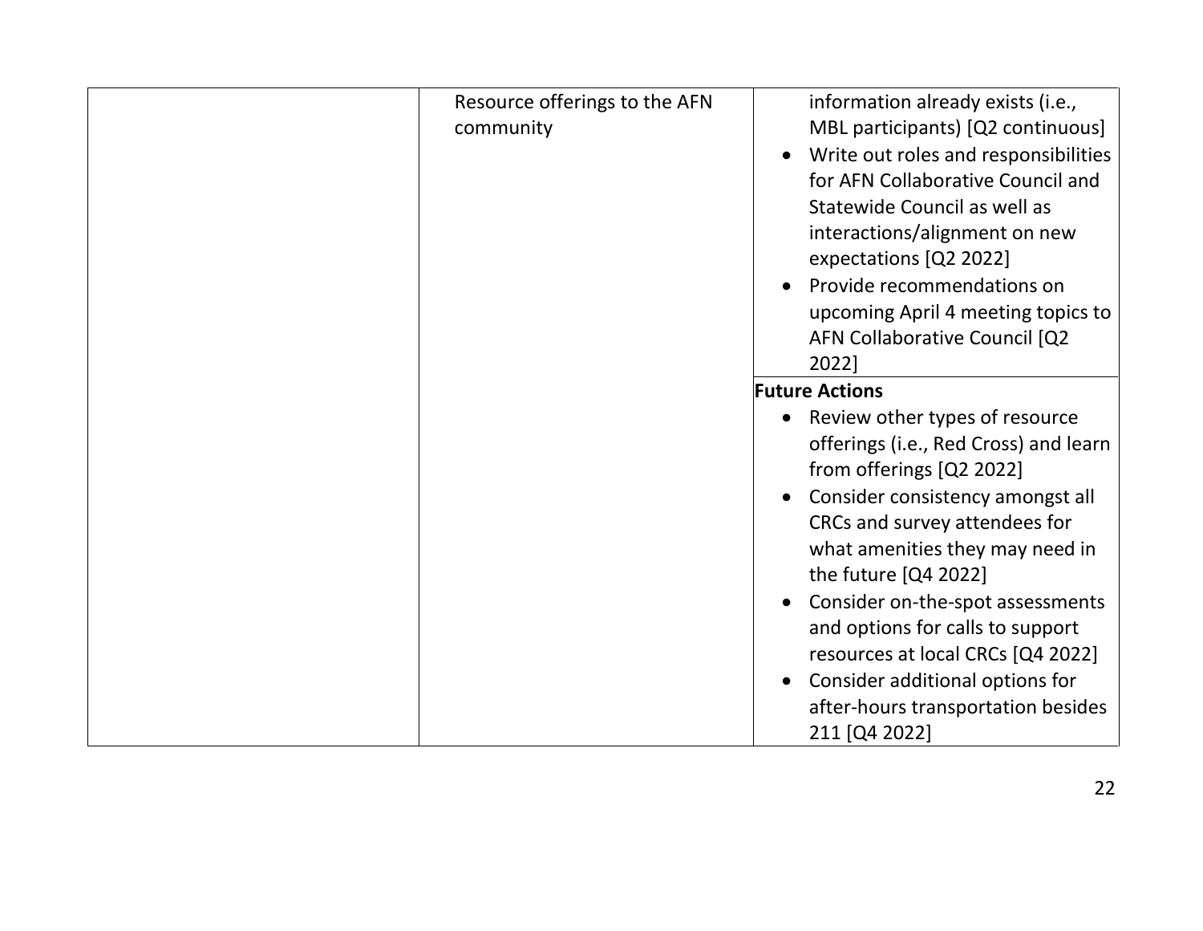| | | |
|---|---|---|
| | Resource offerings to the AFN community | information already exists (i.e., MBL participants) [Q2 continuous]<br>• Write out roles and responsibilities for AFN Collaborative Council and Statewide Council as well as interactions/alignment on new expectations [Q2 2022]<br>• Provide recommendations on upcoming April 4 meeting topics to AFN Collaborative Council [Q2 2022] |
| | | **Future Actions**<br>• Review other types of resource offerings (i.e., Red Cross) and learn from offerings [Q2 2022]<br>• Consider consistency amongst all CRCs and survey attendees for what amenities they may need in the future [Q4 2022]<br>• Consider on-the-spot assessments and options for calls to support resources at local CRCs [Q4 2022]<br>• Consider additional options for after-hours transportation besides 211 [Q4 2022] |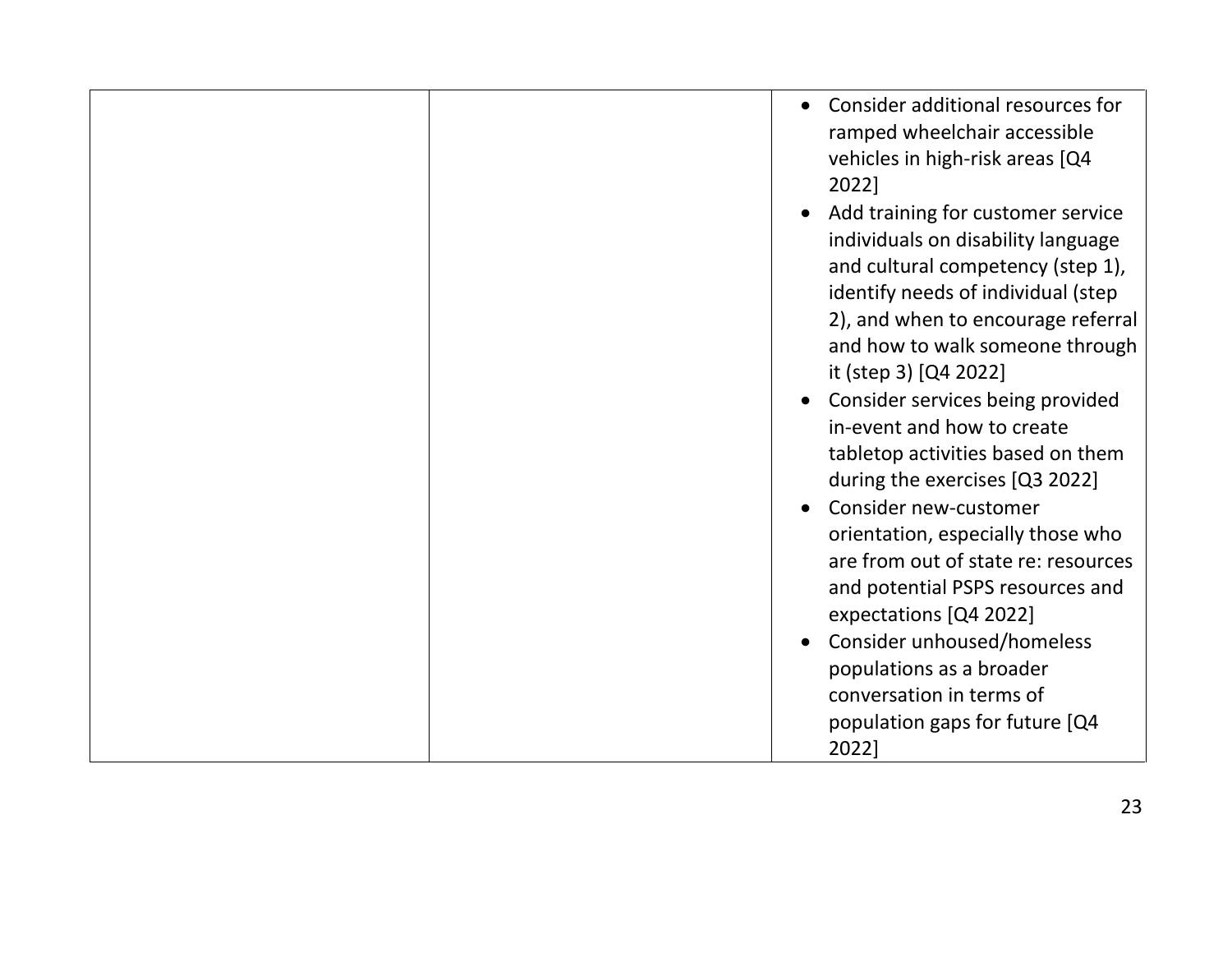| | | |
|---|---|---|
| | | • Consider additional resources for ramped wheelchair accessible vehicles in high-risk areas [Q4 2022]<br>• Add training for customer service individuals on disability language and cultural competency (step 1), identify needs of individual (step 2), and when to encourage referral and how to walk someone through it (step 3) [Q4 2022]<br>• Consider services being provided in-event and how to create tabletop activities based on them during the exercises [Q3 2022]<br>• Consider new-customer orientation, especially those who are from out of state re: resources and potential PSPS resources and expectations [Q4 2022]<br>• Consider unhoused/homeless populations as a broader conversation in terms of population gaps for future [Q4 2022] |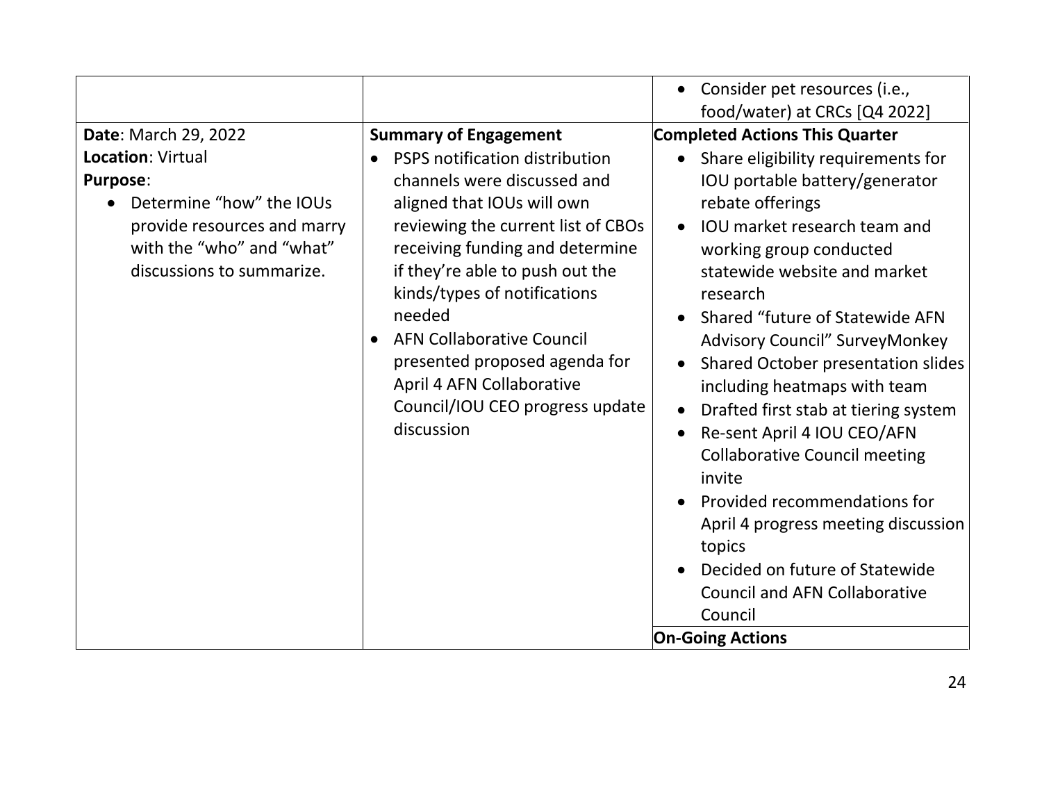| | | |
|---|---|---|
| | | • Consider pet resources (i.e., food/water) at CRCs [Q4 2022] |
| **Date**: March 29, 2022<br>**Location**: Virtual<br>**Purpose**:<br>• Determine "how" the IOUs provide resources and marry with the "who" and "what" discussions to summarize. | **Summary of Engagement**<br>• PSPS notification distribution channels were discussed and aligned that IOUs will own reviewing the current list of CBOs receiving funding and determine if they're able to push out the kinds/types of notifications needed<br>• AFN Collaborative Council presented proposed agenda for April 4 AFN Collaborative Council/IOU CEO progress update discussion | **Completed Actions This Quarter**<br>• Share eligibility requirements for IOU portable battery/generator rebate offerings<br>• IOU market research team and working group conducted statewide website and market research<br>• Shared "future of Statewide AFN Advisory Council" SurveyMonkey<br>• Shared October presentation slides including heatmaps with team<br>• Drafted first stab at tiering system<br>• Re-sent April 4 IOU CEO/AFN Collaborative Council meeting invite<br>• Provided recommendations for April 4 progress meeting discussion topics<br>• Decided on future of Statewide Council and AFN Collaborative Council<br>**On-Going Actions** |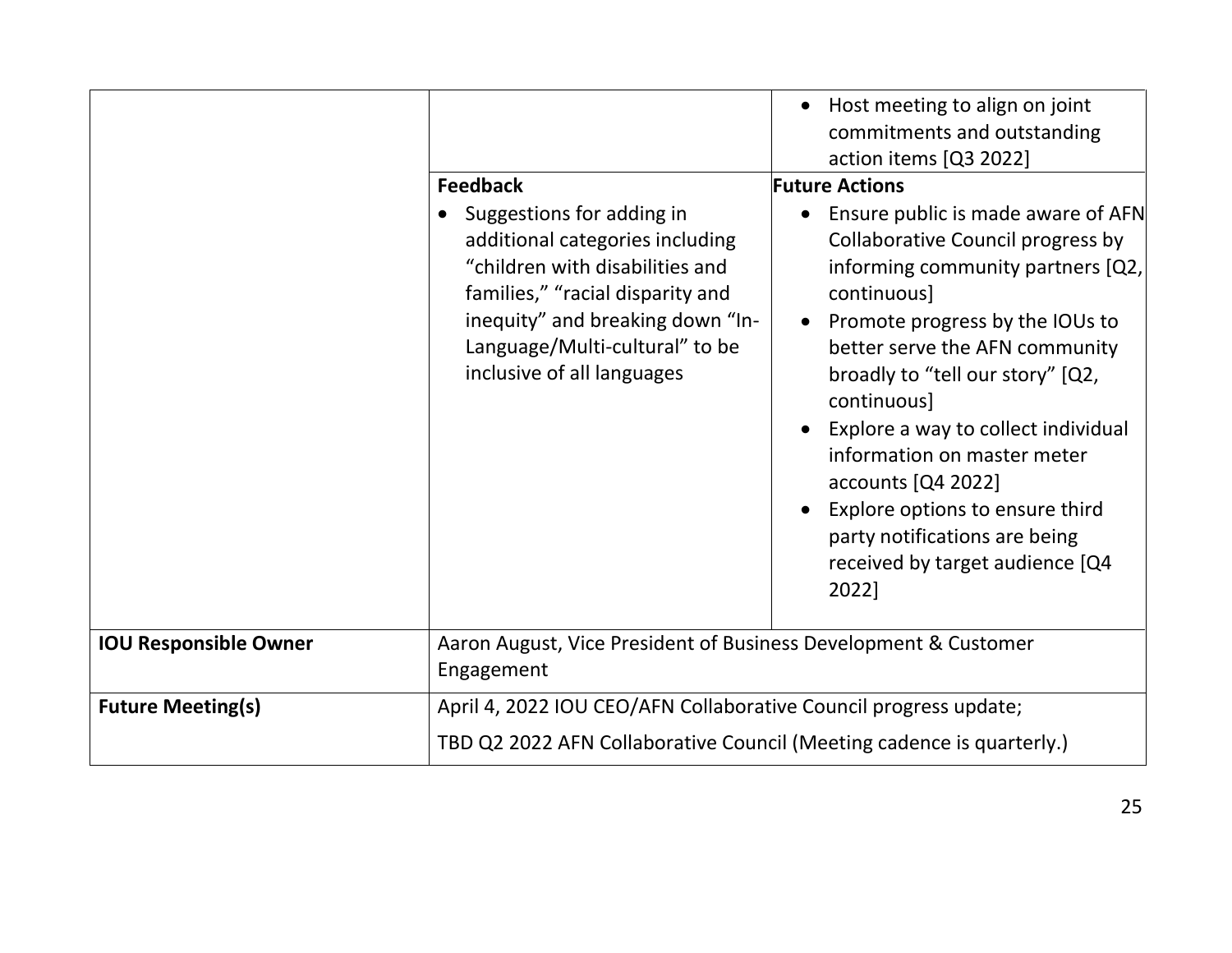| | | |
|---|---|---|
| | | • Host meeting to align on joint commitments and outstanding action items [Q3 2022] |
| | **Feedback**<br>• Suggestions for adding in additional categories including "children with disabilities and families," "racial disparity and inequity" and breaking down "In-Language/Multi-cultural" to be inclusive of all languages | **Future Actions**<br>• Ensure public is made aware of AFN Collaborative Council progress by informing community partners [Q2, continuous]<br>• Promote progress by the IOUs to better serve the AFN community broadly to "tell our story" [Q2, continuous]<br>• Explore a way to collect individual information on master meter accounts [Q4 2022]<br>• Explore options to ensure third party notifications are being received by target audience [Q4 2022] |
| **IOU Responsible Owner** | Aaron August, Vice President of Business Development & Customer Engagement | |
| **Future Meeting(s)** | April 4, 2022 IOU CEO/AFN Collaborative Council progress update;<br>TBD Q2 2022 AFN Collaborative Council (Meeting cadence is quarterly.) | |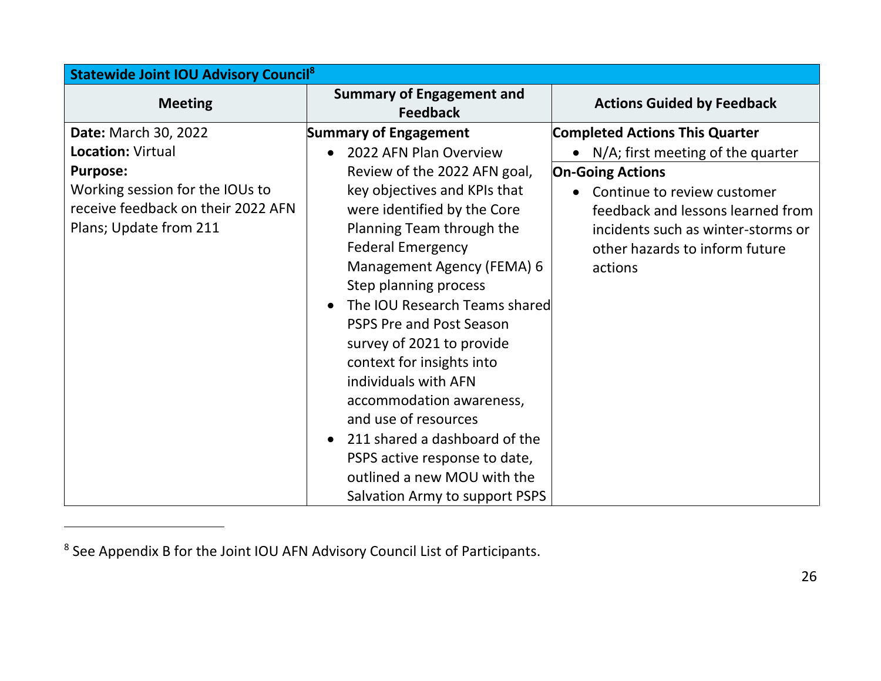| Statewide Joint IOU Advisory Council[8] | | |
|---|---|---|
| **Meeting** | **Summary of Engagement and Feedback** | **Actions Guided by Feedback** |
| **Date:** March 30, 2022<br>**Location:** Virtual<br>**Purpose:**<br>Working session for the IOUs to receive feedback on their 2022 AFN Plans; Update from 211 | **Summary of Engagement**<br>• 2022 AFN Plan Overview Review of the 2022 AFN goal, key objectives and KPIs that were identified by the Core Planning Team through the Federal Emergency Management Agency (FEMA) 6 Step planning process<br>• The IOU Research Teams shared PSPS Pre and Post Season survey of 2021 to provide context for insights into individuals with AFN accommodation awareness, and use of resources<br>• 211 shared a dashboard of the PSPS active response to date, outlined a new MOU with the Salvation Army to support PSPS | **Completed Actions This Quarter**<br>• N/A; first meeting of the quarter<br>**On-Going Actions**<br>• Continue to review customer feedback and lessons learned from incidents such as winter-storms or other hazards to inform future actions |

[8] See Appendix B for the Joint IOU AFN Advisory Council List of Participants.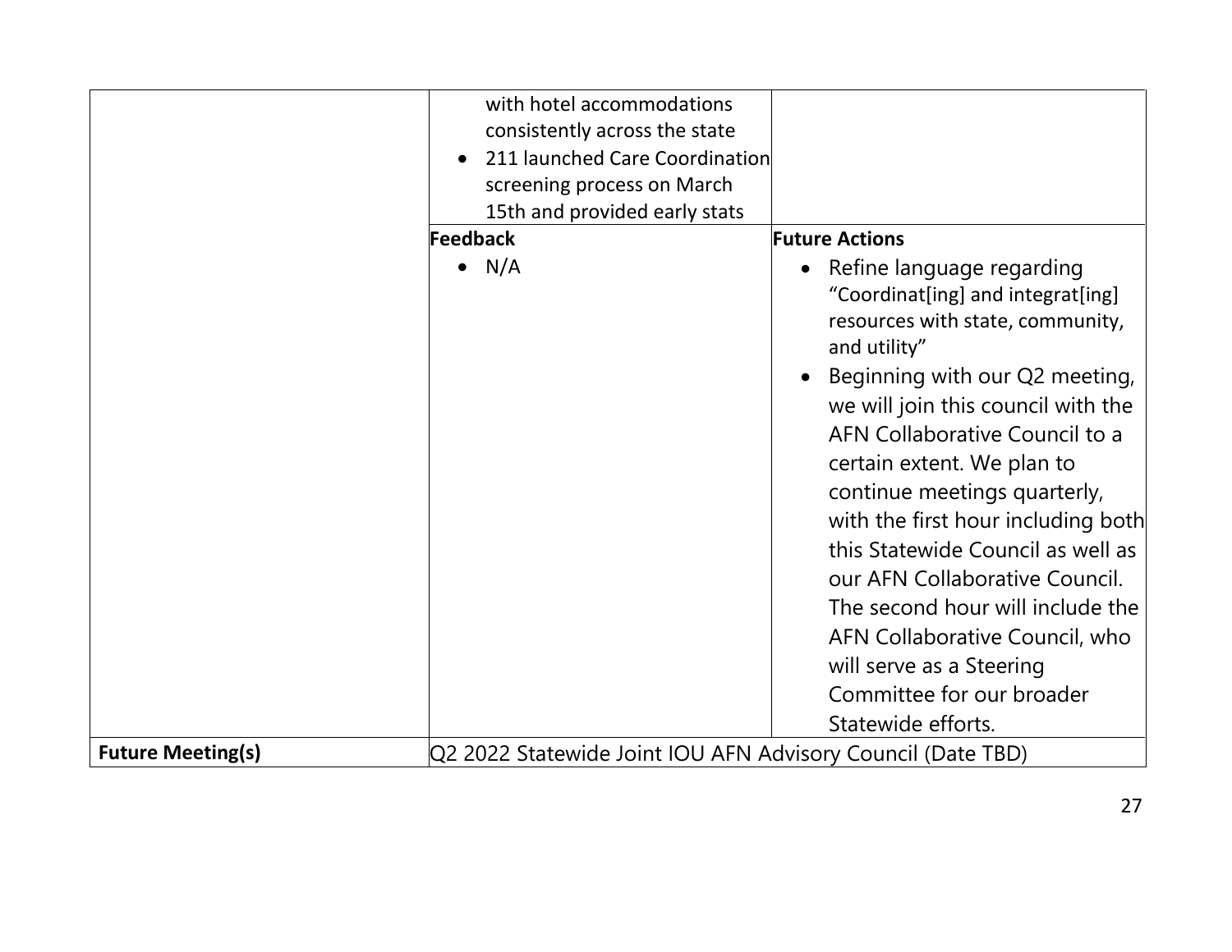| | | |
|---|---|---|
| | with hotel accommodations consistently across the state<br>• 211 launched Care Coordination screening process on March 15th and provided early stats | |
| | **Feedback**<br>• N/A | **Future Actions**<br>• Refine language regarding "Coordinat[ing] and integrat[ing] resources with state, community, and utility"<br>• Beginning with our Q2 meeting, we will join this council with the AFN Collaborative Council to a certain extent. We plan to continue meetings quarterly, with the first hour including both this Statewide Council as well as our AFN Collaborative Council. The second hour will include the AFN Collaborative Council, who will serve as a Steering Committee for our broader Statewide efforts. |
| **Future Meeting(s)** | Q2 2022 Statewide Joint IOU AFN Advisory Council (Date TBD) | |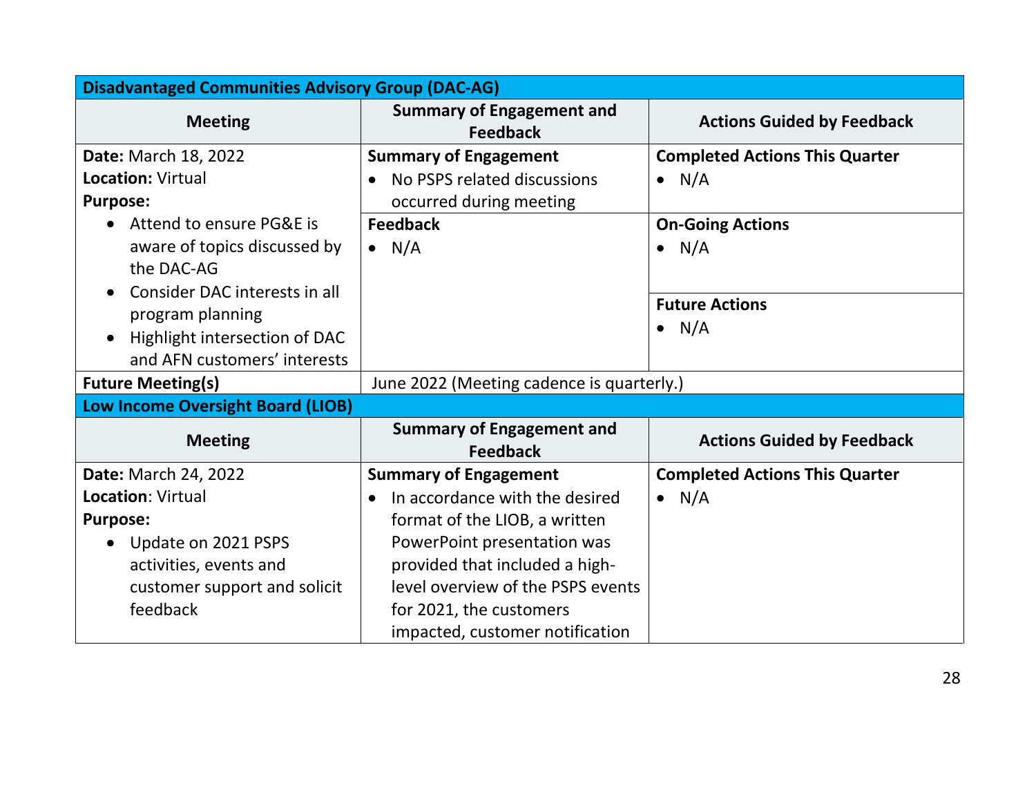| Disadvantaged Communities Advisory Group (DAC-AG) | | |
|---|---|---|
| **Meeting** | **Summary of Engagement and Feedback** | **Actions Guided by Feedback** |
| **Date:** March 18, 2022<br>**Location:** Virtual<br>**Purpose:**<br>• Attend to ensure PG&E is aware of topics discussed by the DAC-AG<br>• Consider DAC interests in all program planning<br>• Highlight intersection of DAC and AFN customers' interests | **Summary of Engagement**<br>• No PSPS related discussions occurred during meeting<br>**Feedback**<br>• N/A | **Completed Actions This Quarter**<br>• N/A<br>**On-Going Actions**<br>• N/A<br>**Future Actions**<br>• N/A |
| **Future Meeting(s)** | June 2022 (Meeting cadence is quarterly.) | |
| **Low Income Oversight Board (LIOB)** | | |
| **Meeting** | **Summary of Engagement and Feedback** | **Actions Guided by Feedback** |
| **Date:** March 24, 2022<br>**Location**: Virtual<br>**Purpose:**<br>• Update on 2021 PSPS activities, events and customer support and solicit feedback | **Summary of Engagement**<br>• In accordance with the desired format of the LIOB, a written PowerPoint presentation was provided that included a high-level overview of the PSPS events for 2021, the customers impacted, customer notification | **Completed Actions This Quarter**<br>• N/A |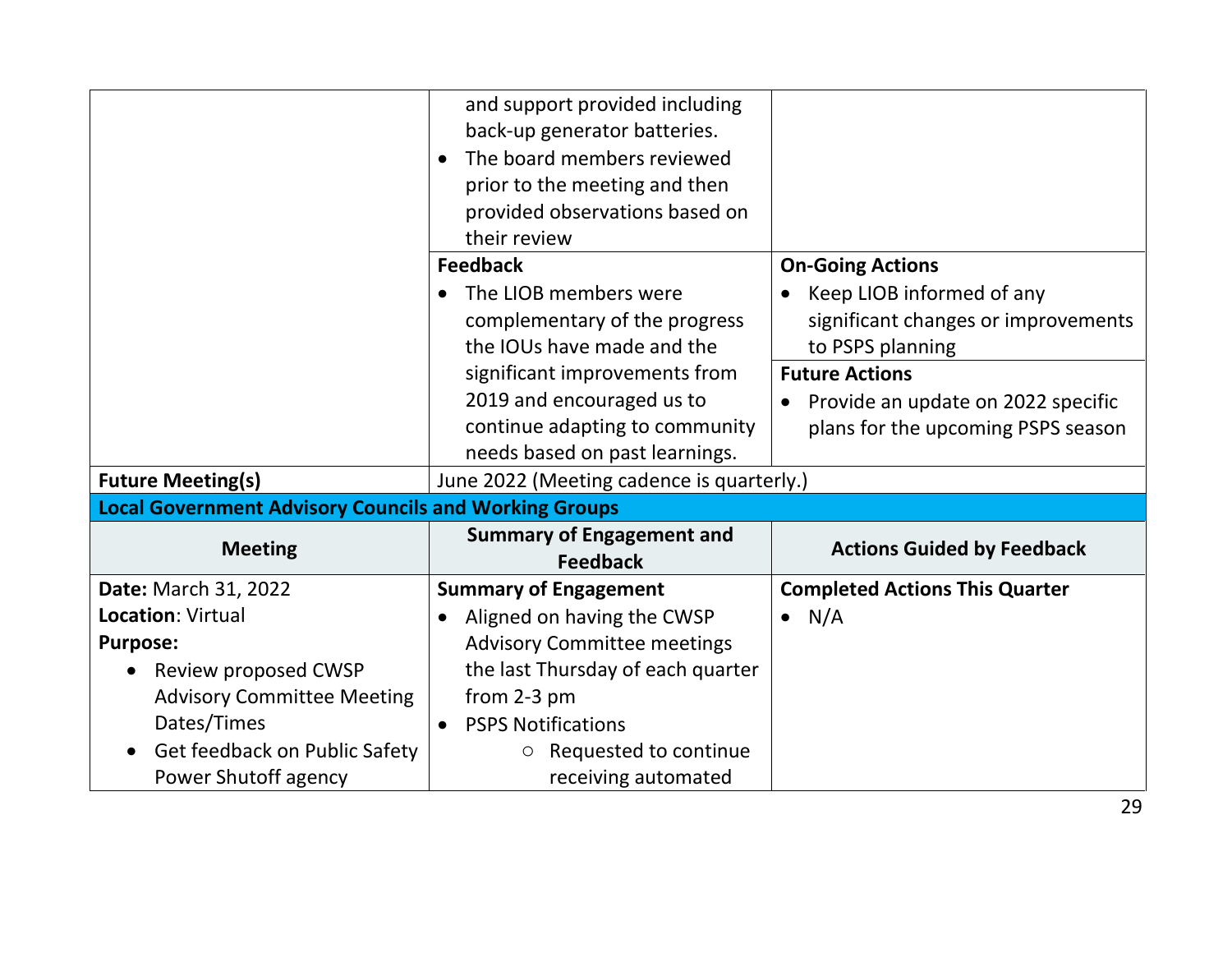| | | |
|---|---|---|
| | and support provided including back-up generator batteries.<br>• The board members reviewed prior to the meeting and then provided observations based on their review | |
| | **Feedback**<br>• The LIOB members were complementary of the progress the IOUs have made and the significant improvements from 2019 and encouraged us to continue adapting to community needs based on past learnings. | **On-Going Actions**<br>• Keep LIOB informed of any significant changes or improvements to PSPS planning<br>**Future Actions**<br>• Provide an update on 2022 specific plans for the upcoming PSPS season |
| **Future Meeting(s)** | June 2022 (Meeting cadence is quarterly.) | |
| **Local Government Advisory Councils and Working Groups** | | |
| **Meeting** | **Summary of Engagement and Feedback** | **Actions Guided by Feedback** |
| **Date:** March 31, 2022<br>**Location**: Virtual<br>**Purpose:**<br>• Review proposed CWSP Advisory Committee Meeting Dates/Times<br>• Get feedback on Public Safety Power Shutoff agency | **Summary of Engagement**<br>• Aligned on having the CWSP Advisory Committee meetings the last Thursday of each quarter from 2-3 pm<br>• PSPS Notifications<br>  ○ Requested to continue receiving automated | **Completed Actions This Quarter**<br>• N/A |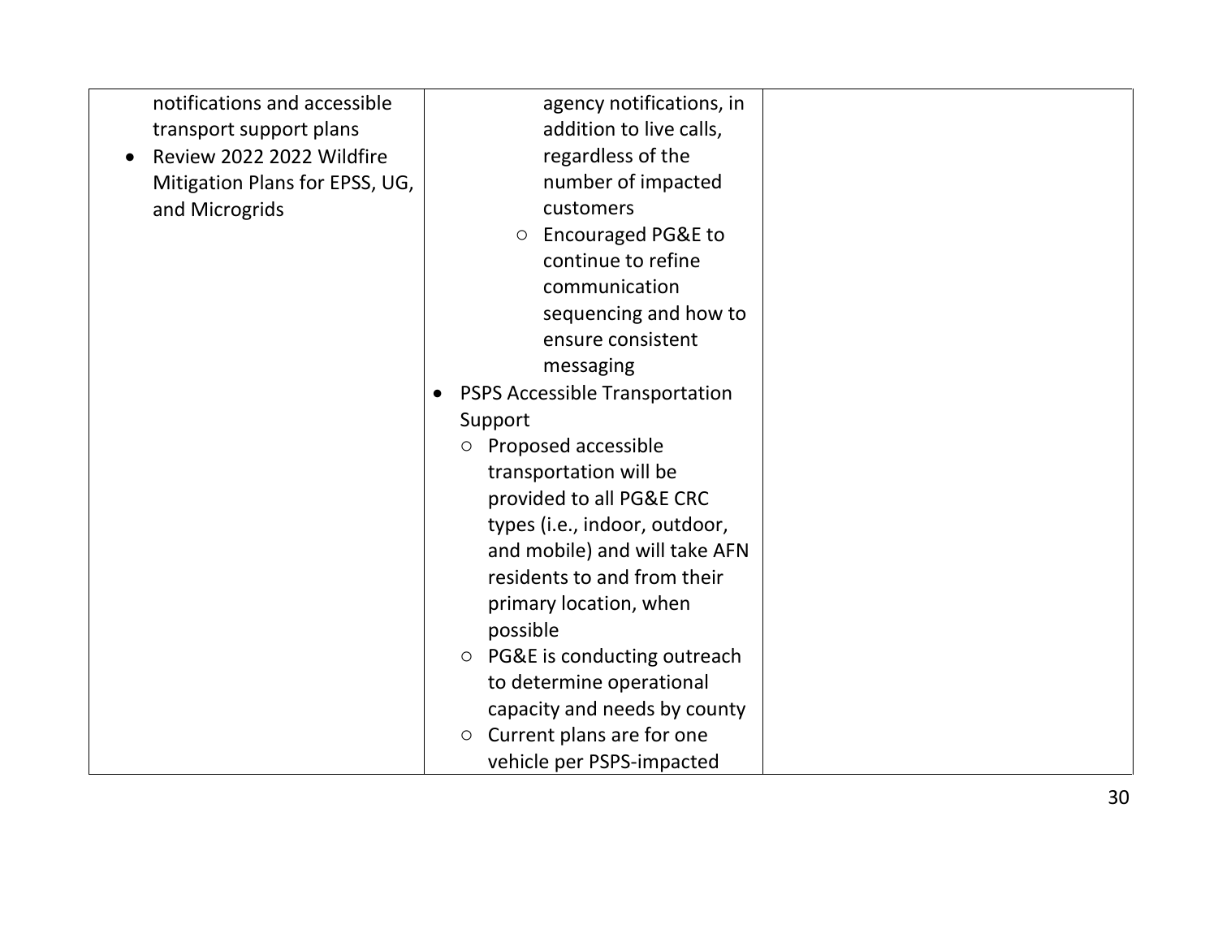| | | |
|---|---|---|
| notifications and accessible transport support plans<br>• Review 2022 2022 Wildfire Mitigation Plans for EPSS, UG, and Microgrids | agency notifications, in addition to live calls, regardless of the number of impacted customers<br>○ Encouraged PG&E to continue to refine communication sequencing and how to ensure consistent messaging<br>• PSPS Accessible Transportation Support<br>○ Proposed accessible transportation will be provided to all PG&E CRC types (i.e., indoor, outdoor, and mobile) and will take AFN residents to and from their primary location, when possible<br>○ PG&E is conducting outreach to determine operational capacity and needs by county<br>○ Current plans are for one vehicle per PSPS-impacted | |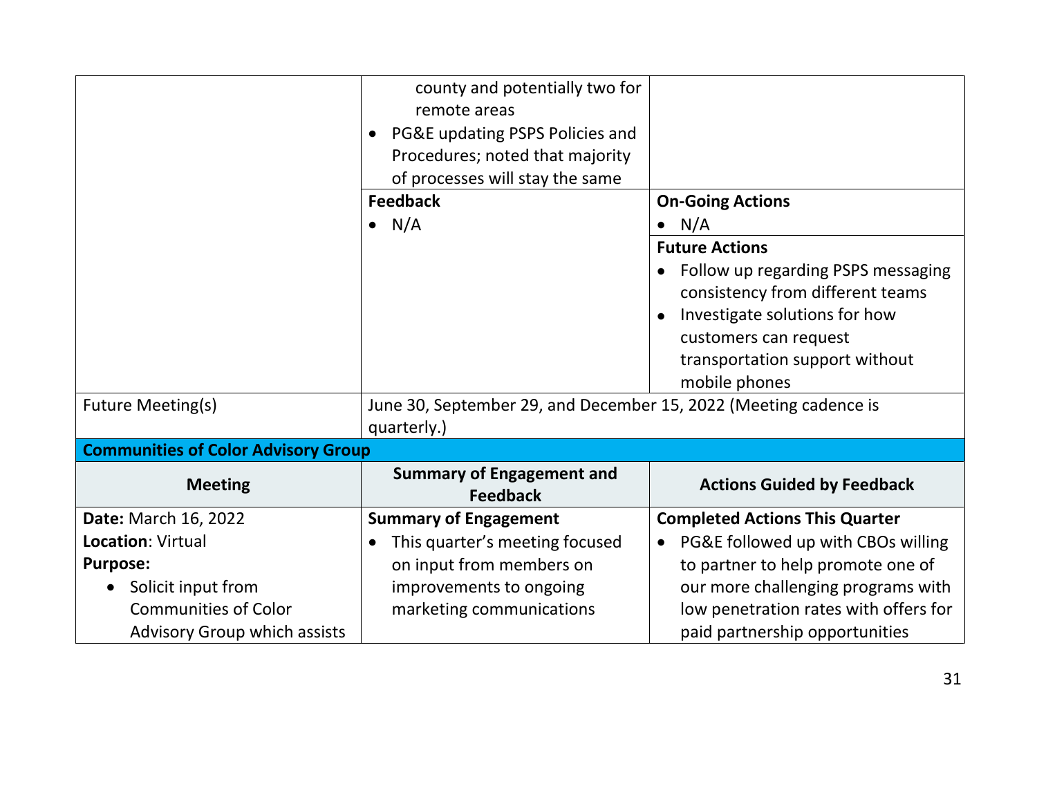| | | |
|---|---|---|
| | county and potentially two for remote areas<br>• PG&E updating PSPS Policies and Procedures; noted that majority of processes will stay the same | |
| | **Feedback**<br>• N/A | **On-Going Actions**<br>• N/A<br>**Future Actions**<br>• Follow up regarding PSPS messaging consistency from different teams<br>• Investigate solutions for how customers can request transportation support without mobile phones |
| Future Meeting(s) | June 30, September 29, and December 15, 2022 (Meeting cadence is quarterly.) | |
| **Communities of Color Advisory Group** | | |
| **Meeting** | **Summary of Engagement and Feedback** | **Actions Guided by Feedback** |
| **Date:** March 16, 2022<br>**Location**: Virtual<br>**Purpose:**<br>• Solicit input from Communities of Color Advisory Group which assists | **Summary of Engagement**<br>• This quarter's meeting focused on input from members on improvements to ongoing marketing communications | **Completed Actions This Quarter**<br>• PG&E followed up with CBOs willing to partner to help promote one of our more challenging programs with low penetration rates with offers for paid partnership opportunities |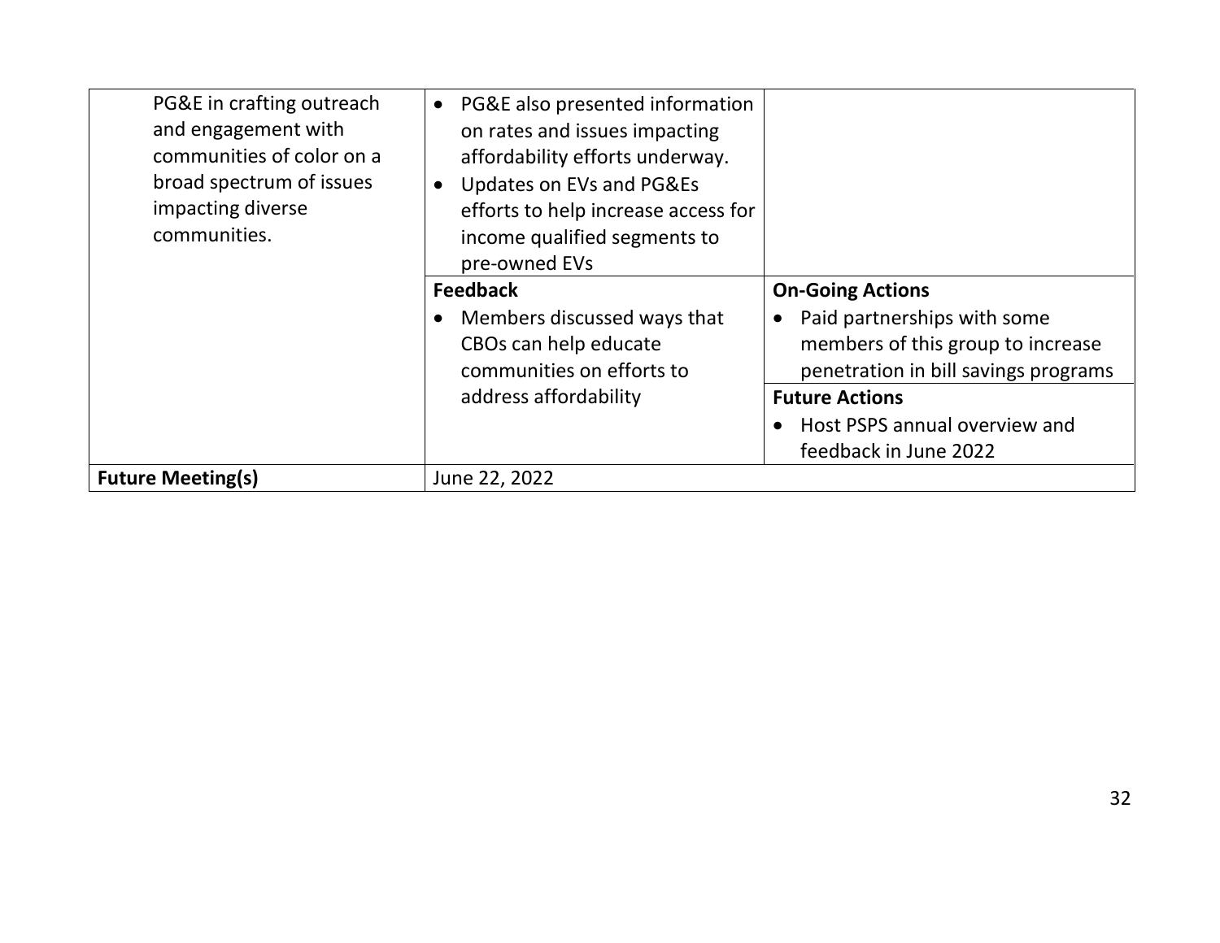| | | |
|---|---|---|
| PG&E in crafting outreach and engagement with communities of color on a broad spectrum of issues impacting diverse communities. | • PG&E also presented information on rates and issues impacting affordability efforts underway.<br>• Updates on EVs and PG&Es efforts to help increase access for income qualified segments to pre-owned EVs | |
| | **Feedback**<br>• Members discussed ways that CBOs can help educate communities on efforts to address affordability | **On-Going Actions**<br>• Paid partnerships with some members of this group to increase penetration in bill savings programs<br>**Future Actions**<br>• Host PSPS annual overview and feedback in June 2022 |
| **Future Meeting(s)** | June 22, 2022 | |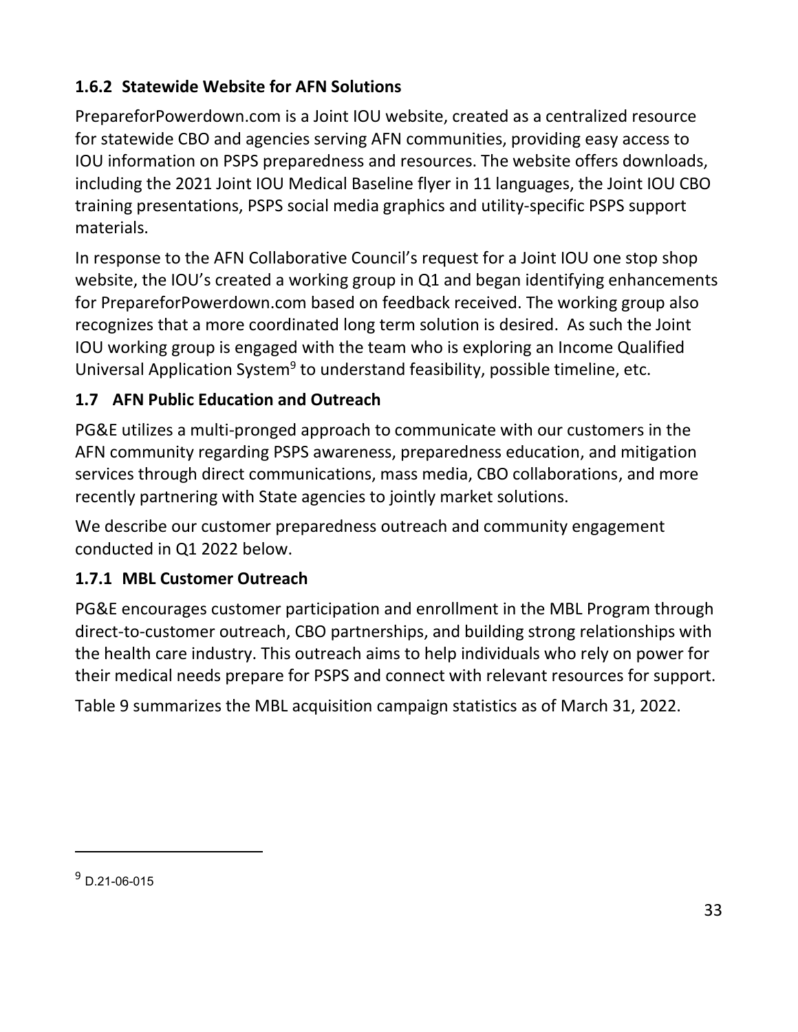### 1.6.2 Statewide Website for AFN Solutions

PrepareforPowerdown.com is a Joint IOU website, created as a centralized resource for statewide CBO and agencies serving AFN communities, providing easy access to IOU information on PSPS preparedness and resources. The website offers downloads, including the 2021 Joint IOU Medical Baseline flyer in 11 languages, the Joint IOU CBO training presentations, PSPS social media graphics and utility-specific PSPS support materials.

In response to the AFN Collaborative Council's request for a Joint IOU one stop shop website, the IOU's created a working group in Q1 and began identifying enhancements for PrepareforPowerdown.com based on feedback received. The working group also recognizes that a more coordinated long term solution is desired. As such the Joint IOU working group is engaged with the team who is exploring an Income Qualified Universal Application System[9] to understand feasibility, possible timeline, etc.

## 1.7 AFN Public Education and Outreach

PG&E utilizes a multi-pronged approach to communicate with our customers in the AFN community regarding PSPS awareness, preparedness education, and mitigation services through direct communications, mass media, CBO collaborations, and more recently partnering with State agencies to jointly market solutions.

We describe our customer preparedness outreach and community engagement conducted in Q1 2022 below.

### 1.7.1 MBL Customer Outreach

PG&E encourages customer participation and enrollment in the MBL Program through direct-to-customer outreach, CBO partnerships, and building strong relationships with the health care industry. This outreach aims to help individuals who rely on power for their medical needs prepare for PSPS and connect with relevant resources for support.

Table 9 summarizes the MBL acquisition campaign statistics as of March 31, 2022.

---

[9] D.21-06-015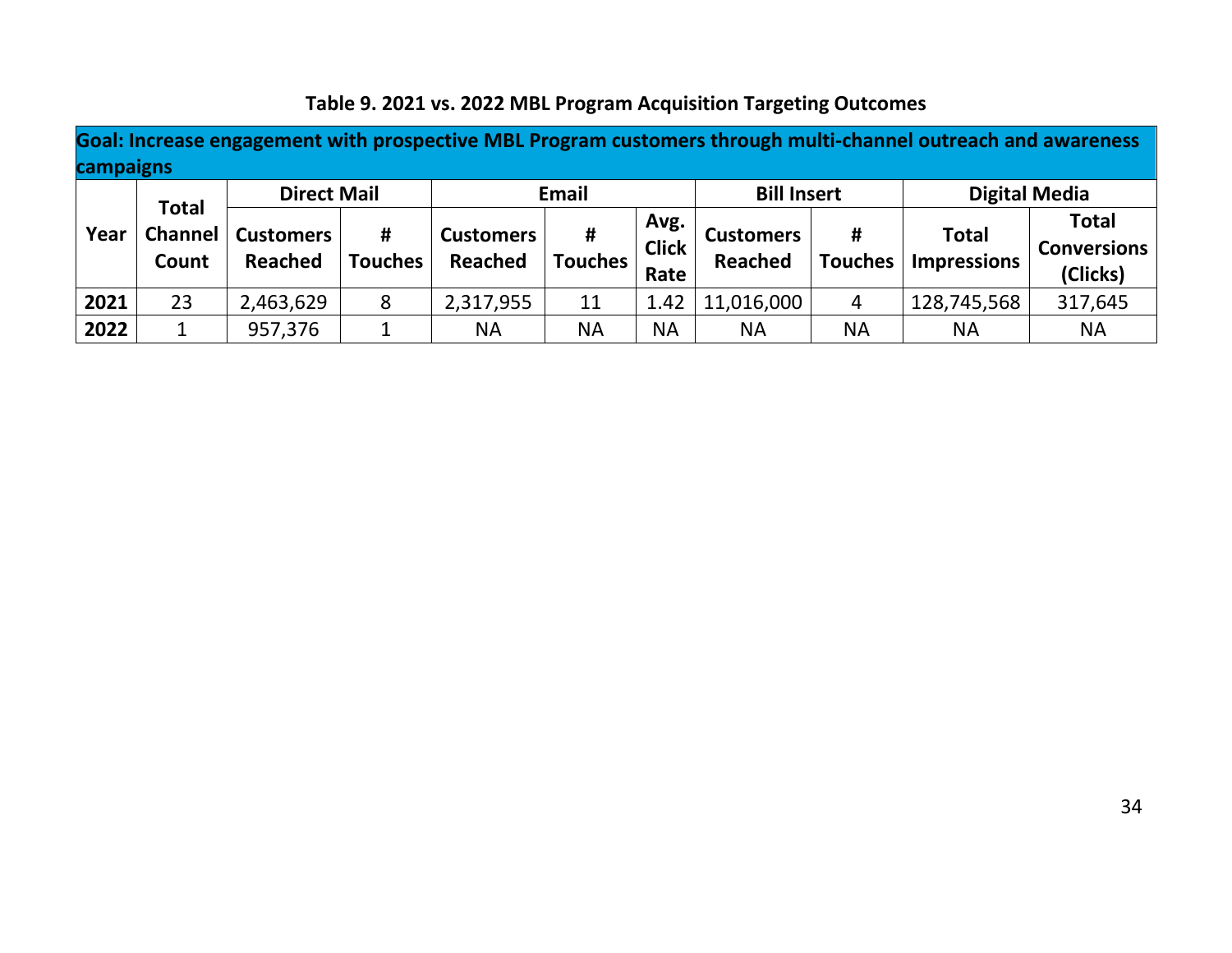**Table 9. 2021 vs. 2022 MBL Program Acquisition Targeting Outcomes**

| Goal: Increase engagement with prospective MBL Program customers through multi-channel outreach and awareness campaigns | | | | | | | | | | |
|---|---|---|---|---|---|---|---|---|---|---|
| Year | Total Channel Count | Direct Mail | | Email | | | Bill Insert | | Digital Media | |
| | | Customers Reached | # Touches | Customers Reached | # Touches | Avg. Click Rate | Customers Reached | # Touches | Total Impressions | Total Conversions (Clicks) |
| **2021** | 23 | 2,463,629 | 8 | 2,317,955 | 11 | 1.42 | 11,016,000 | 4 | 128,745,568 | 317,645 |
| **2022** | 1 | 957,376 | 1 | NA | NA | NA | NA | NA | NA | NA |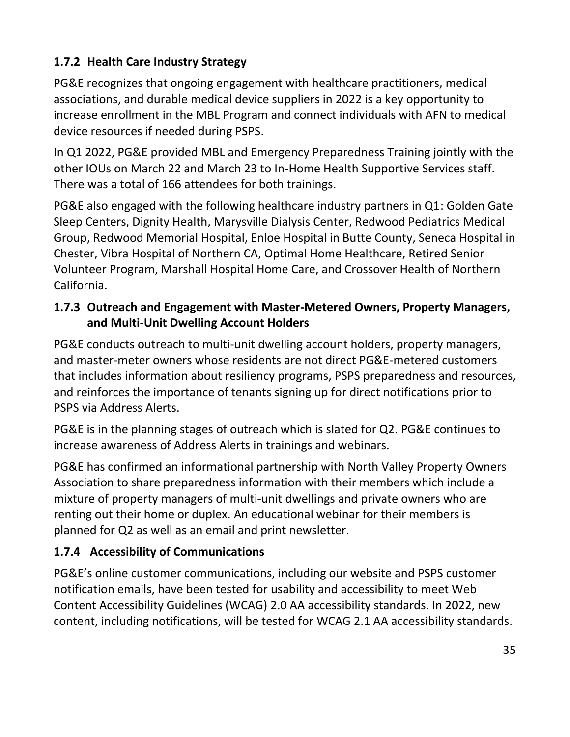### 1.7.2 Health Care Industry Strategy

PG&E recognizes that ongoing engagement with healthcare practitioners, medical associations, and durable medical device suppliers in 2022 is a key opportunity to increase enrollment in the MBL Program and connect individuals with AFN to medical device resources if needed during PSPS.

In Q1 2022, PG&E provided MBL and Emergency Preparedness Training jointly with the other IOUs on March 22 and March 23 to In-Home Health Supportive Services staff. There was a total of 166 attendees for both trainings.

PG&E also engaged with the following healthcare industry partners in Q1: Golden Gate Sleep Centers, Dignity Health, Marysville Dialysis Center, Redwood Pediatrics Medical Group, Redwood Memorial Hospital, Enloe Hospital in Butte County, Seneca Hospital in Chester, Vibra Hospital of Northern CA, Optimal Home Healthcare, Retired Senior Volunteer Program, Marshall Hospital Home Care, and Crossover Health of Northern California.

### 1.7.3 Outreach and Engagement with Master-Metered Owners, Property Managers, and Multi-Unit Dwelling Account Holders

PG&E conducts outreach to multi-unit dwelling account holders, property managers, and master-meter owners whose residents are not direct PG&E-metered customers that includes information about resiliency programs, PSPS preparedness and resources, and reinforces the importance of tenants signing up for direct notifications prior to PSPS via Address Alerts.

PG&E is in the planning stages of outreach which is slated for Q2. PG&E continues to increase awareness of Address Alerts in trainings and webinars.

PG&E has confirmed an informational partnership with North Valley Property Owners Association to share preparedness information with their members which include a mixture of property managers of multi-unit dwellings and private owners who are renting out their home or duplex. An educational webinar for their members is planned for Q2 as well as an email and print newsletter.

### 1.7.4 Accessibility of Communications

PG&E's online customer communications, including our website and PSPS customer notification emails, have been tested for usability and accessibility to meet Web Content Accessibility Guidelines (WCAG) 2.0 AA accessibility standards. In 2022, new content, including notifications, will be tested for WCAG 2.1 AA accessibility standards.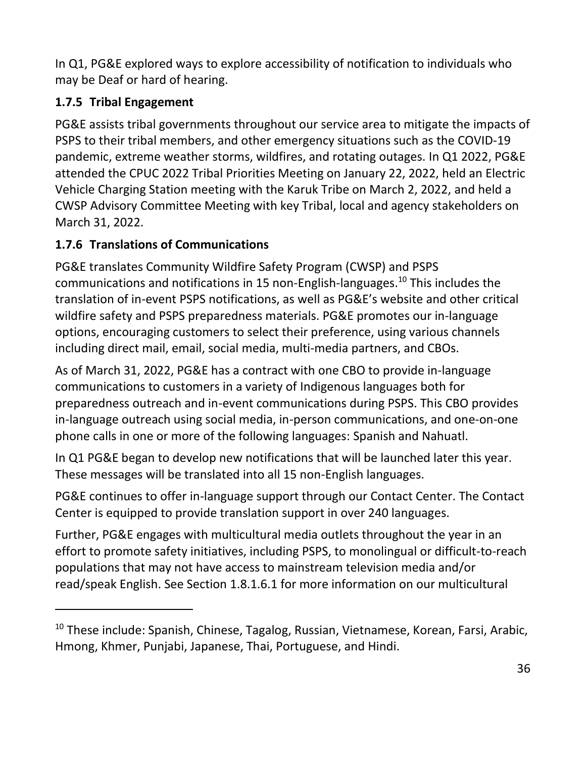In Q1, PG&E explored ways to explore accessibility of notification to individuals who may be Deaf or hard of hearing.

### 1.7.5 Tribal Engagement

PG&E assists tribal governments throughout our service area to mitigate the impacts of PSPS to their tribal members, and other emergency situations such as the COVID-19 pandemic, extreme weather storms, wildfires, and rotating outages. In Q1 2022, PG&E attended the CPUC 2022 Tribal Priorities Meeting on January 22, 2022, held an Electric Vehicle Charging Station meeting with the Karuk Tribe on March 2, 2022, and held a CWSP Advisory Committee Meeting with key Tribal, local and agency stakeholders on March 31, 2022.

### 1.7.6 Translations of Communications

PG&E translates Community Wildfire Safety Program (CWSP) and PSPS communications and notifications in 15 non-English-languages.[10] This includes the translation of in-event PSPS notifications, as well as PG&E's website and other critical wildfire safety and PSPS preparedness materials. PG&E promotes our in-language options, encouraging customers to select their preference, using various channels including direct mail, email, social media, multi-media partners, and CBOs.

As of March 31, 2022, PG&E has a contract with one CBO to provide in-language communications to customers in a variety of Indigenous languages both for preparedness outreach and in-event communications during PSPS. This CBO provides in-language outreach using social media, in-person communications, and one-on-one phone calls in one or more of the following languages: Spanish and Nahuatl.

In Q1 PG&E began to develop new notifications that will be launched later this year. These messages will be translated into all 15 non-English languages.

PG&E continues to offer in-language support through our Contact Center. The Contact Center is equipped to provide translation support in over 240 languages.

Further, PG&E engages with multicultural media outlets throughout the year in an effort to promote safety initiatives, including PSPS, to monolingual or difficult-to-reach populations that may not have access to mainstream television media and/or read/speak English. See Section 1.8.1.6.1 for more information on our multicultural

---

[10] These include: Spanish, Chinese, Tagalog, Russian, Vietnamese, Korean, Farsi, Arabic, Hmong, Khmer, Punjabi, Japanese, Thai, Portuguese, and Hindi.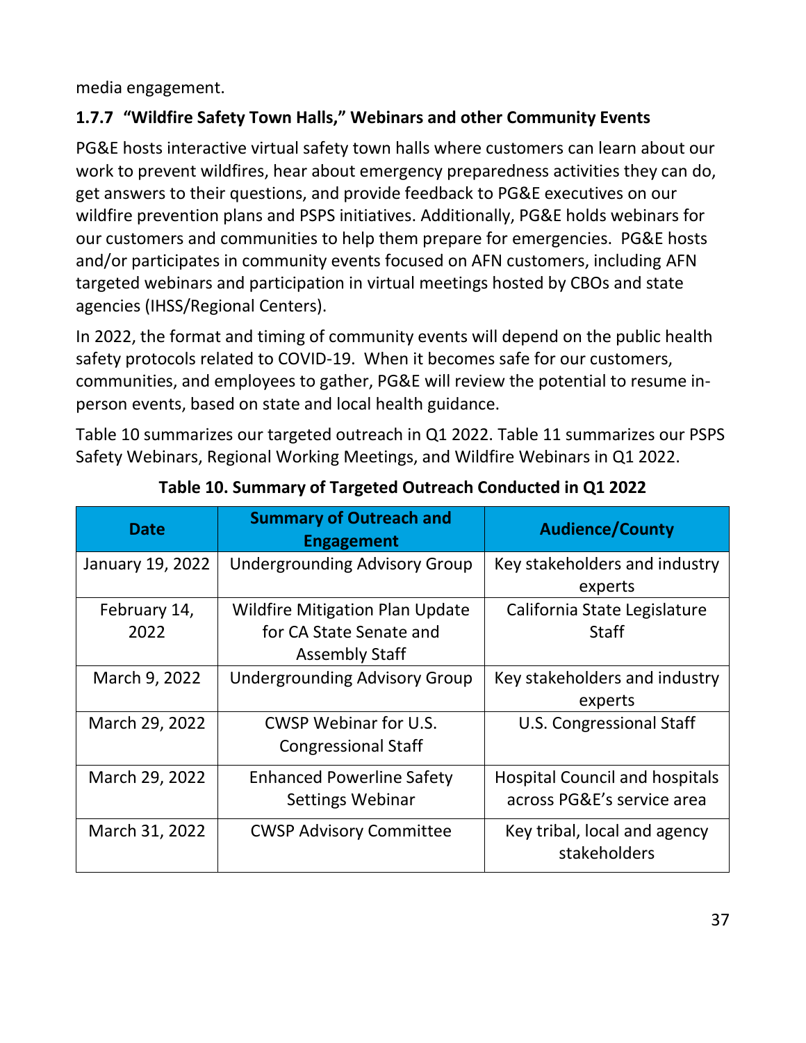media engagement.

### 1.7.7 "Wildfire Safety Town Halls," Webinars and other Community Events

PG&E hosts interactive virtual safety town halls where customers can learn about our work to prevent wildfires, hear about emergency preparedness activities they can do, get answers to their questions, and provide feedback to PG&E executives on our wildfire prevention plans and PSPS initiatives. Additionally, PG&E holds webinars for our customers and communities to help them prepare for emergencies. PG&E hosts and/or participates in community events focused on AFN customers, including AFN targeted webinars and participation in virtual meetings hosted by CBOs and state agencies (IHSS/Regional Centers).

In 2022, the format and timing of community events will depend on the public health safety protocols related to COVID-19. When it becomes safe for our customers, communities, and employees to gather, PG&E will review the potential to resume in-person events, based on state and local health guidance.

Table 10 summarizes our targeted outreach in Q1 2022. Table 11 summarizes our PSPS Safety Webinars, Regional Working Meetings, and Wildfire Webinars in Q1 2022.

**Table 10. Summary of Targeted Outreach Conducted in Q1 2022**

| Date | Summary of Outreach and Engagement | Audience/County |
|---|---|---|
| January 19, 2022 | Undergrounding Advisory Group | Key stakeholders and industry experts |
| February 14, 2022 | Wildfire Mitigation Plan Update for CA State Senate and Assembly Staff | California State Legislature Staff |
| March 9, 2022 | Undergrounding Advisory Group | Key stakeholders and industry experts |
| March 29, 2022 | CWSP Webinar for U.S. Congressional Staff | U.S. Congressional Staff |
| March 29, 2022 | Enhanced Powerline Safety Settings Webinar | Hospital Council and hospitals across PG&E's service area |
| March 31, 2022 | CWSP Advisory Committee | Key tribal, local and agency stakeholders |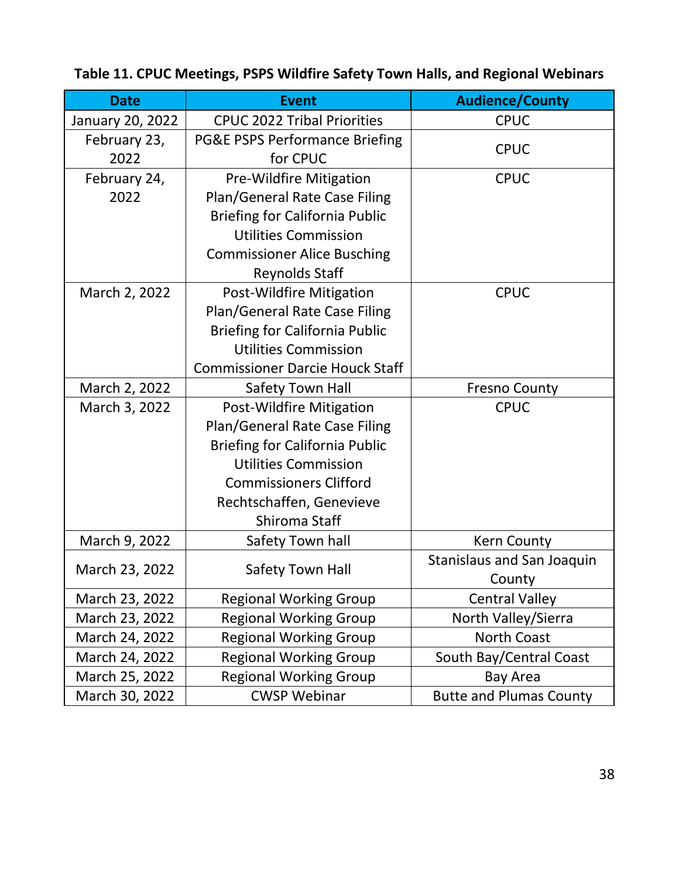**Table 11. CPUC Meetings, PSPS Wildfire Safety Town Halls, and Regional Webinars**

| Date | Event | Audience/County |
|---|---|---|
| January 20, 2022 | CPUC 2022 Tribal Priorities | CPUC |
| February 23, 2022 | PG&E PSPS Performance Briefing for CPUC | CPUC |
| February 24, 2022 | Pre-Wildfire Mitigation Plan/General Rate Case Filing Briefing for California Public Utilities Commission Commissioner Alice Busching Reynolds Staff | CPUC |
| March 2, 2022 | Post-Wildfire Mitigation Plan/General Rate Case Filing Briefing for California Public Utilities Commission Commissioner Darcie Houck Staff | CPUC |
| March 2, 2022 | Safety Town Hall | Fresno County |
| March 3, 2022 | Post-Wildfire Mitigation Plan/General Rate Case Filing Briefing for California Public Utilities Commission Commissioners Clifford Rechtschaffen, Genevieve Shiroma Staff | CPUC |
| March 9, 2022 | Safety Town hall | Kern County |
| March 23, 2022 | Safety Town Hall | Stanislaus and San Joaquin County |
| March 23, 2022 | Regional Working Group | Central Valley |
| March 23, 2022 | Regional Working Group | North Valley/Sierra |
| March 24, 2022 | Regional Working Group | North Coast |
| March 24, 2022 | Regional Working Group | South Bay/Central Coast |
| March 25, 2022 | Regional Working Group | Bay Area |
| March 30, 2022 | CWSP Webinar | Butte and Plumas County |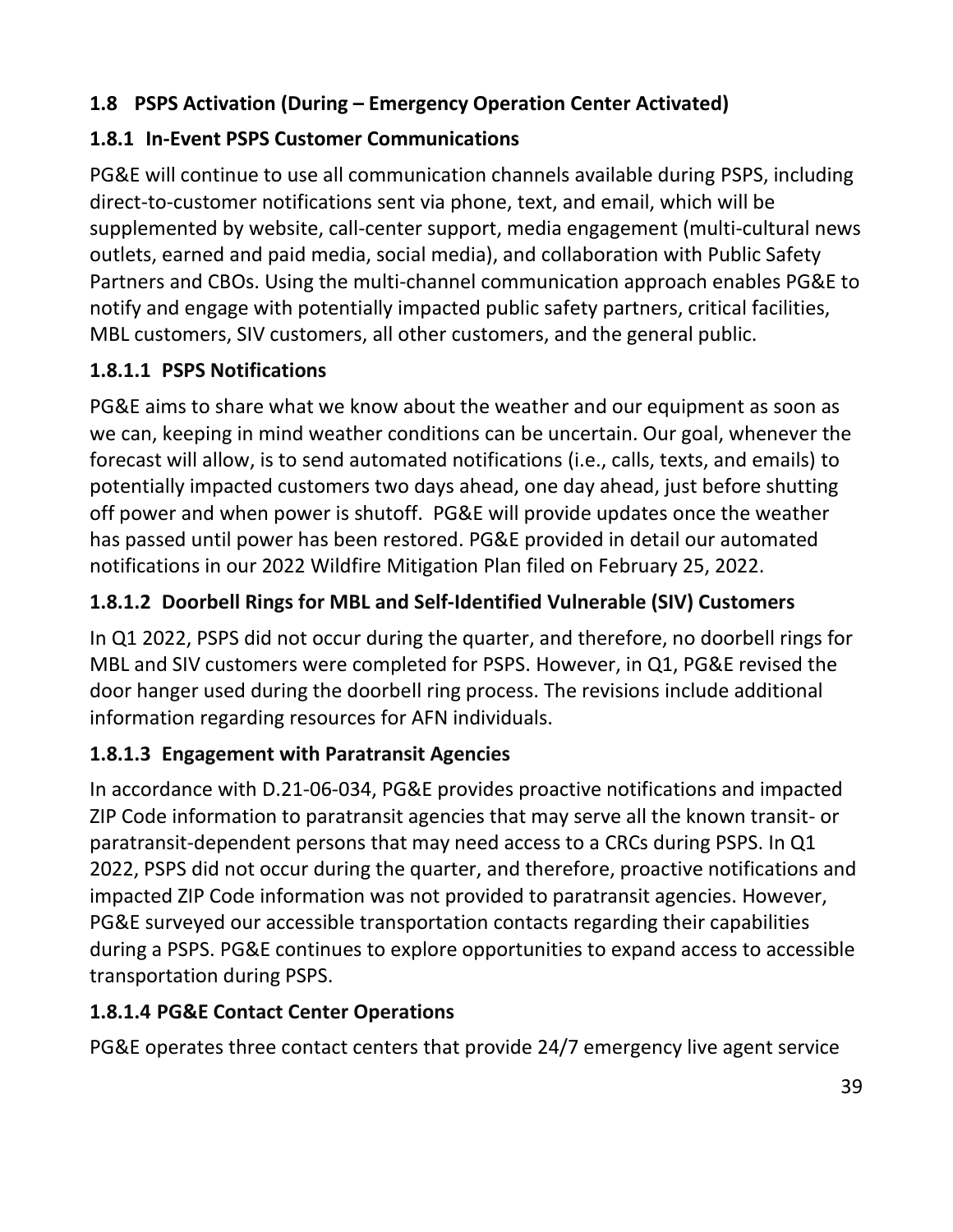## 1.8 PSPS Activation (During – Emergency Operation Center Activated)

### 1.8.1 In-Event PSPS Customer Communications

PG&E will continue to use all communication channels available during PSPS, including direct-to-customer notifications sent via phone, text, and email, which will be supplemented by website, call-center support, media engagement (multi-cultural news outlets, earned and paid media, social media), and collaboration with Public Safety Partners and CBOs. Using the multi-channel communication approach enables PG&E to notify and engage with potentially impacted public safety partners, critical facilities, MBL customers, SIV customers, all other customers, and the general public.

#### 1.8.1.1 PSPS Notifications

PG&E aims to share what we know about the weather and our equipment as soon as we can, keeping in mind weather conditions can be uncertain. Our goal, whenever the forecast will allow, is to send automated notifications (i.e., calls, texts, and emails) to potentially impacted customers two days ahead, one day ahead, just before shutting off power and when power is shutoff. PG&E will provide updates once the weather has passed until power has been restored. PG&E provided in detail our automated notifications in our 2022 Wildfire Mitigation Plan filed on February 25, 2022.

#### 1.8.1.2 Doorbell Rings for MBL and Self-Identified Vulnerable (SIV) Customers

In Q1 2022, PSPS did not occur during the quarter, and therefore, no doorbell rings for MBL and SIV customers were completed for PSPS. However, in Q1, PG&E revised the door hanger used during the doorbell ring process. The revisions include additional information regarding resources for AFN individuals.

#### 1.8.1.3 Engagement with Paratransit Agencies

In accordance with D.21-06-034, PG&E provides proactive notifications and impacted ZIP Code information to paratransit agencies that may serve all the known transit- or paratransit-dependent persons that may need access to a CRCs during PSPS. In Q1 2022, PSPS did not occur during the quarter, and therefore, proactive notifications and impacted ZIP Code information was not provided to paratransit agencies. However, PG&E surveyed our accessible transportation contacts regarding their capabilities during a PSPS. PG&E continues to explore opportunities to expand access to accessible transportation during PSPS.

#### 1.8.1.4 PG&E Contact Center Operations

PG&E operates three contact centers that provide 24/7 emergency live agent service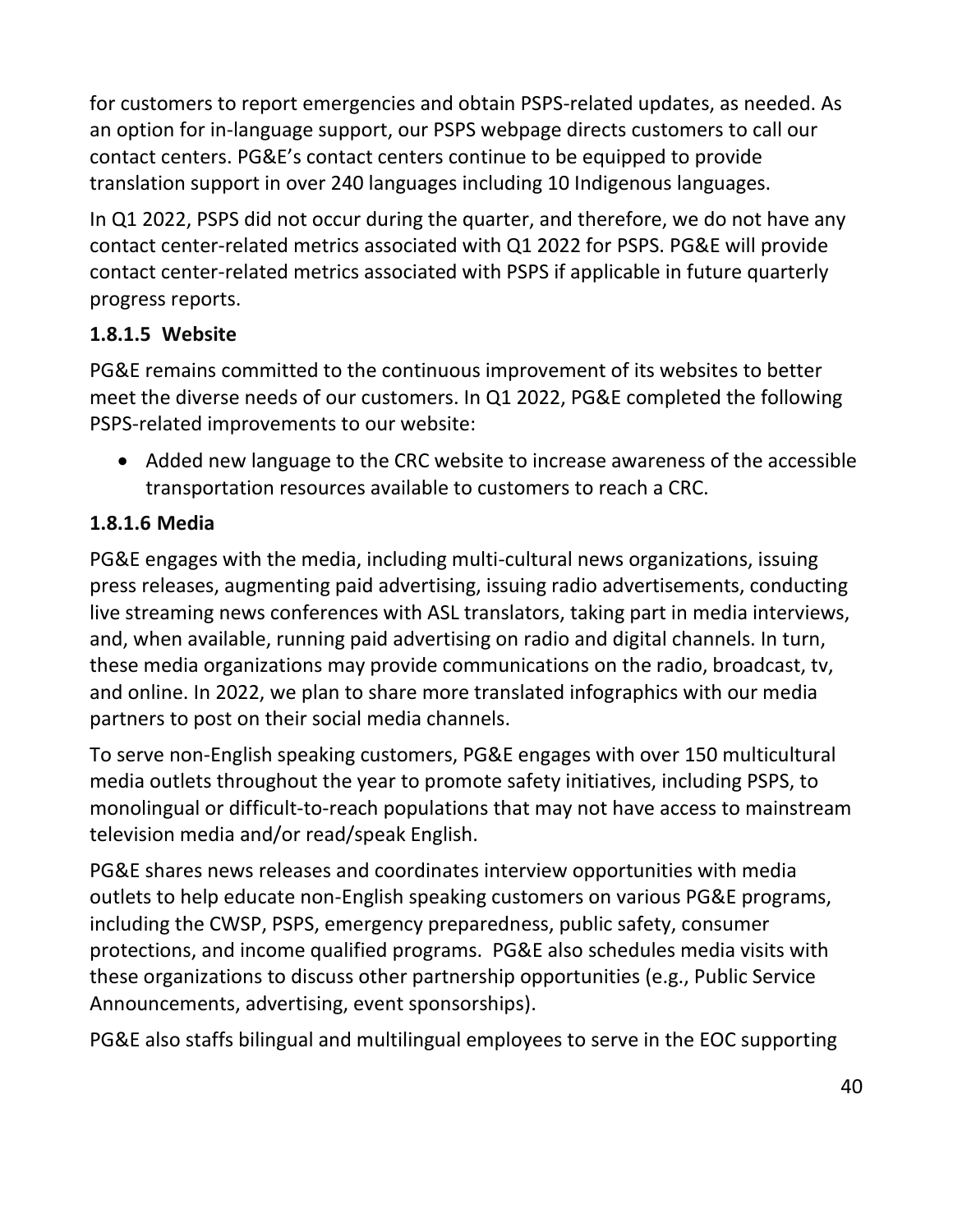for customers to report emergencies and obtain PSPS-related updates, as needed. As an option for in-language support, our PSPS webpage directs customers to call our contact centers. PG&E's contact centers continue to be equipped to provide translation support in over 240 languages including 10 Indigenous languages.

In Q1 2022, PSPS did not occur during the quarter, and therefore, we do not have any contact center-related metrics associated with Q1 2022 for PSPS. PG&E will provide contact center-related metrics associated with PSPS if applicable in future quarterly progress reports.

#### 1.8.1.5 Website

PG&E remains committed to the continuous improvement of its websites to better meet the diverse needs of our customers. In Q1 2022, PG&E completed the following PSPS-related improvements to our website:

- Added new language to the CRC website to increase awareness of the accessible transportation resources available to customers to reach a CRC.

#### 1.8.1.6 Media

PG&E engages with the media, including multi-cultural news organizations, issuing press releases, augmenting paid advertising, issuing radio advertisements, conducting live streaming news conferences with ASL translators, taking part in media interviews, and, when available, running paid advertising on radio and digital channels. In turn, these media organizations may provide communications on the radio, broadcast, tv, and online. In 2022, we plan to share more translated infographics with our media partners to post on their social media channels.

To serve non-English speaking customers, PG&E engages with over 150 multicultural media outlets throughout the year to promote safety initiatives, including PSPS, to monolingual or difficult-to-reach populations that may not have access to mainstream television media and/or read/speak English.

PG&E shares news releases and coordinates interview opportunities with media outlets to help educate non-English speaking customers on various PG&E programs, including the CWSP, PSPS, emergency preparedness, public safety, consumer protections, and income qualified programs. PG&E also schedules media visits with these organizations to discuss other partnership opportunities (e.g., Public Service Announcements, advertising, event sponsorships).

PG&E also staffs bilingual and multilingual employees to serve in the EOC supporting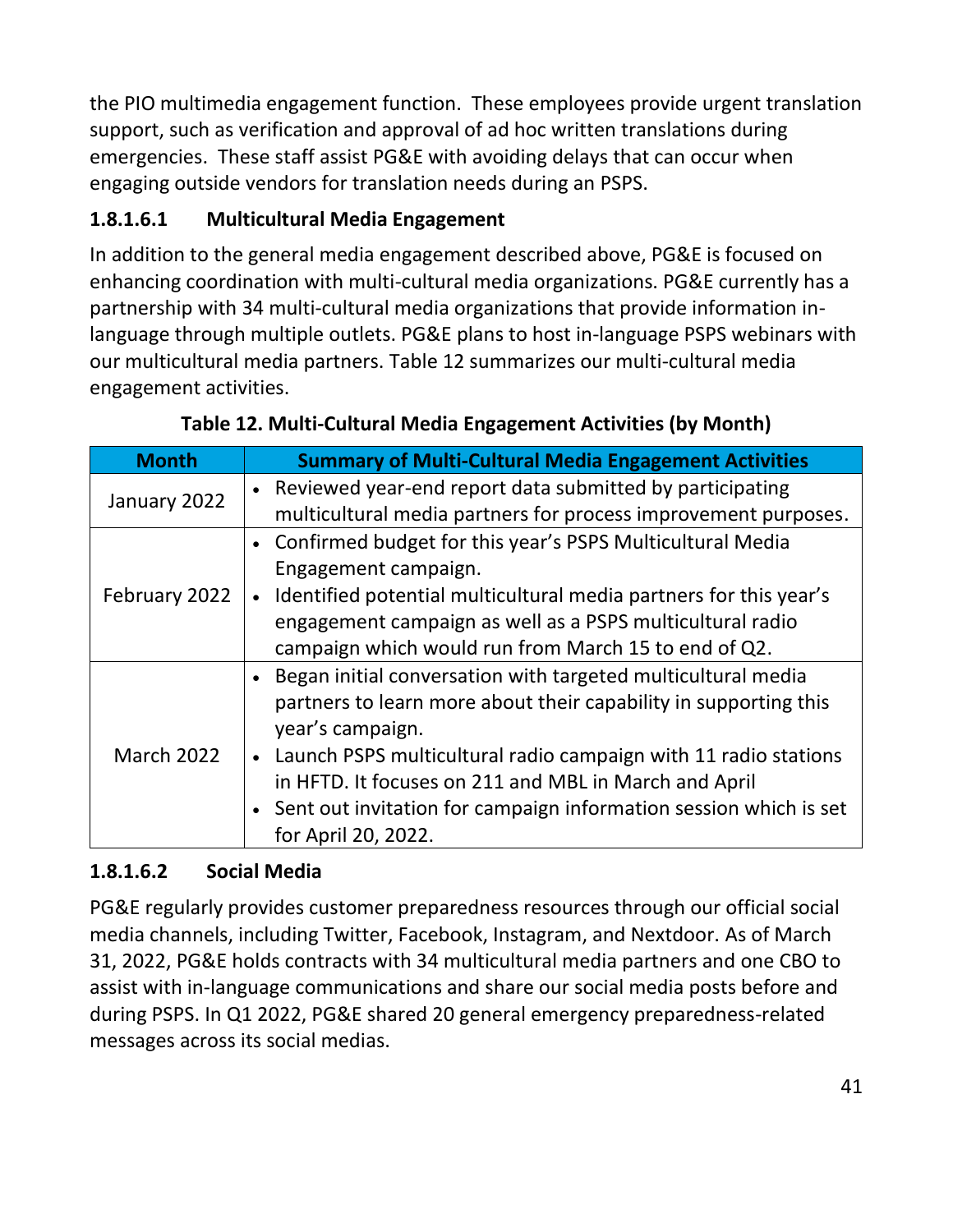the PIO multimedia engagement function. These employees provide urgent translation support, such as verification and approval of ad hoc written translations during emergencies. These staff assist PG&E with avoiding delays that can occur when engaging outside vendors for translation needs during an PSPS.

#### 1.8.1.6.1 Multicultural Media Engagement

In addition to the general media engagement described above, PG&E is focused on enhancing coordination with multi-cultural media organizations. PG&E currently has a partnership with 34 multi-cultural media organizations that provide information in-language through multiple outlets. PG&E plans to host in-language PSPS webinars with our multicultural media partners. Table 12 summarizes our multi-cultural media engagement activities.

**Table 12. Multi-Cultural Media Engagement Activities (by Month)**

| Month | Summary of Multi-Cultural Media Engagement Activities |
|---|---|
| January 2022 | • Reviewed year-end report data submitted by participating multicultural media partners for process improvement purposes. |
| February 2022 | • Confirmed budget for this year's PSPS Multicultural Media Engagement campaign.<br>• Identified potential multicultural media partners for this year's engagement campaign as well as a PSPS multicultural radio campaign which would run from March 15 to end of Q2. |
| March 2022 | • Began initial conversation with targeted multicultural media partners to learn more about their capability in supporting this year's campaign.<br>• Launch PSPS multicultural radio campaign with 11 radio stations in HFTD. It focuses on 211 and MBL in March and April<br>• Sent out invitation for campaign information session which is set for April 20, 2022. |

#### 1.8.1.6.2 Social Media

PG&E regularly provides customer preparedness resources through our official social media channels, including Twitter, Facebook, Instagram, and Nextdoor. As of March 31, 2022, PG&E holds contracts with 34 multicultural media partners and one CBO to assist with in-language communications and share our social media posts before and during PSPS. In Q1 2022, PG&E shared 20 general emergency preparedness-related messages across its social medias.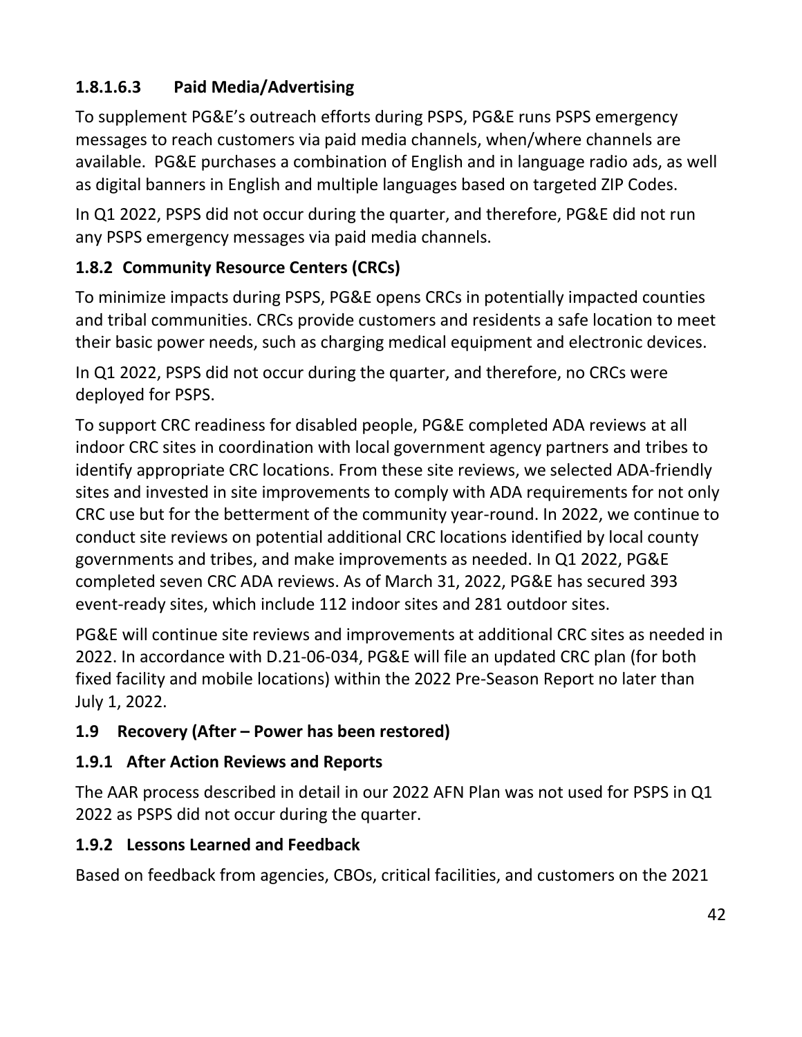#### 1.8.1.6.3 Paid Media/Advertising

To supplement PG&E's outreach efforts during PSPS, PG&E runs PSPS emergency messages to reach customers via paid media channels, when/where channels are available. PG&E purchases a combination of English and in language radio ads, as well as digital banners in English and multiple languages based on targeted ZIP Codes.

In Q1 2022, PSPS did not occur during the quarter, and therefore, PG&E did not run any PSPS emergency messages via paid media channels.

### 1.8.2 Community Resource Centers (CRCs)

To minimize impacts during PSPS, PG&E opens CRCs in potentially impacted counties and tribal communities. CRCs provide customers and residents a safe location to meet their basic power needs, such as charging medical equipment and electronic devices.

In Q1 2022, PSPS did not occur during the quarter, and therefore, no CRCs were deployed for PSPS.

To support CRC readiness for disabled people, PG&E completed ADA reviews at all indoor CRC sites in coordination with local government agency partners and tribes to identify appropriate CRC locations. From these site reviews, we selected ADA-friendly sites and invested in site improvements to comply with ADA requirements for not only CRC use but for the betterment of the community year-round. In 2022, we continue to conduct site reviews on potential additional CRC locations identified by local county governments and tribes, and make improvements as needed. In Q1 2022, PG&E completed seven CRC ADA reviews. As of March 31, 2022, PG&E has secured 393 event-ready sites, which include 112 indoor sites and 281 outdoor sites.

PG&E will continue site reviews and improvements at additional CRC sites as needed in 2022. In accordance with D.21-06-034, PG&E will file an updated CRC plan (for both fixed facility and mobile locations) within the 2022 Pre-Season Report no later than July 1, 2022.

## 1.9 Recovery (After – Power has been restored)

### 1.9.1 After Action Reviews and Reports

The AAR process described in detail in our 2022 AFN Plan was not used for PSPS in Q1 2022 as PSPS did not occur during the quarter.

### 1.9.2 Lessons Learned and Feedback

Based on feedback from agencies, CBOs, critical facilities, and customers on the 2021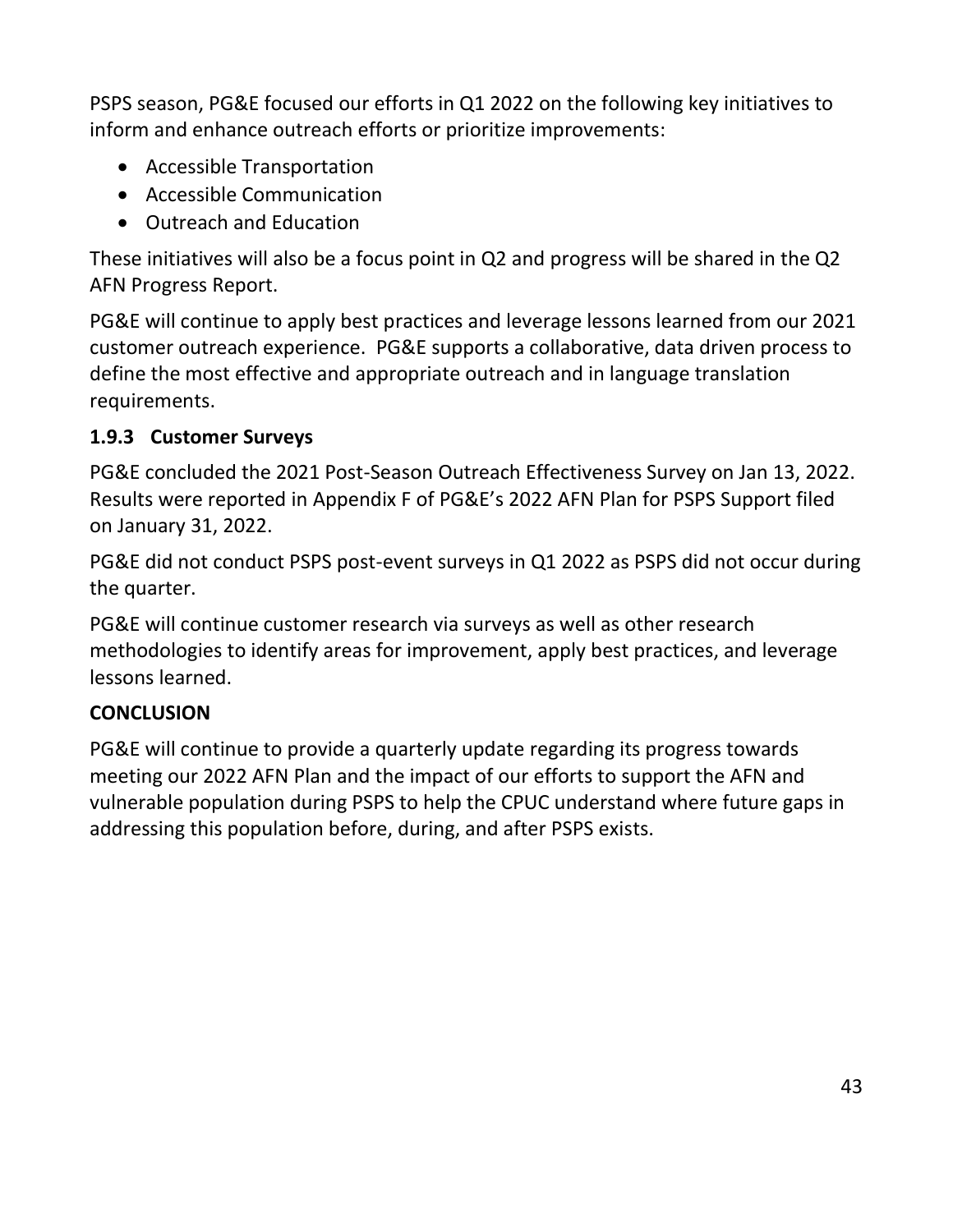PSPS season, PG&E focused our efforts in Q1 2022 on the following key initiatives to inform and enhance outreach efforts or prioritize improvements:

- Accessible Transportation
- Accessible Communication
- Outreach and Education

These initiatives will also be a focus point in Q2 and progress will be shared in the Q2 AFN Progress Report.

PG&E will continue to apply best practices and leverage lessons learned from our 2021 customer outreach experience. PG&E supports a collaborative, data driven process to define the most effective and appropriate outreach and in language translation requirements.

### 1.9.3 Customer Surveys

PG&E concluded the 2021 Post-Season Outreach Effectiveness Survey on Jan 13, 2022. Results were reported in Appendix F of PG&E's 2022 AFN Plan for PSPS Support filed on January 31, 2022.

PG&E did not conduct PSPS post-event surveys in Q1 2022 as PSPS did not occur during the quarter.

PG&E will continue customer research via surveys as well as other research methodologies to identify areas for improvement, apply best practices, and leverage lessons learned.

## CONCLUSION

PG&E will continue to provide a quarterly update regarding its progress towards meeting our 2022 AFN Plan and the impact of our efforts to support the AFN and vulnerable population during PSPS to help the CPUC understand where future gaps in addressing this population before, during, and after PSPS exists.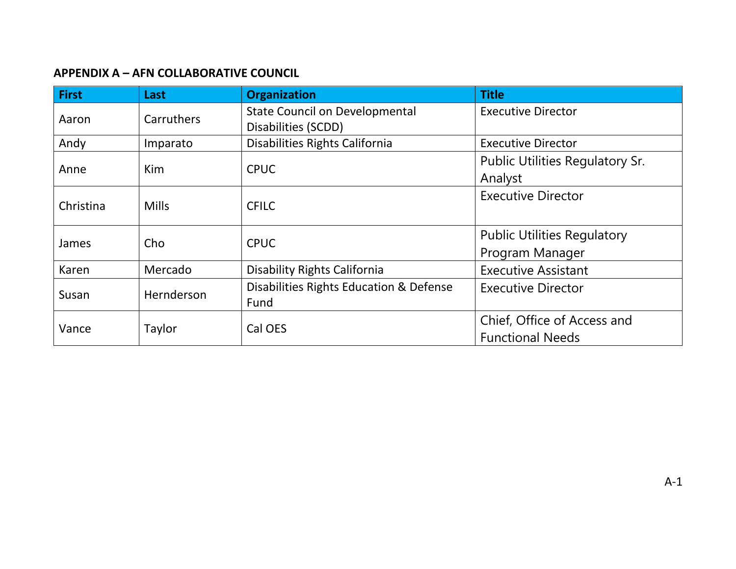**APPENDIX A – AFN COLLABORATIVE COUNCIL**

| First | Last | Organization | Title |
|---|---|---|---|
| Aaron | Carruthers | State Council on Developmental Disabilities (SCDD) | Executive Director |
| Andy | Imparato | Disabilities Rights California | Executive Director |
| Anne | Kim | CPUC | Public Utilities Regulatory Sr. Analyst |
| Christina | Mills | CFILC | Executive Director |
| James | Cho | CPUC | Public Utilities Regulatory Program Manager |
| Karen | Mercado | Disability Rights California | Executive Assistant |
| Susan | Hernderson | Disabilities Rights Education & Defense Fund | Executive Director |
| Vance | Taylor | Cal OES | Chief, Office of Access and Functional Needs |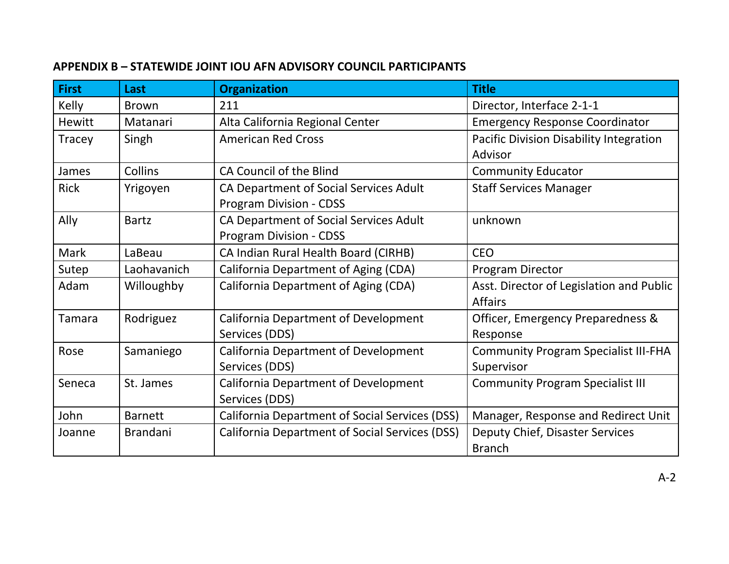## APPENDIX B – STATEWIDE JOINT IOU AFN ADVISORY COUNCIL PARTICIPANTS

| First | Last | Organization | Title |
|---|---|---|---|
| Kelly | Brown | 211 | Director, Interface 2-1-1 |
| Hewitt | Matanari | Alta California Regional Center | Emergency Response Coordinator |
| Tracey | Singh | American Red Cross | Pacific Division Disability Integration Advisor |
| James | Collins | CA Council of the Blind | Community Educator |
| Rick | Yrigoyen | CA Department of Social Services Adult Program Division - CDSS | Staff Services Manager |
| Ally | Bartz | CA Department of Social Services Adult Program Division - CDSS | unknown |
| Mark | LaBeau | CA Indian Rural Health Board (CIRHB) | CEO |
| Sutep | Laohavanich | California Department of Aging (CDA) | Program Director |
| Adam | Willoughby | California Department of Aging (CDA) | Asst. Director of Legislation and Public Affairs |
| Tamara | Rodriguez | California Department of Development Services (DDS) | Officer, Emergency Preparedness & Response |
| Rose | Samaniego | California Department of Development Services (DDS) | Community Program Specialist III-FHA Supervisor |
| Seneca | St. James | California Department of Development Services (DDS) | Community Program Specialist III |
| John | Barnett | California Department of Social Services (DSS) | Manager, Response and Redirect Unit |
| Joanne | Brandani | California Department of Social Services (DSS) | Deputy Chief, Disaster Services Branch |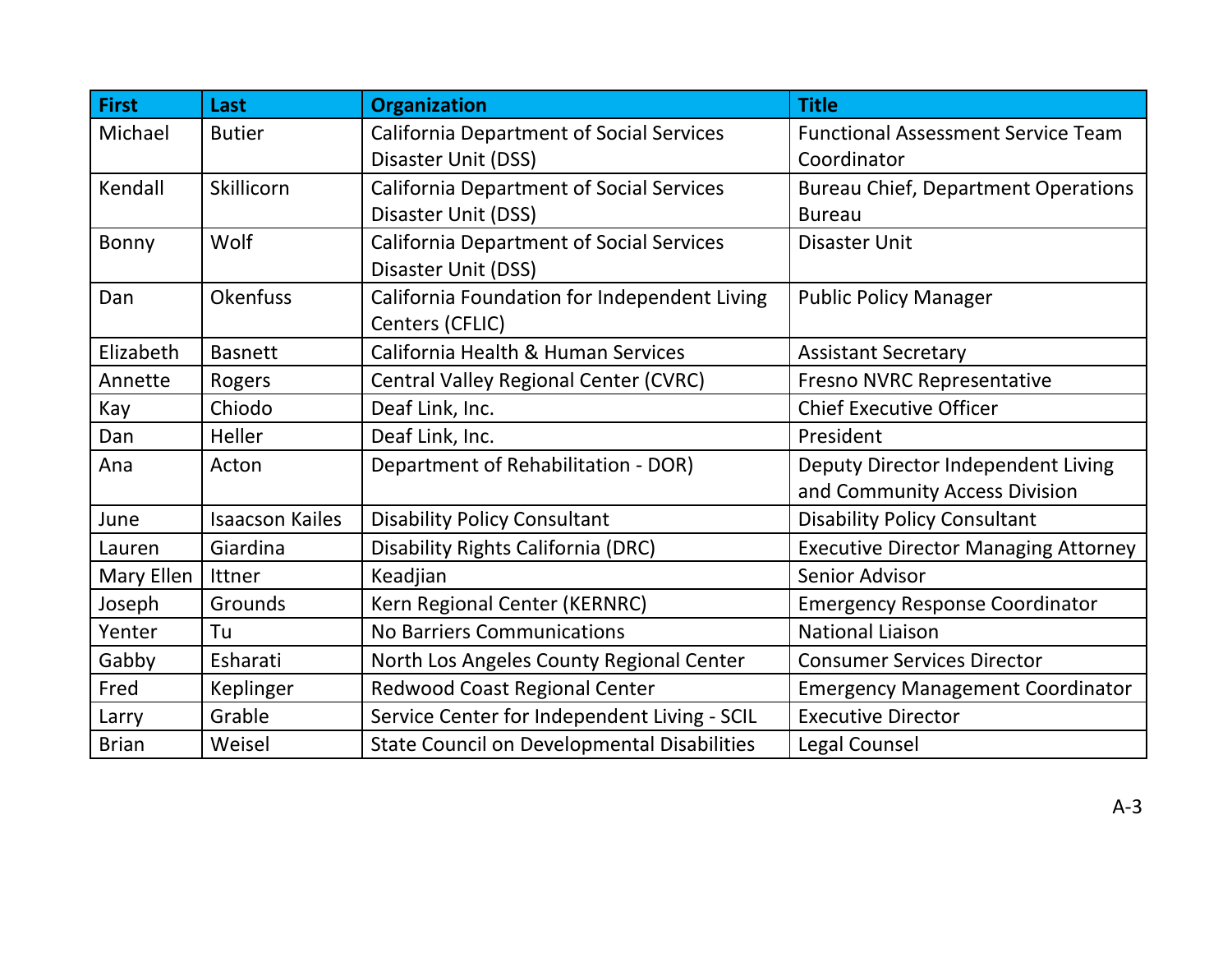| First | Last | Organization | Title |
|---|---|---|---|
| Michael | Butier | California Department of Social Services Disaster Unit (DSS) | Functional Assessment Service Team Coordinator |
| Kendall | Skillicorn | California Department of Social Services Disaster Unit (DSS) | Bureau Chief, Department Operations Bureau |
| Bonny | Wolf | California Department of Social Services Disaster Unit (DSS) | Disaster Unit |
| Dan | Okenfuss | California Foundation for Independent Living Centers (CFLIC) | Public Policy Manager |
| Elizabeth | Basnett | California Health & Human Services | Assistant Secretary |
| Annette | Rogers | Central Valley Regional Center (CVRC) | Fresno NVRC Representative |
| Kay | Chiodo | Deaf Link, Inc. | Chief Executive Officer |
| Dan | Heller | Deaf Link, Inc. | President |
| Ana | Acton | Department of Rehabilitation - DOR) | Deputy Director Independent Living and Community Access Division |
| June | Isaacson Kailes | Disability Policy Consultant | Disability Policy Consultant |
| Lauren | Giardina | Disability Rights California (DRC) | Executive Director Managing Attorney |
| Mary Ellen | Ittner | Keadjian | Senior Advisor |
| Joseph | Grounds | Kern Regional Center (KERNRC) | Emergency Response Coordinator |
| Yenter | Tu | No Barriers Communications | National Liaison |
| Gabby | Esharati | North Los Angeles County Regional Center | Consumer Services Director |
| Fred | Keplinger | Redwood Coast Regional Center | Emergency Management Coordinator |
| Larry | Grable | Service Center for Independent Living - SCIL | Executive Director |
| Brian | Weisel | State Council on Developmental Disabilities | Legal Counsel |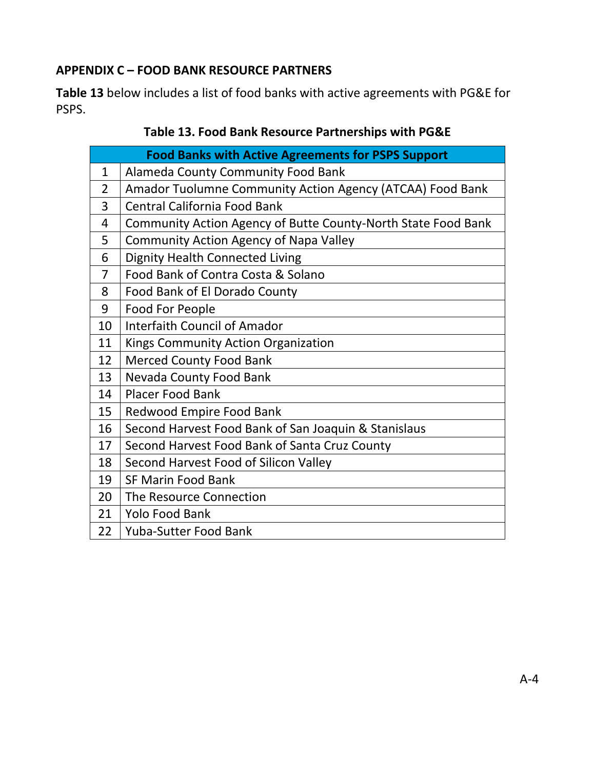## APPENDIX C – FOOD BANK RESOURCE PARTNERS

**Table 13** below includes a list of food banks with active agreements with PG&E for PSPS.

**Table 13. Food Bank Resource Partnerships with PG&E**

| | Food Banks with Active Agreements for PSPS Support |
|---|---|
| 1 | Alameda County Community Food Bank |
| 2 | Amador Tuolumne Community Action Agency (ATCAA) Food Bank |
| 3 | Central California Food Bank |
| 4 | Community Action Agency of Butte County-North State Food Bank |
| 5 | Community Action Agency of Napa Valley |
| 6 | Dignity Health Connected Living |
| 7 | Food Bank of Contra Costa & Solano |
| 8 | Food Bank of El Dorado County |
| 9 | Food For People |
| 10 | Interfaith Council of Amador |
| 11 | Kings Community Action Organization |
| 12 | Merced County Food Bank |
| 13 | Nevada County Food Bank |
| 14 | Placer Food Bank |
| 15 | Redwood Empire Food Bank |
| 16 | Second Harvest Food Bank of San Joaquin & Stanislaus |
| 17 | Second Harvest Food Bank of Santa Cruz County |
| 18 | Second Harvest Food of Silicon Valley |
| 19 | SF Marin Food Bank |
| 20 | The Resource Connection |
| 21 | Yolo Food Bank |
| 22 | Yuba-Sutter Food Bank |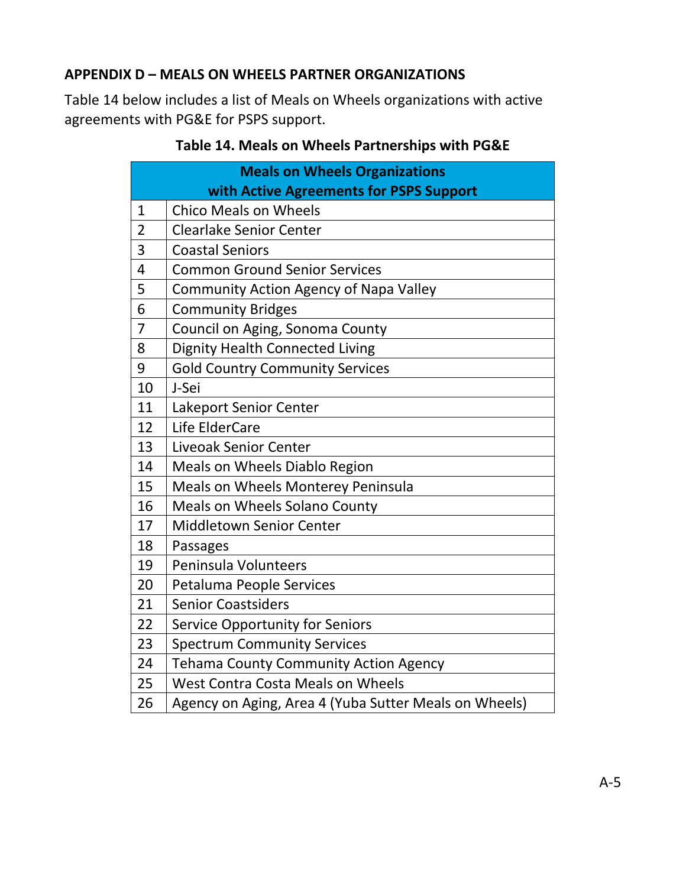## APPENDIX D – MEALS ON WHEELS PARTNER ORGANIZATIONS

Table 14 below includes a list of Meals on Wheels organizations with active agreements with PG&E for PSPS support.

**Table 14. Meals on Wheels Partnerships with PG&E**

| Meals on Wheels Organizations with Active Agreements for PSPS Support | |
|---|---|
| 1 | Chico Meals on Wheels |
| 2 | Clearlake Senior Center |
| 3 | Coastal Seniors |
| 4 | Common Ground Senior Services |
| 5 | Community Action Agency of Napa Valley |
| 6 | Community Bridges |
| 7 | Council on Aging, Sonoma County |
| 8 | Dignity Health Connected Living |
| 9 | Gold Country Community Services |
| 10 | J-Sei |
| 11 | Lakeport Senior Center |
| 12 | Life ElderCare |
| 13 | Liveoak Senior Center |
| 14 | Meals on Wheels Diablo Region |
| 15 | Meals on Wheels Monterey Peninsula |
| 16 | Meals on Wheels Solano County |
| 17 | Middletown Senior Center |
| 18 | Passages |
| 19 | Peninsula Volunteers |
| 20 | Petaluma People Services |
| 21 | Senior Coastsiders |
| 22 | Service Opportunity for Seniors |
| 23 | Spectrum Community Services |
| 24 | Tehama County Community Action Agency |
| 25 | West Contra Costa Meals on Wheels |
| 26 | Agency on Aging, Area 4 (Yuba Sutter Meals on Wheels) |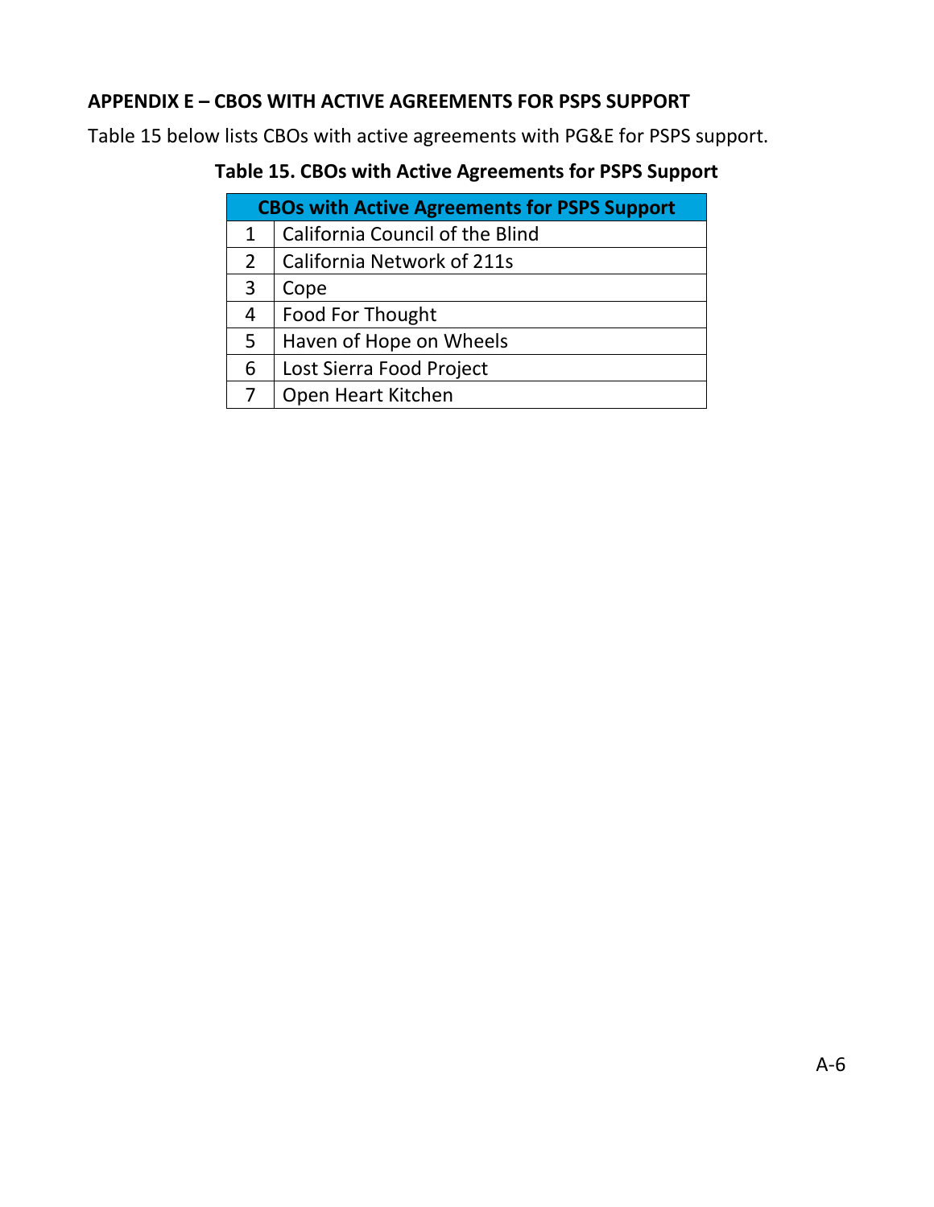## APPENDIX E – CBOS WITH ACTIVE AGREEMENTS FOR PSPS SUPPORT

Table 15 below lists CBOs with active agreements with PG&E for PSPS support.

**Table 15. CBOs with Active Agreements for PSPS Support**

| CBOs with Active Agreements for PSPS Support | |
|---|---|
| 1 | California Council of the Blind |
| 2 | California Network of 211s |
| 3 | Cope |
| 4 | Food For Thought |
| 5 | Haven of Hope on Wheels |
| 6 | Lost Sierra Food Project |
| 7 | Open Heart Kitchen |